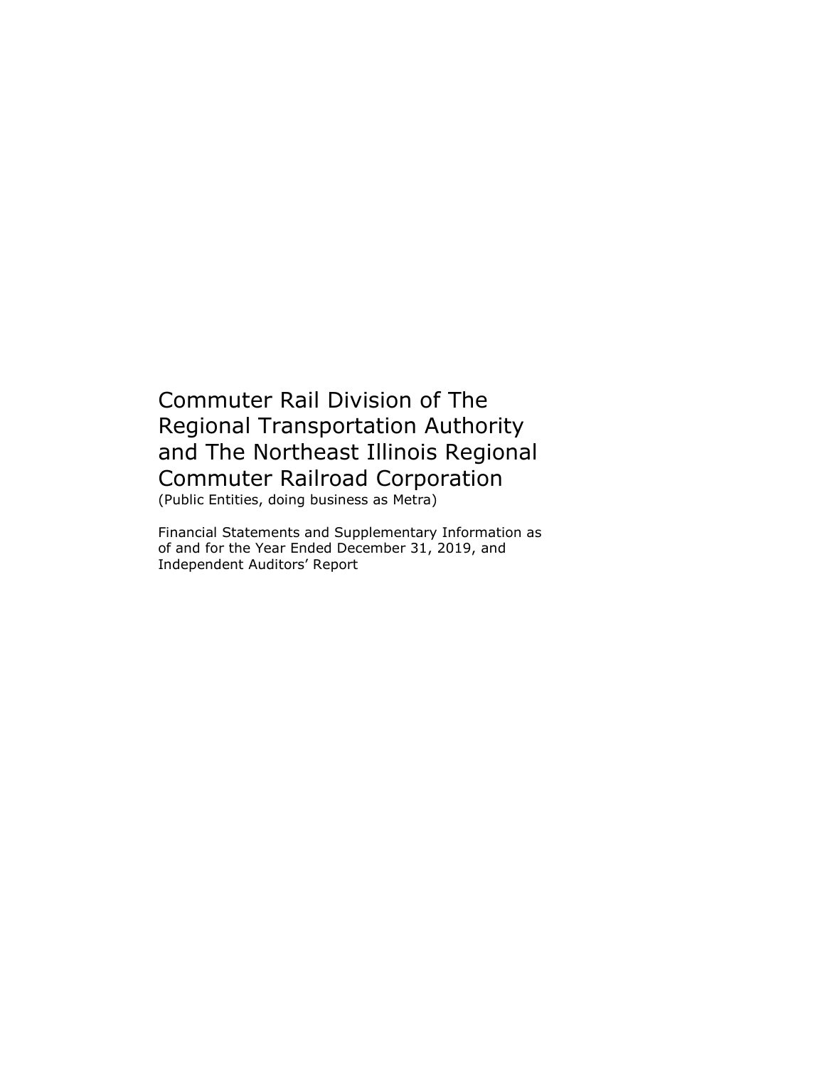# Commuter Rail Division of The Regional Transportation Authority and The Northeast Illinois Regional Commuter Railroad Corporation

(Public Entities, doing business as Metra)

Financial Statements and Supplementary Information as of and for the Year Ended December 31, 2019, and Independent Auditors' Report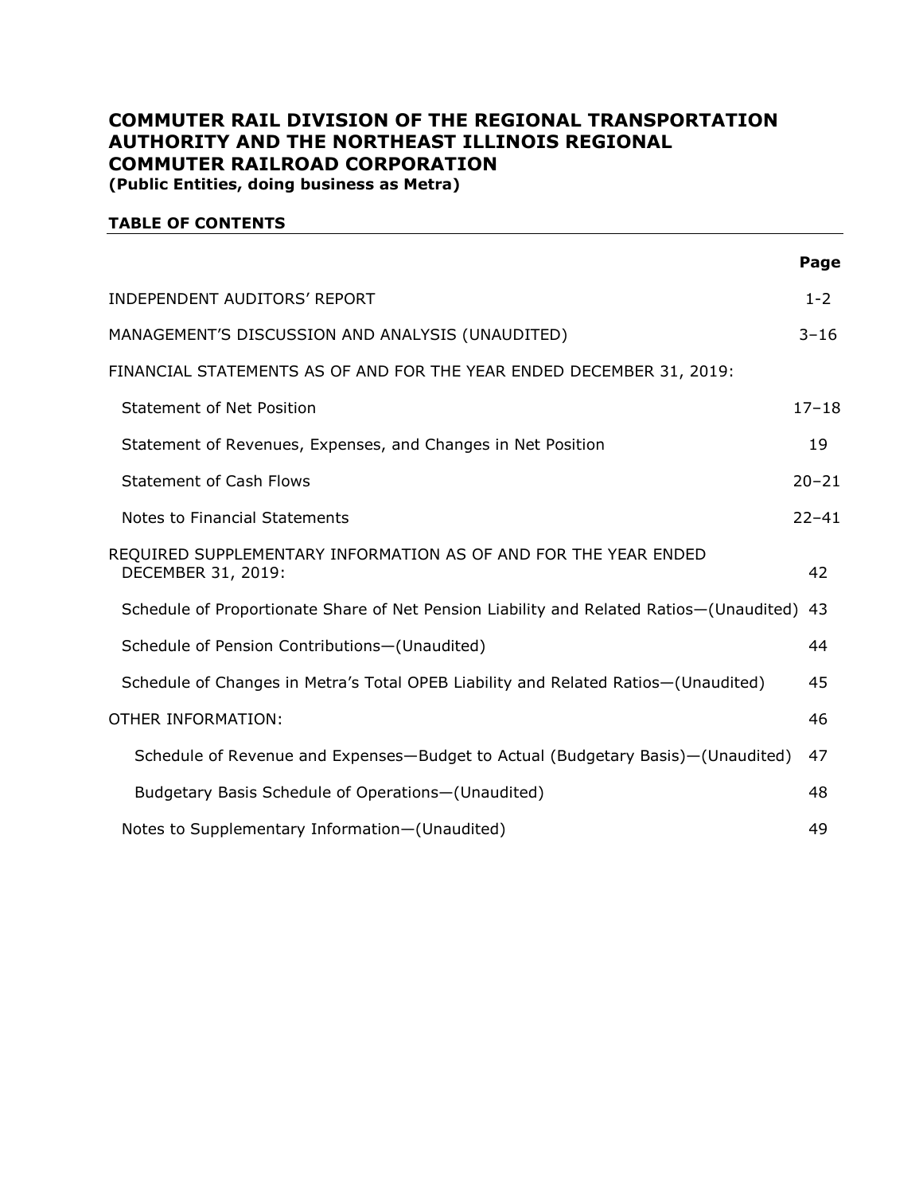# COMMUTER RAIL DIVISION OF THE REGIONAL TRANSPORTATION AUTHORITY AND THE NORTHEAST ILLINOIS REGIONAL COMMUTER RAILROAD CORPORATION

**(Public Entities, doing business as Metra)**

## TABLE OF CONTENTS

| | Page |
|---|---|
| INDEPENDENT AUDITORS' REPORT | 1-2 |
| MANAGEMENT'S DISCUSSION AND ANALYSIS (UNAUDITED) | 3–16 |
| FINANCIAL STATEMENTS AS OF AND FOR THE YEAR ENDED DECEMBER 31, 2019: | |
| Statement of Net Position | 17–18 |
| Statement of Revenues, Expenses, and Changes in Net Position | 19 |
| Statement of Cash Flows | 20–21 |
| Notes to Financial Statements | 22–41 |
| REQUIRED SUPPLEMENTARY INFORMATION AS OF AND FOR THE YEAR ENDED DECEMBER 31, 2019: | 42 |
| Schedule of Proportionate Share of Net Pension Liability and Related Ratios—(Unaudited) | 43 |
| Schedule of Pension Contributions—(Unaudited) | 44 |
| Schedule of Changes in Metra's Total OPEB Liability and Related Ratios—(Unaudited) | 45 |
| OTHER INFORMATION: | 46 |
| Schedule of Revenue and Expenses—Budget to Actual (Budgetary Basis)—(Unaudited) | 47 |
| Budgetary Basis Schedule of Operations—(Unaudited) | 48 |
| Notes to Supplementary Information—(Unaudited) | 49 |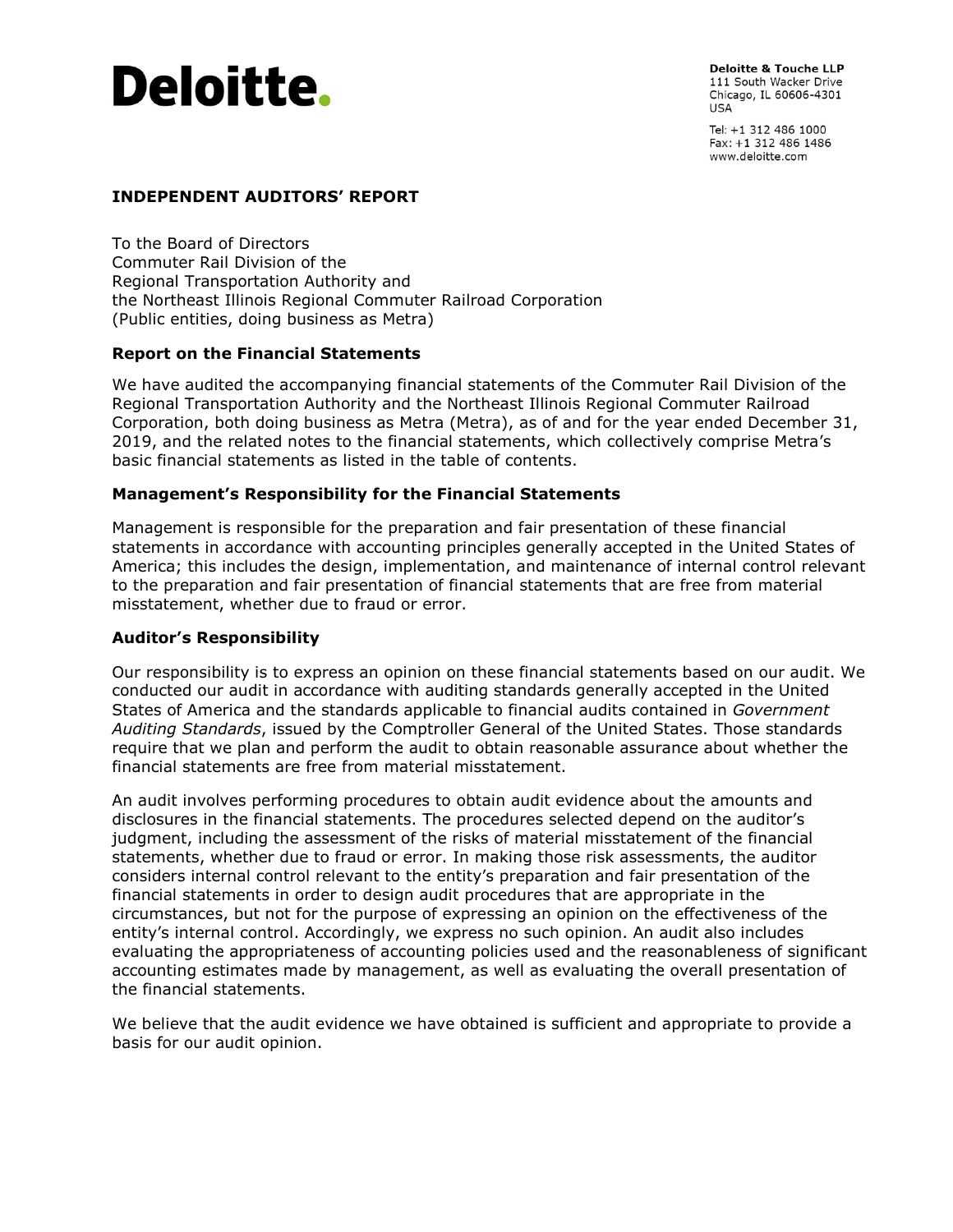**Deloitte.**

**Deloitte & Touche LLP**
111 South Wacker Drive
Chicago, IL 60606-4301
USA

Tel: +1 312 486 1000
Fax: +1 312 486 1486
www.deloitte.com

# INDEPENDENT AUDITORS' REPORT

To the Board of Directors
Commuter Rail Division of the
Regional Transportation Authority and
the Northeast Illinois Regional Commuter Railroad Corporation
(Public entities, doing business as Metra)

## Report on the Financial Statements

We have audited the accompanying financial statements of the Commuter Rail Division of the Regional Transportation Authority and the Northeast Illinois Regional Commuter Railroad Corporation, both doing business as Metra (Metra), as of and for the year ended December 31, 2019, and the related notes to the financial statements, which collectively comprise Metra's basic financial statements as listed in the table of contents.

## Management's Responsibility for the Financial Statements

Management is responsible for the preparation and fair presentation of these financial statements in accordance with accounting principles generally accepted in the United States of America; this includes the design, implementation, and maintenance of internal control relevant to the preparation and fair presentation of financial statements that are free from material misstatement, whether due to fraud or error.

## Auditor's Responsibility

Our responsibility is to express an opinion on these financial statements based on our audit. We conducted our audit in accordance with auditing standards generally accepted in the United States of America and the standards applicable to financial audits contained in *Government Auditing Standards*, issued by the Comptroller General of the United States. Those standards require that we plan and perform the audit to obtain reasonable assurance about whether the financial statements are free from material misstatement.

An audit involves performing procedures to obtain audit evidence about the amounts and disclosures in the financial statements. The procedures selected depend on the auditor's judgment, including the assessment of the risks of material misstatement of the financial statements, whether due to fraud or error. In making those risk assessments, the auditor considers internal control relevant to the entity's preparation and fair presentation of the financial statements in order to design audit procedures that are appropriate in the circumstances, but not for the purpose of expressing an opinion on the effectiveness of the entity's internal control. Accordingly, we express no such opinion. An audit also includes evaluating the appropriateness of accounting policies used and the reasonableness of significant accounting estimates made by management, as well as evaluating the overall presentation of the financial statements.

We believe that the audit evidence we have obtained is sufficient and appropriate to provide a basis for our audit opinion.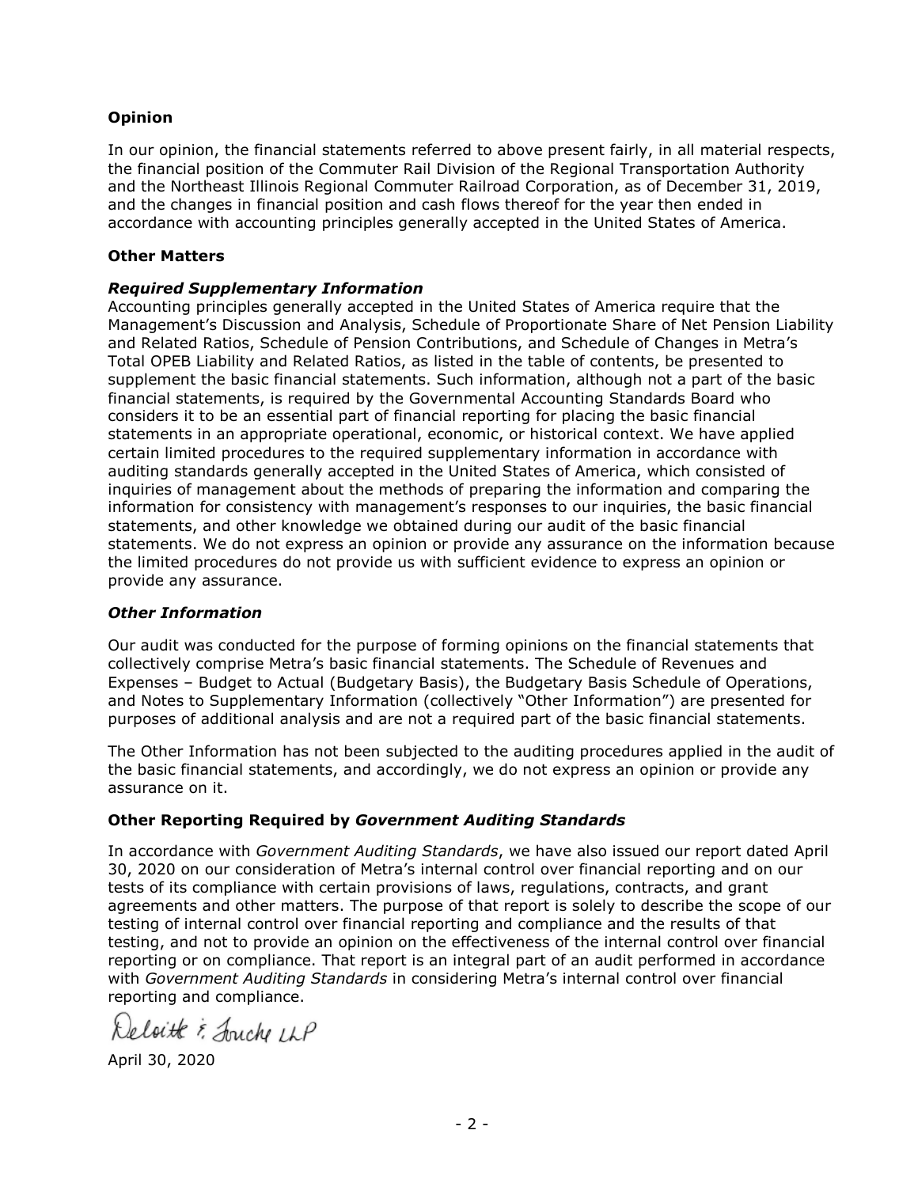## Opinion

In our opinion, the financial statements referred to above present fairly, in all material respects, the financial position of the Commuter Rail Division of the Regional Transportation Authority and the Northeast Illinois Regional Commuter Railroad Corporation, as of December 31, 2019, and the changes in financial position and cash flows thereof for the year then ended in accordance with accounting principles generally accepted in the United States of America.

## Other Matters

### *Required Supplementary Information*

Accounting principles generally accepted in the United States of America require that the Management's Discussion and Analysis, Schedule of Proportionate Share of Net Pension Liability and Related Ratios, Schedule of Pension Contributions, and Schedule of Changes in Metra's Total OPEB Liability and Related Ratios, as listed in the table of contents, be presented to supplement the basic financial statements. Such information, although not a part of the basic financial statements, is required by the Governmental Accounting Standards Board who considers it to be an essential part of financial reporting for placing the basic financial statements in an appropriate operational, economic, or historical context. We have applied certain limited procedures to the required supplementary information in accordance with auditing standards generally accepted in the United States of America, which consisted of inquiries of management about the methods of preparing the information and comparing the information for consistency with management's responses to our inquiries, the basic financial statements, and other knowledge we obtained during our audit of the basic financial statements. We do not express an opinion or provide any assurance on the information because the limited procedures do not provide us with sufficient evidence to express an opinion or provide any assurance.

### *Other Information*

Our audit was conducted for the purpose of forming opinions on the financial statements that collectively comprise Metra's basic financial statements. The Schedule of Revenues and Expenses – Budget to Actual (Budgetary Basis), the Budgetary Basis Schedule of Operations, and Notes to Supplementary Information (collectively "Other Information") are presented for purposes of additional analysis and are not a required part of the basic financial statements.

The Other Information has not been subjected to the auditing procedures applied in the audit of the basic financial statements, and accordingly, we do not express an opinion or provide any assurance on it.

## Other Reporting Required by *Government Auditing Standards*

In accordance with *Government Auditing Standards*, we have also issued our report dated April 30, 2020 on our consideration of Metra's internal control over financial reporting and on our tests of its compliance with certain provisions of laws, regulations, contracts, and grant agreements and other matters. The purpose of that report is solely to describe the scope of our testing of internal control over financial reporting and compliance and the results of that testing, and not to provide an opinion on the effectiveness of the internal control over financial reporting or on compliance. That report is an integral part of an audit performed in accordance with *Government Auditing Standards* in considering Metra's internal control over financial reporting and compliance.

Deloitte & Touche LLP

April 30, 2020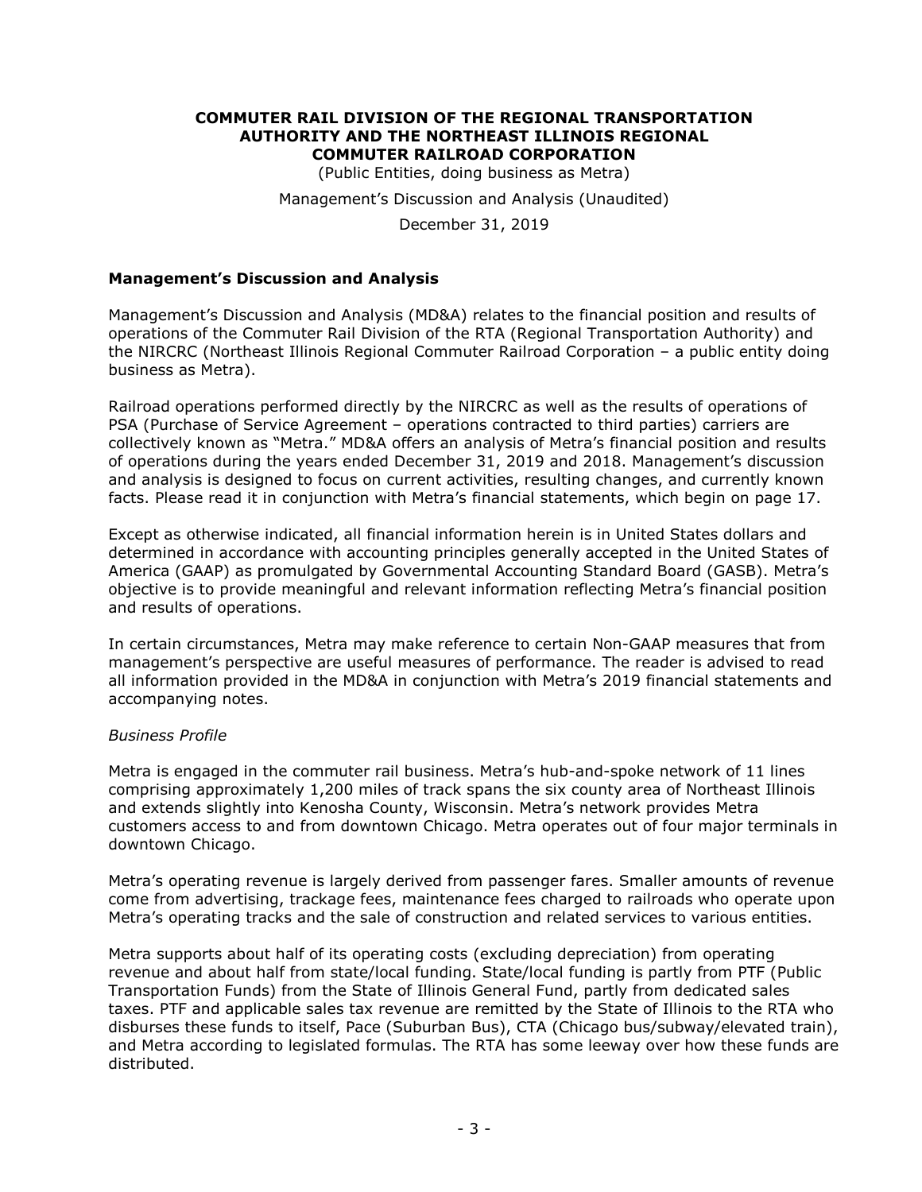**COMMUTER RAIL DIVISION OF THE REGIONAL TRANSPORTATION AUTHORITY AND THE NORTHEAST ILLINOIS REGIONAL COMMUTER RAILROAD CORPORATION**

(Public Entities, doing business as Metra)

Management's Discussion and Analysis (Unaudited)

December 31, 2019

## Management's Discussion and Analysis

Management's Discussion and Analysis (MD&A) relates to the financial position and results of operations of the Commuter Rail Division of the RTA (Regional Transportation Authority) and the NIRCRC (Northeast Illinois Regional Commuter Railroad Corporation – a public entity doing business as Metra).

Railroad operations performed directly by the NIRCRC as well as the results of operations of PSA (Purchase of Service Agreement – operations contracted to third parties) carriers are collectively known as "Metra." MD&A offers an analysis of Metra's financial position and results of operations during the years ended December 31, 2019 and 2018. Management's discussion and analysis is designed to focus on current activities, resulting changes, and currently known facts. Please read it in conjunction with Metra's financial statements, which begin on page 17.

Except as otherwise indicated, all financial information herein is in United States dollars and determined in accordance with accounting principles generally accepted in the United States of America (GAAP) as promulgated by Governmental Accounting Standard Board (GASB). Metra's objective is to provide meaningful and relevant information reflecting Metra's financial position and results of operations.

In certain circumstances, Metra may make reference to certain Non-GAAP measures that from management's perspective are useful measures of performance. The reader is advised to read all information provided in the MD&A in conjunction with Metra's 2019 financial statements and accompanying notes.

*Business Profile*

Metra is engaged in the commuter rail business. Metra's hub-and-spoke network of 11 lines comprising approximately 1,200 miles of track spans the six county area of Northeast Illinois and extends slightly into Kenosha County, Wisconsin. Metra's network provides Metra customers access to and from downtown Chicago. Metra operates out of four major terminals in downtown Chicago.

Metra's operating revenue is largely derived from passenger fares. Smaller amounts of revenue come from advertising, trackage fees, maintenance fees charged to railroads who operate upon Metra's operating tracks and the sale of construction and related services to various entities.

Metra supports about half of its operating costs (excluding depreciation) from operating revenue and about half from state/local funding. State/local funding is partly from PTF (Public Transportation Funds) from the State of Illinois General Fund, partly from dedicated sales taxes. PTF and applicable sales tax revenue are remitted by the State of Illinois to the RTA who disburses these funds to itself, Pace (Suburban Bus), CTA (Chicago bus/subway/elevated train), and Metra according to legislated formulas. The RTA has some leeway over how these funds are distributed.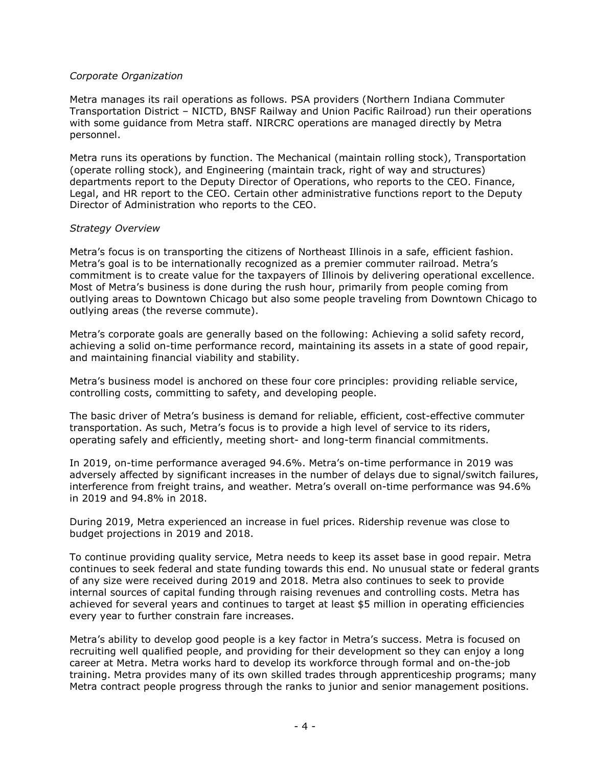*Corporate Organization*

Metra manages its rail operations as follows. PSA providers (Northern Indiana Commuter Transportation District – NICTD, BNSF Railway and Union Pacific Railroad) run their operations with some guidance from Metra staff. NIRCRC operations are managed directly by Metra personnel.

Metra runs its operations by function. The Mechanical (maintain rolling stock), Transportation (operate rolling stock), and Engineering (maintain track, right of way and structures) departments report to the Deputy Director of Operations, who reports to the CEO. Finance, Legal, and HR report to the CEO. Certain other administrative functions report to the Deputy Director of Administration who reports to the CEO.

*Strategy Overview*

Metra's focus is on transporting the citizens of Northeast Illinois in a safe, efficient fashion. Metra's goal is to be internationally recognized as a premier commuter railroad. Metra's commitment is to create value for the taxpayers of Illinois by delivering operational excellence. Most of Metra's business is done during the rush hour, primarily from people coming from outlying areas to Downtown Chicago but also some people traveling from Downtown Chicago to outlying areas (the reverse commute).

Metra's corporate goals are generally based on the following: Achieving a solid safety record, achieving a solid on-time performance record, maintaining its assets in a state of good repair, and maintaining financial viability and stability.

Metra's business model is anchored on these four core principles: providing reliable service, controlling costs, committing to safety, and developing people.

The basic driver of Metra's business is demand for reliable, efficient, cost-effective commuter transportation. As such, Metra's focus is to provide a high level of service to its riders, operating safely and efficiently, meeting short- and long-term financial commitments.

In 2019, on-time performance averaged 94.6%. Metra's on-time performance in 2019 was adversely affected by significant increases in the number of delays due to signal/switch failures, interference from freight trains, and weather. Metra's overall on-time performance was 94.6% in 2019 and 94.8% in 2018.

During 2019, Metra experienced an increase in fuel prices. Ridership revenue was close to budget projections in 2019 and 2018.

To continue providing quality service, Metra needs to keep its asset base in good repair. Metra continues to seek federal and state funding towards this end. No unusual state or federal grants of any size were received during 2019 and 2018. Metra also continues to seek to provide internal sources of capital funding through raising revenues and controlling costs. Metra has achieved for several years and continues to target at least $5 million in operating efficiencies every year to further constrain fare increases.

Metra's ability to develop good people is a key factor in Metra's success. Metra is focused on recruiting well qualified people, and providing for their development so they can enjoy a long career at Metra. Metra works hard to develop its workforce through formal and on-the-job training. Metra provides many of its own skilled trades through apprenticeship programs; many Metra contract people progress through the ranks to junior and senior management positions.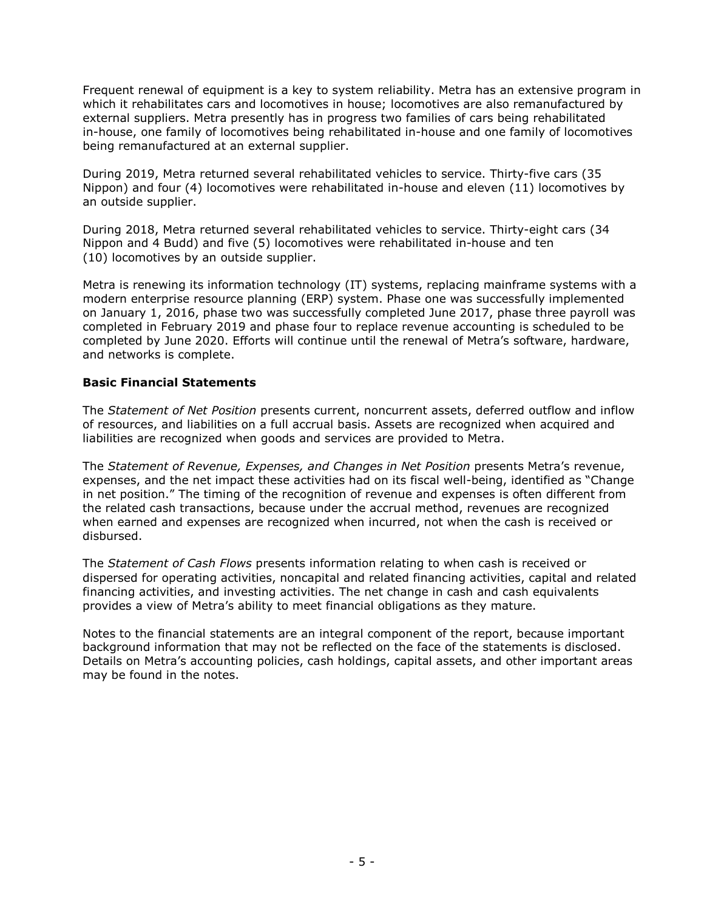Frequent renewal of equipment is a key to system reliability. Metra has an extensive program in which it rehabilitates cars and locomotives in house; locomotives are also remanufactured by external suppliers. Metra presently has in progress two families of cars being rehabilitated in-house, one family of locomotives being rehabilitated in-house and one family of locomotives being remanufactured at an external supplier.

During 2019, Metra returned several rehabilitated vehicles to service. Thirty-five cars (35 Nippon) and four (4) locomotives were rehabilitated in-house and eleven (11) locomotives by an outside supplier.

During 2018, Metra returned several rehabilitated vehicles to service. Thirty-eight cars (34 Nippon and 4 Budd) and five (5) locomotives were rehabilitated in-house and ten (10) locomotives by an outside supplier.

Metra is renewing its information technology (IT) systems, replacing mainframe systems with a modern enterprise resource planning (ERP) system. Phase one was successfully implemented on January 1, 2016, phase two was successfully completed June 2017, phase three payroll was completed in February 2019 and phase four to replace revenue accounting is scheduled to be completed by June 2020. Efforts will continue until the renewal of Metra's software, hardware, and networks is complete.

**Basic Financial Statements**

The *Statement of Net Position* presents current, noncurrent assets, deferred outflow and inflow of resources, and liabilities on a full accrual basis. Assets are recognized when acquired and liabilities are recognized when goods and services are provided to Metra.

The *Statement of Revenue, Expenses, and Changes in Net Position* presents Metra's revenue, expenses, and the net impact these activities had on its fiscal well-being, identified as "Change in net position." The timing of the recognition of revenue and expenses is often different from the related cash transactions, because under the accrual method, revenues are recognized when earned and expenses are recognized when incurred, not when the cash is received or disbursed.

The *Statement of Cash Flows* presents information relating to when cash is received or dispersed for operating activities, noncapital and related financing activities, capital and related financing activities, and investing activities. The net change in cash and cash equivalents provides a view of Metra's ability to meet financial obligations as they mature.

Notes to the financial statements are an integral component of the report, because important background information that may not be reflected on the face of the statements is disclosed. Details on Metra's accounting policies, cash holdings, capital assets, and other important areas may be found in the notes.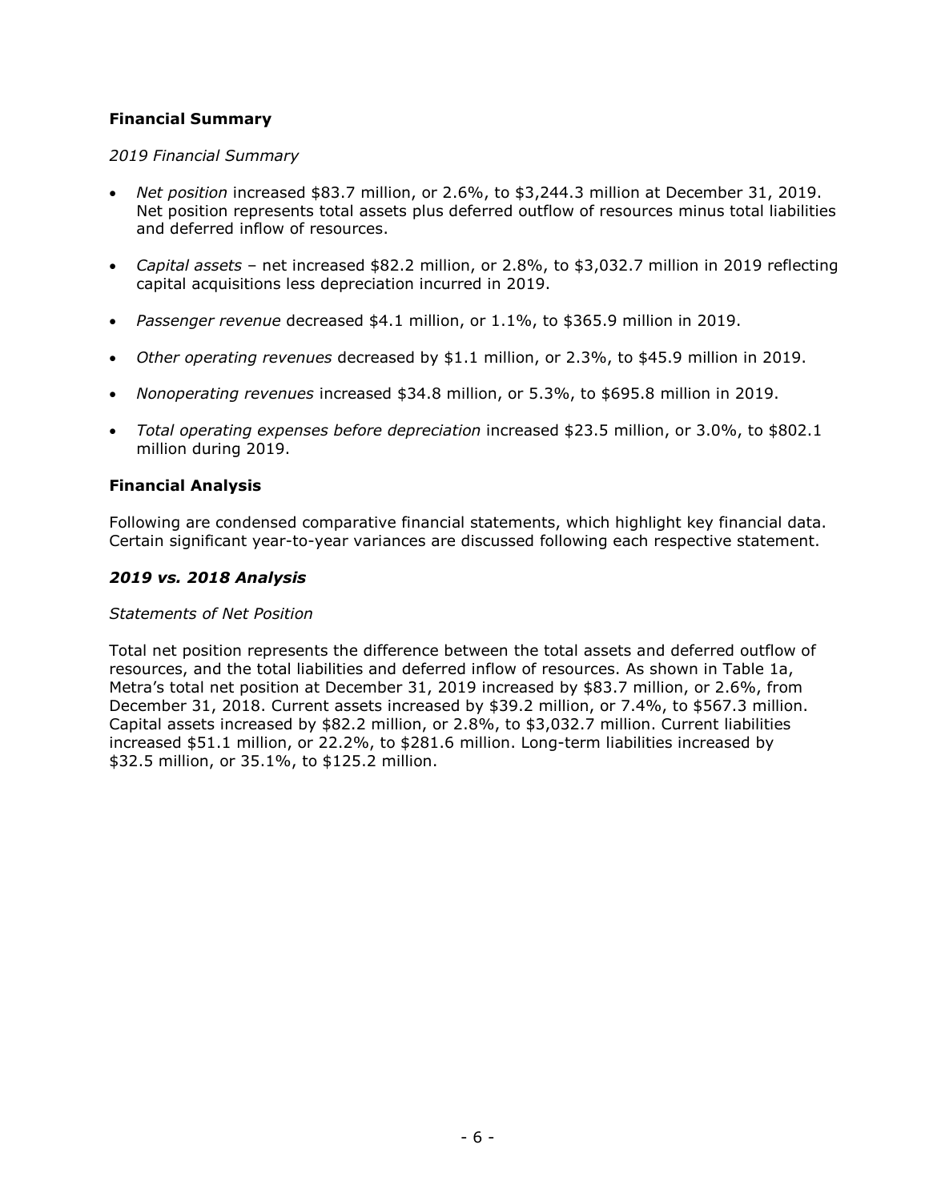## Financial Summary

*2019 Financial Summary*

- *Net position* increased $83.7 million, or 2.6%, to $3,244.3 million at December 31, 2019. Net position represents total assets plus deferred outflow of resources minus total liabilities and deferred inflow of resources.
- *Capital assets* – net increased $82.2 million, or 2.8%, to $3,032.7 million in 2019 reflecting capital acquisitions less depreciation incurred in 2019.
- *Passenger revenue* decreased $4.1 million, or 1.1%, to $365.9 million in 2019.
- *Other operating revenues* decreased by $1.1 million, or 2.3%, to $45.9 million in 2019.
- *Nonoperating revenues* increased $34.8 million, or 5.3%, to $695.8 million in 2019.
- *Total operating expenses before depreciation* increased $23.5 million, or 3.0%, to $802.1 million during 2019.

## Financial Analysis

Following are condensed comparative financial statements, which highlight key financial data. Certain significant year-to-year variances are discussed following each respective statement.

### *2019 vs. 2018 Analysis*

*Statements of Net Position*

Total net position represents the difference between the total assets and deferred outflow of resources, and the total liabilities and deferred inflow of resources. As shown in Table 1a, Metra's total net position at December 31, 2019 increased by $83.7 million, or 2.6%, from December 31, 2018. Current assets increased by $39.2 million, or 7.4%, to $567.3 million. Capital assets increased by $82.2 million, or 2.8%, to $3,032.7 million. Current liabilities increased $51.1 million, or 22.2%, to $281.6 million. Long-term liabilities increased by $32.5 million, or 35.1%, to $125.2 million.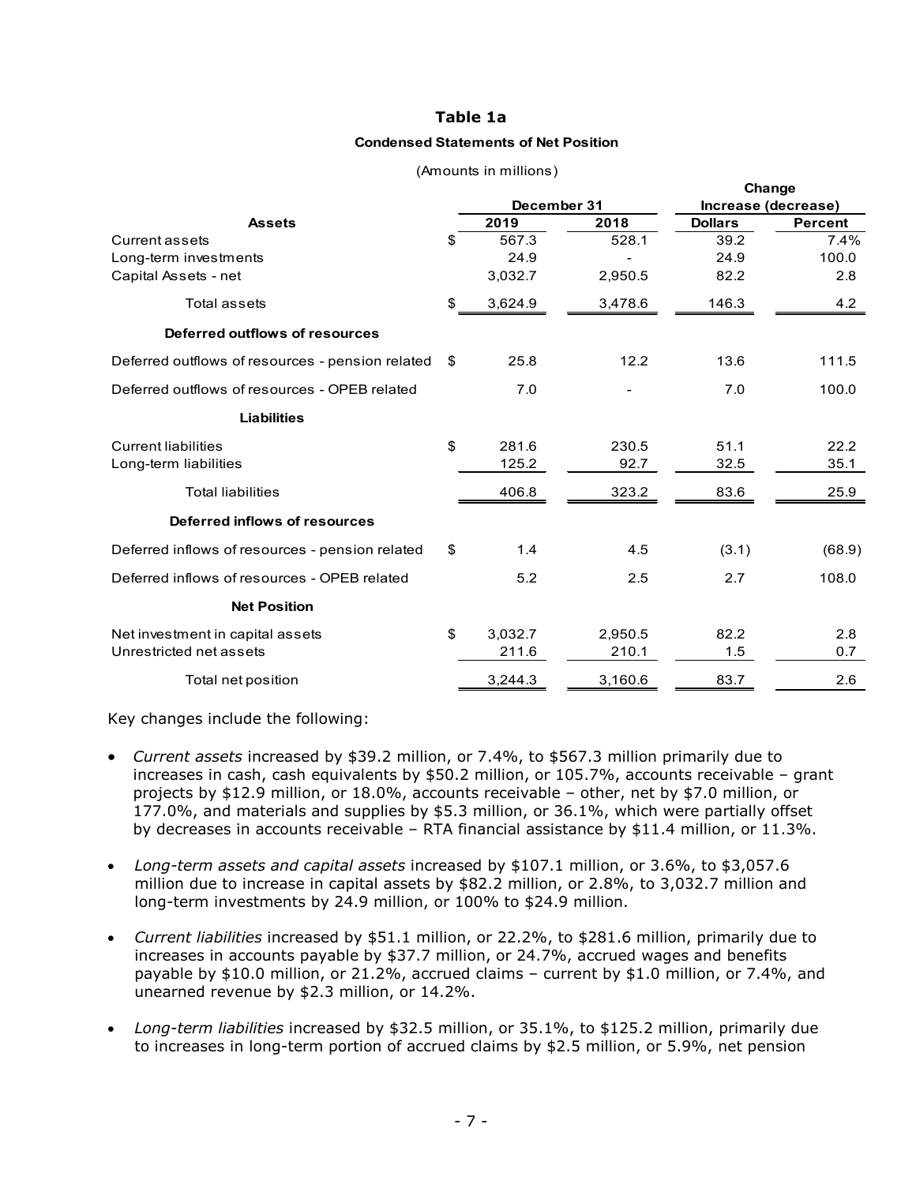### Table 1a

**Condensed Statements of Net Position**

(Amounts in millions)

| | | December 31 | | Change Increase (decrease) | |
|---|---|---|---|---|---|
| **Assets** | | **2019** | **2018** | **Dollars** | **Percent** |
| Current assets | $ | 567.3 | 528.1 | 39.2 | 7.4% |
| Long-term investments | | 24.9 | - | 24.9 | 100.0 |
| Capital Assets - net | | 3,032.7 | 2,950.5 | 82.2 | 2.8 |
| Total assets | $ | 3,624.9 | 3,478.6 | 146.3 | 4.2 |
| **Deferred outflows of resources** | | | | | |
| Deferred outflows of resources - pension related | $ | 25.8 | 12.2 | 13.6 | 111.5 |
| Deferred outflows of resources - OPEB related | | 7.0 | - | 7.0 | 100.0 |
| **Liabilities** | | | | | |
| Current liabilities | $ | 281.6 | 230.5 | 51.1 | 22.2 |
| Long-term liabilities | | 125.2 | 92.7 | 32.5 | 35.1 |
| Total liabilities | | 406.8 | 323.2 | 83.6 | 25.9 |
| **Deferred inflows of resources** | | | | | |
| Deferred inflows of resources - pension related | $ | 1.4 | 4.5 | (3.1) | (68.9) |
| Deferred inflows of resources - OPEB related | | 5.2 | 2.5 | 2.7 | 108.0 |
| **Net Position** | | | | | |
| Net investment in capital assets | $ | 3,032.7 | 2,950.5 | 82.2 | 2.8 |
| Unrestricted net assets | | 211.6 | 210.1 | 1.5 | 0.7 |
| Total net position | | 3,244.3 | 3,160.6 | 83.7 | 2.6 |

Key changes include the following:

- *Current assets* increased by $39.2 million, or 7.4%, to $567.3 million primarily due to increases in cash, cash equivalents by $50.2 million, or 105.7%, accounts receivable – grant projects by $12.9 million, or 18.0%, accounts receivable – other, net by $7.0 million, or 177.0%, and materials and supplies by $5.3 million, or 36.1%, which were partially offset by decreases in accounts receivable – RTA financial assistance by $11.4 million, or 11.3%.

- *Long-term assets and capital assets* increased by $107.1 million, or 3.6%, to $3,057.6 million due to increase in capital assets by $82.2 million, or 2.8%, to 3,032.7 million and long-term investments by 24.9 million, or 100% to $24.9 million.

- *Current liabilities* increased by $51.1 million, or 22.2%, to $281.6 million, primarily due to increases in accounts payable by $37.7 million, or 24.7%, accrued wages and benefits payable by $10.0 million, or 21.2%, accrued claims – current by $1.0 million, or 7.4%, and unearned revenue by $2.3 million, or 14.2%.

- *Long-term liabilities* increased by $32.5 million, or 35.1%, to $125.2 million, primarily due to increases in long-term portion of accrued claims by $2.5 million, or 5.9%, net pension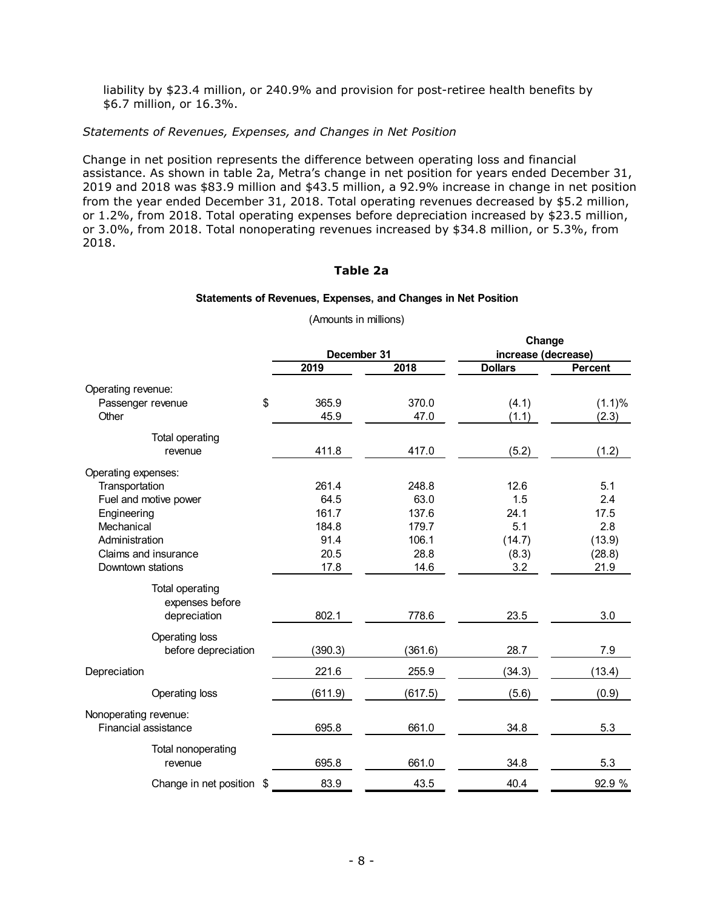liability by $23.4 million, or 240.9% and provision for post-retiree health benefits by $6.7 million, or 16.3%.

*Statements of Revenues, Expenses, and Changes in Net Position*

Change in net position represents the difference between operating loss and financial assistance. As shown in table 2a, Metra's change in net position for years ended December 31, 2019 and 2018 was $83.9 million and $43.5 million, a 92.9% increase in change in net position from the year ended December 31, 2018. Total operating revenues decreased by $5.2 million, or 1.2%, from 2018. Total operating expenses before depreciation increased by $23.5 million, or 3.0%, from 2018. Total nonoperating revenues increased by $34.8 million, or 5.3%, from 2018.

**Table 2a**

**Statements of Revenues, Expenses, and Changes in Net Position**

(Amounts in millions)

| | December 31 | | Change increase (decrease) | |
|---|---|---|---|---|
| | 2019 | 2018 | Dollars | Percent |
| Operating revenue: | | | | |
| Passenger revenue | $ 365.9 | 370.0 | (4.1) | (1.1)% |
| Other | 45.9 | 47.0 | (1.1) | (2.3) |
| Total operating revenue | 411.8 | 417.0 | (5.2) | (1.2) |
| Operating expenses: | | | | |
| Transportation | 261.4 | 248.8 | 12.6 | 5.1 |
| Fuel and motive power | 64.5 | 63.0 | 1.5 | 2.4 |
| Engineering | 161.7 | 137.6 | 24.1 | 17.5 |
| Mechanical | 184.8 | 179.7 | 5.1 | 2.8 |
| Administration | 91.4 | 106.1 | (14.7) | (13.9) |
| Claims and insurance | 20.5 | 28.8 | (8.3) | (28.8) |
| Downtown stations | 17.8 | 14.6 | 3.2 | 21.9 |
| Total operating expenses before depreciation | 802.1 | 778.6 | 23.5 | 3.0 |
| Operating loss before depreciation | (390.3) | (361.6) | 28.7 | 7.9 |
| Depreciation | 221.6 | 255.9 | (34.3) | (13.4) |
| Operating loss | (611.9) | (617.5) | (5.6) | (0.9) |
| Nonoperating revenue: | | | | |
| Financial assistance | 695.8 | 661.0 | 34.8 | 5.3 |
| Total nonoperating revenue | 695.8 | 661.0 | 34.8 | 5.3 |
| Change in net position | $ 83.9 | 43.5 | 40.4 | 92.9 % |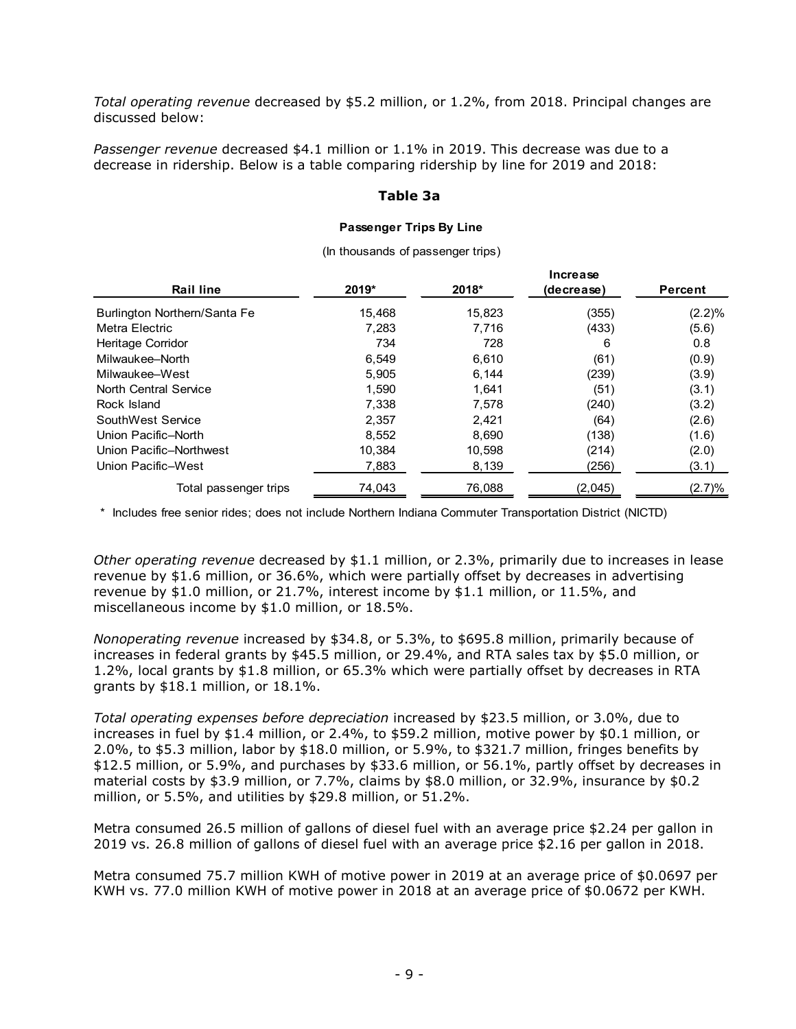*Total operating revenue* decreased by $5.2 million, or 1.2%, from 2018. Principal changes are discussed below:

*Passenger revenue* decreased $4.1 million or 1.1% in 2019. This decrease was due to a decrease in ridership. Below is a table comparing ridership by line for 2019 and 2018:

### Table 3a

**Passenger Trips By Line**

(In thousands of passenger trips)

| Rail line | 2019* | 2018* | Increase (decrease) | Percent |
|---|---|---|---|---|
| Burlington Northern/Santa Fe | 15,468 | 15,823 | (355) | (2.2)% |
| Metra Electric | 7,283 | 7,716 | (433) | (5.6) |
| Heritage Corridor | 734 | 728 | 6 | 0.8 |
| Milwaukee–North | 6,549 | 6,610 | (61) | (0.9) |
| Milwaukee–West | 5,905 | 6,144 | (239) | (3.9) |
| North Central Service | 1,590 | 1,641 | (51) | (3.1) |
| Rock Island | 7,338 | 7,578 | (240) | (3.2) |
| SouthWest Service | 2,357 | 2,421 | (64) | (2.6) |
| Union Pacific–North | 8,552 | 8,690 | (138) | (1.6) |
| Union Pacific–Northwest | 10,384 | 10,598 | (214) | (2.0) |
| Union Pacific–West | 7,883 | 8,139 | (256) | (3.1) |
| Total passenger trips | 74,043 | 76,088 | (2,045) | (2.7)% |

* Includes free senior rides; does not include Northern Indiana Commuter Transportation District (NICTD)

*Other operating revenue* decreased by $1.1 million, or 2.3%, primarily due to increases in lease revenue by $1.6 million, or 36.6%, which were partially offset by decreases in advertising revenue by $1.0 million, or 21.7%, interest income by $1.1 million, or 11.5%, and miscellaneous income by $1.0 million, or 18.5%.

*Nonoperating revenue* increased by $34.8, or 5.3%, to $695.8 million, primarily because of increases in federal grants by $45.5 million, or 29.4%, and RTA sales tax by $5.0 million, or 1.2%, local grants by $1.8 million, or 65.3% which were partially offset by decreases in RTA grants by $18.1 million, or 18.1%.

*Total operating expenses before depreciation* increased by $23.5 million, or 3.0%, due to increases in fuel by $1.4 million, or 2.4%, to $59.2 million, motive power by $0.1 million, or 2.0%, to $5.3 million, labor by $18.0 million, or 5.9%, to $321.7 million, fringes benefits by $12.5 million, or 5.9%, and purchases by $33.6 million, or 56.1%, partly offset by decreases in material costs by $3.9 million, or 7.7%, claims by $8.0 million, or 32.9%, insurance by $0.2 million, or 5.5%, and utilities by $29.8 million, or 51.2%.

Metra consumed 26.5 million of gallons of diesel fuel with an average price $2.24 per gallon in 2019 vs. 26.8 million of gallons of diesel fuel with an average price $2.16 per gallon in 2018.

Metra consumed 75.7 million KWH of motive power in 2019 at an average price of $0.0697 per KWH vs. 77.0 million KWH of motive power in 2018 at an average price of $0.0672 per KWH.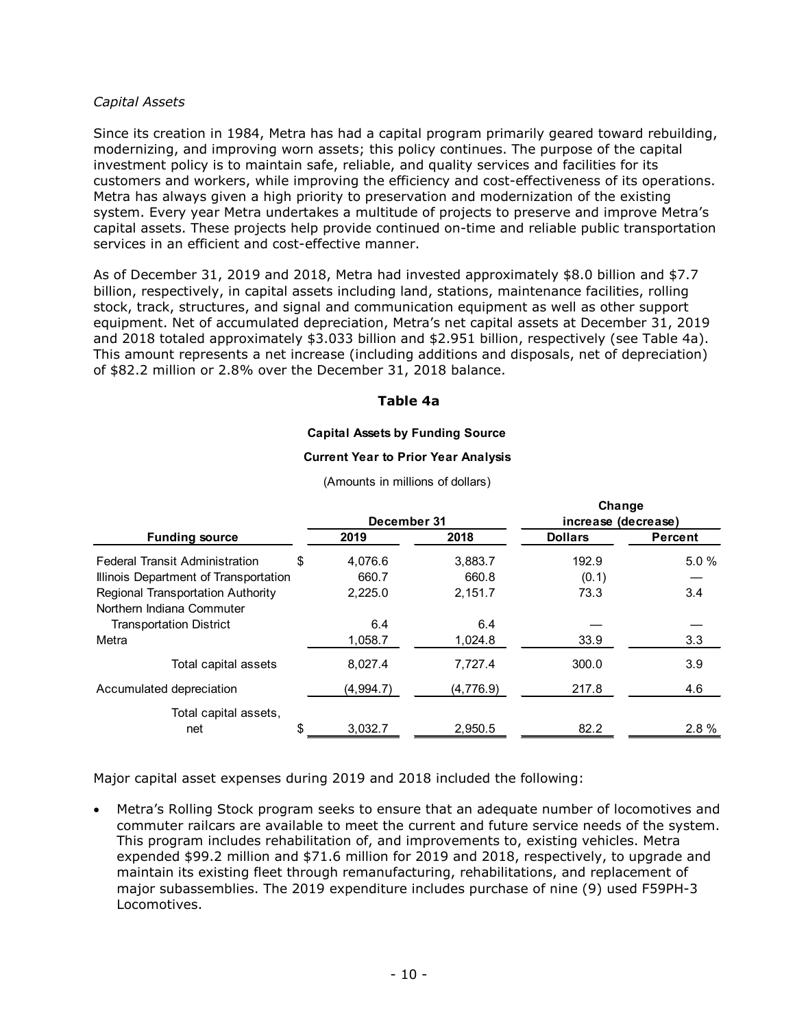*Capital Assets*

Since its creation in 1984, Metra has had a capital program primarily geared toward rebuilding, modernizing, and improving worn assets; this policy continues. The purpose of the capital investment policy is to maintain safe, reliable, and quality services and facilities for its customers and workers, while improving the efficiency and cost-effectiveness of its operations. Metra has always given a high priority to preservation and modernization of the existing system. Every year Metra undertakes a multitude of projects to preserve and improve Metra's capital assets. These projects help provide continued on-time and reliable public transportation services in an efficient and cost-effective manner.

As of December 31, 2019 and 2018, Metra had invested approximately $8.0 billion and $7.7 billion, respectively, in capital assets including land, stations, maintenance facilities, rolling stock, track, structures, and signal and communication equipment as well as other support equipment. Net of accumulated depreciation, Metra's net capital assets at December 31, 2019 and 2018 totaled approximately $3.033 billion and $2.951 billion, respectively (see Table 4a). This amount represents a net increase (including additions and disposals, net of depreciation) of $82.2 million or 2.8% over the December 31, 2018 balance.

**Table 4a**

**Capital Assets by Funding Source**

**Current Year to Prior Year Analysis**

(Amounts in millions of dollars)

| Funding source | December 31 | | Change increase (decrease) | |
|---|---|---|---|---|
| | 2019 | 2018 | Dollars | Percent |
| Federal Transit Administration | $ 4,076.6 | 3,883.7 | 192.9 | 5.0 % |
| Illinois Department of Transportation | 660.7 | 660.8 | (0.1) | — |
| Regional Transportation Authority | 2,225.0 | 2,151.7 | 73.3 | 3.4 |
| Northern Indiana Commuter Transportation District | 6.4 | 6.4 | — | — |
| Metra | 1,058.7 | 1,024.8 | 33.9 | 3.3 |
| Total capital assets | 8,027.4 | 7,727.4 | 300.0 | 3.9 |
| Accumulated depreciation | (4,994.7) | (4,776.9) | 217.8 | 4.6 |
| Total capital assets, net | $ 3,032.7 | 2,950.5 | 82.2 | 2.8 % |

Major capital asset expenses during 2019 and 2018 included the following:

- Metra's Rolling Stock program seeks to ensure that an adequate number of locomotives and commuter railcars are available to meet the current and future service needs of the system. This program includes rehabilitation of, and improvements to, existing vehicles. Metra expended $99.2 million and $71.6 million for 2019 and 2018, respectively, to upgrade and maintain its existing fleet through remanufacturing, rehabilitations, and replacement of major subassemblies. The 2019 expenditure includes purchase of nine (9) used F59PH-3 Locomotives.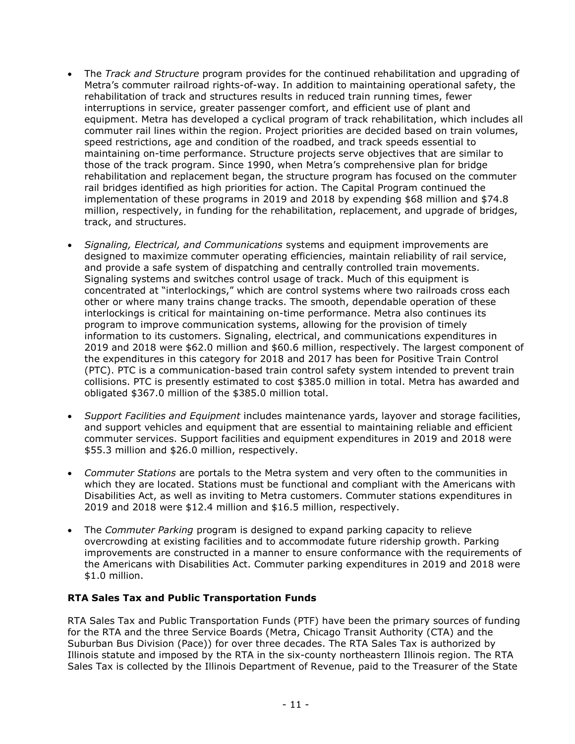- The *Track and Structure* program provides for the continued rehabilitation and upgrading of Metra's commuter railroad rights-of-way. In addition to maintaining operational safety, the rehabilitation of track and structures results in reduced train running times, fewer interruptions in service, greater passenger comfort, and efficient use of plant and equipment. Metra has developed a cyclical program of track rehabilitation, which includes all commuter rail lines within the region. Project priorities are decided based on train volumes, speed restrictions, age and condition of the roadbed, and track speeds essential to maintaining on-time performance. Structure projects serve objectives that are similar to those of the track program. Since 1990, when Metra's comprehensive plan for bridge rehabilitation and replacement began, the structure program has focused on the commuter rail bridges identified as high priorities for action. The Capital Program continued the implementation of these programs in 2019 and 2018 by expending $68 million and $74.8 million, respectively, in funding for the rehabilitation, replacement, and upgrade of bridges, track, and structures.

- *Signaling, Electrical, and Communications* systems and equipment improvements are designed to maximize commuter operating efficiencies, maintain reliability of rail service, and provide a safe system of dispatching and centrally controlled train movements. Signaling systems and switches control usage of track. Much of this equipment is concentrated at "interlockings," which are control systems where two railroads cross each other or where many trains change tracks. The smooth, dependable operation of these interlockings is critical for maintaining on-time performance. Metra also continues its program to improve communication systems, allowing for the provision of timely information to its customers. Signaling, electrical, and communications expenditures in 2019 and 2018 were $62.0 million and $60.6 million, respectively. The largest component of the expenditures in this category for 2018 and 2017 has been for Positive Train Control (PTC). PTC is a communication-based train control safety system intended to prevent train collisions. PTC is presently estimated to cost $385.0 million in total. Metra has awarded and obligated $367.0 million of the $385.0 million total.

- *Support Facilities and Equipment* includes maintenance yards, layover and storage facilities, and support vehicles and equipment that are essential to maintaining reliable and efficient commuter services. Support facilities and equipment expenditures in 2019 and 2018 were $55.3 million and $26.0 million, respectively.

- *Commuter Stations* are portals to the Metra system and very often to the communities in which they are located. Stations must be functional and compliant with the Americans with Disabilities Act, as well as inviting to Metra customers. Commuter stations expenditures in 2019 and 2018 were $12.4 million and $16.5 million, respectively.

- The *Commuter Parking* program is designed to expand parking capacity to relieve overcrowding at existing facilities and to accommodate future ridership growth. Parking improvements are constructed in a manner to ensure conformance with the requirements of the Americans with Disabilities Act. Commuter parking expenditures in 2019 and 2018 were $1.0 million.

**RTA Sales Tax and Public Transportation Funds**

RTA Sales Tax and Public Transportation Funds (PTF) have been the primary sources of funding for the RTA and the three Service Boards (Metra, Chicago Transit Authority (CTA) and the Suburban Bus Division (Pace)) for over three decades. The RTA Sales Tax is authorized by Illinois statute and imposed by the RTA in the six-county northeastern Illinois region. The RTA Sales Tax is collected by the Illinois Department of Revenue, paid to the Treasurer of the State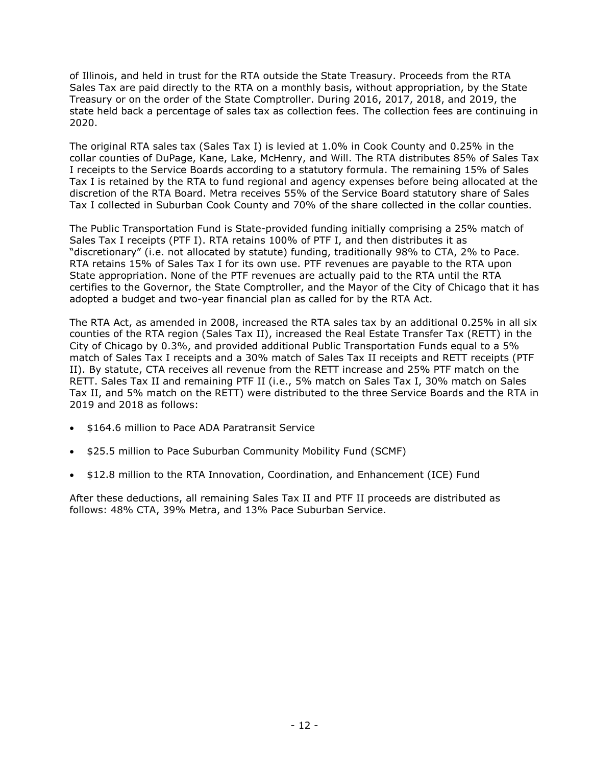of Illinois, and held in trust for the RTA outside the State Treasury. Proceeds from the RTA Sales Tax are paid directly to the RTA on a monthly basis, without appropriation, by the State Treasury or on the order of the State Comptroller. During 2016, 2017, 2018, and 2019, the state held back a percentage of sales tax as collection fees. The collection fees are continuing in 2020.

The original RTA sales tax (Sales Tax I) is levied at 1.0% in Cook County and 0.25% in the collar counties of DuPage, Kane, Lake, McHenry, and Will. The RTA distributes 85% of Sales Tax I receipts to the Service Boards according to a statutory formula. The remaining 15% of Sales Tax I is retained by the RTA to fund regional and agency expenses before being allocated at the discretion of the RTA Board. Metra receives 55% of the Service Board statutory share of Sales Tax I collected in Suburban Cook County and 70% of the share collected in the collar counties.

The Public Transportation Fund is State-provided funding initially comprising a 25% match of Sales Tax I receipts (PTF I). RTA retains 100% of PTF I, and then distributes it as "discretionary" (i.e. not allocated by statute) funding, traditionally 98% to CTA, 2% to Pace. RTA retains 15% of Sales Tax I for its own use. PTF revenues are payable to the RTA upon State appropriation. None of the PTF revenues are actually paid to the RTA until the RTA certifies to the Governor, the State Comptroller, and the Mayor of the City of Chicago that it has adopted a budget and two-year financial plan as called for by the RTA Act.

The RTA Act, as amended in 2008, increased the RTA sales tax by an additional 0.25% in all six counties of the RTA region (Sales Tax II), increased the Real Estate Transfer Tax (RETT) in the City of Chicago by 0.3%, and provided additional Public Transportation Funds equal to a 5% match of Sales Tax I receipts and a 30% match of Sales Tax II receipts and RETT receipts (PTF II). By statute, CTA receives all revenue from the RETT increase and 25% PTF match on the RETT. Sales Tax II and remaining PTF II (i.e., 5% match on Sales Tax I, 30% match on Sales Tax II, and 5% match on the RETT) were distributed to the three Service Boards and the RTA in 2019 and 2018 as follows:

- $164.6 million to Pace ADA Paratransit Service
- $25.5 million to Pace Suburban Community Mobility Fund (SCMF)
- $12.8 million to the RTA Innovation, Coordination, and Enhancement (ICE) Fund

After these deductions, all remaining Sales Tax II and PTF II proceeds are distributed as follows: 48% CTA, 39% Metra, and 13% Pace Suburban Service.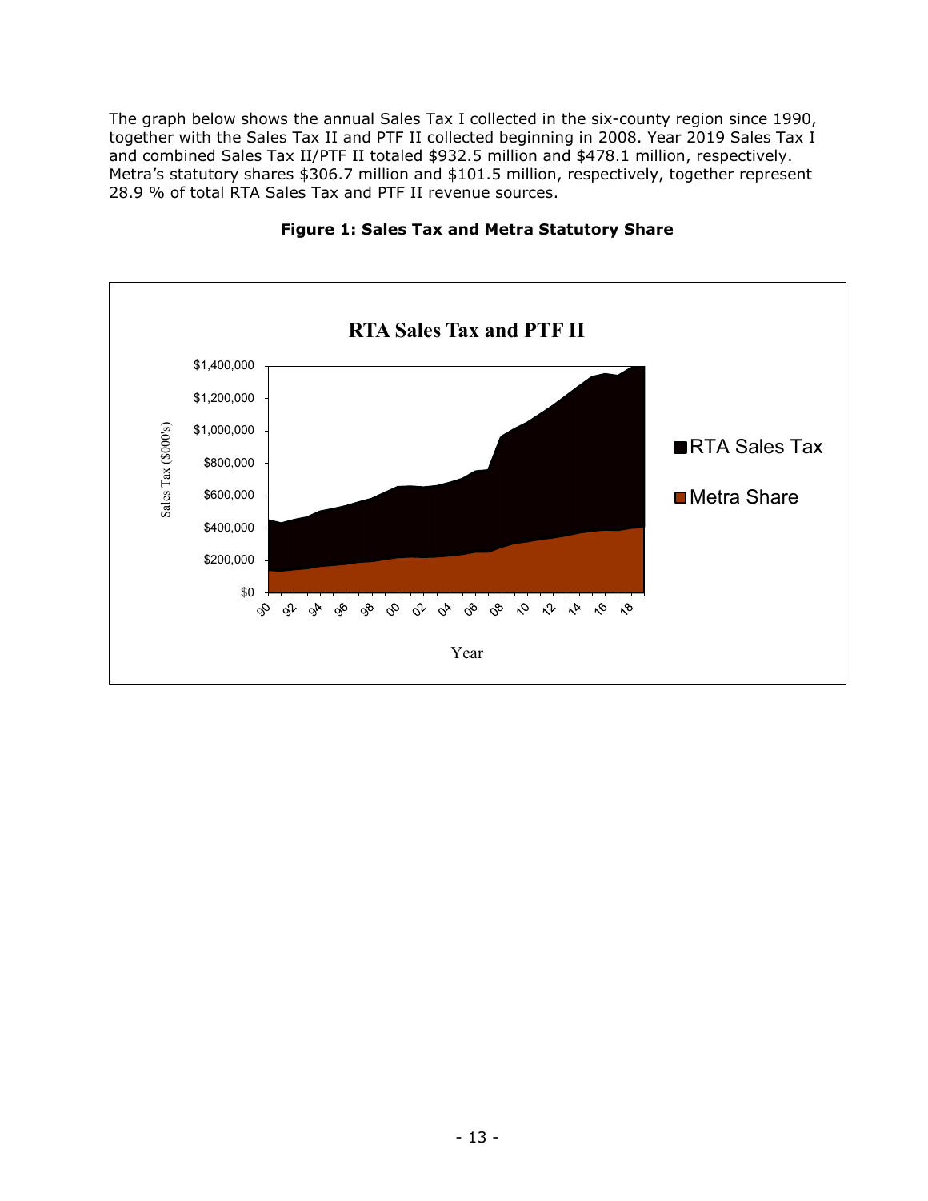The graph below shows the annual Sales Tax I collected in the six-county region since 1990, together with the Sales Tax II and PTF II collected beginning in 2008. Year 2019 Sales Tax I and combined Sales Tax II/PTF II totaled $932.5 million and $478.1 million, respectively. Metra's statutory shares $306.7 million and $101.5 million, respectively, together represent 28.9 % of total RTA Sales Tax and PTF II revenue sources.

**Figure 1: Sales Tax and Metra Statutory Share**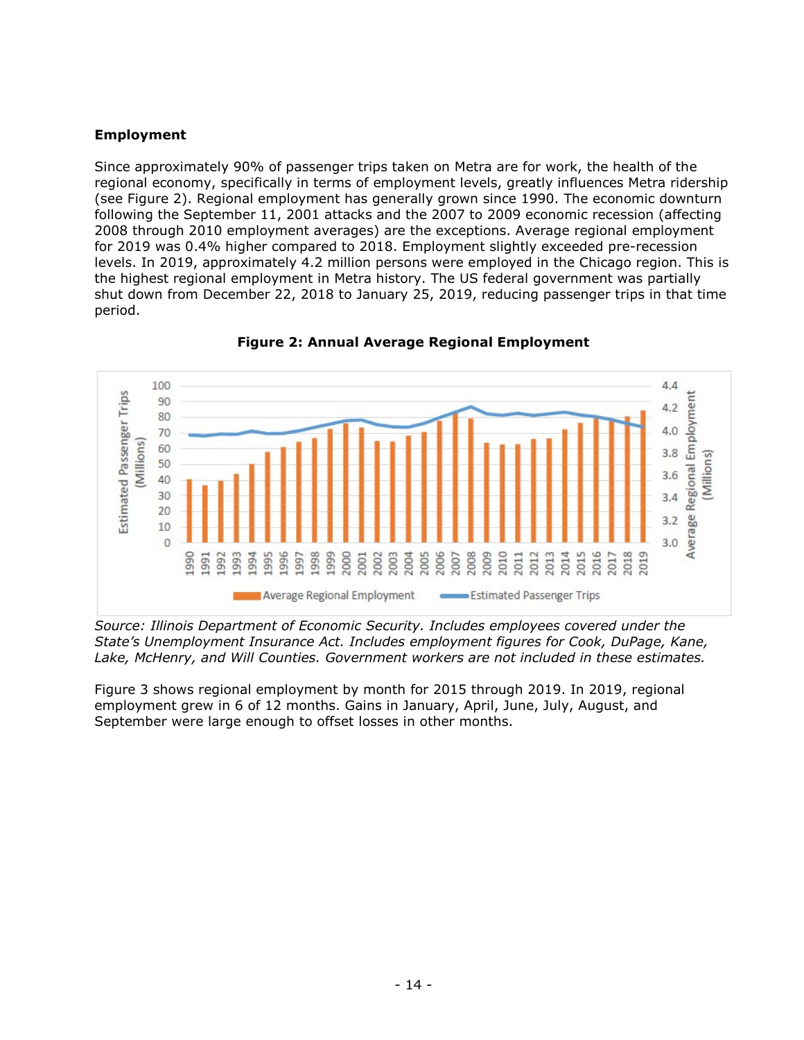**Employment**

Since approximately 90% of passenger trips taken on Metra are for work, the health of the regional economy, specifically in terms of employment levels, greatly influences Metra ridership (see Figure 2). Regional employment has generally grown since 1990. The economic downturn following the September 11, 2001 attacks and the 2007 to 2009 economic recession (affecting 2008 through 2010 employment averages) are the exceptions. Average regional employment for 2019 was 0.4% higher compared to 2018. Employment slightly exceeded pre-recession levels. In 2019, approximately 4.2 million persons were employed in the Chicago region. This is the highest regional employment in Metra history. The US federal government was partially shut down from December 22, 2018 to January 25, 2019, reducing passenger trips in that time period.

**Figure 2: Annual Average Regional Employment**

*Source: Illinois Department of Economic Security. Includes employees covered under the State's Unemployment Insurance Act. Includes employment figures for Cook, DuPage, Kane, Lake, McHenry, and Will Counties. Government workers are not included in these estimates.*

Figure 3 shows regional employment by month for 2015 through 2019. In 2019, regional employment grew in 6 of 12 months. Gains in January, April, June, July, August, and September were large enough to offset losses in other months.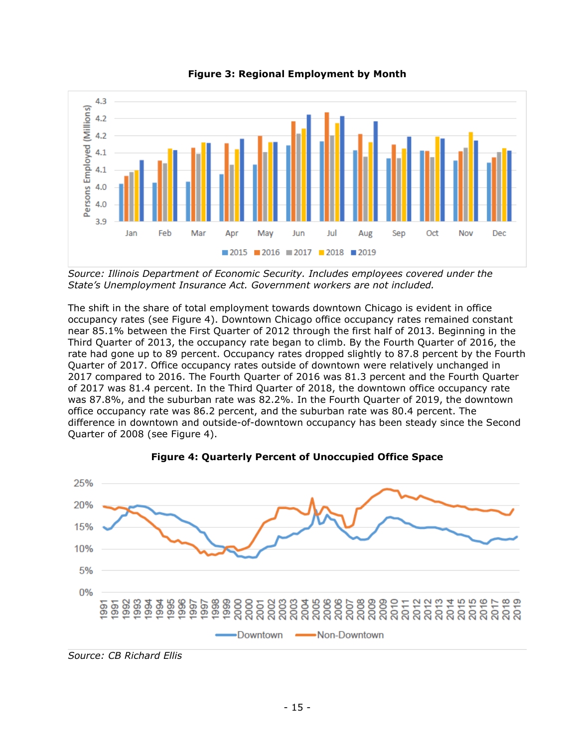**Figure 3: Regional Employment by Month**

*Source: Illinois Department of Economic Security. Includes employees covered under the State's Unemployment Insurance Act. Government workers are not included.*

The shift in the share of total employment towards downtown Chicago is evident in office occupancy rates (see Figure 4). Downtown Chicago office occupancy rates remained constant near 85.1% between the First Quarter of 2012 through the first half of 2013. Beginning in the Third Quarter of 2013, the occupancy rate began to climb. By the Fourth Quarter of 2016, the rate had gone up to 89 percent. Occupancy rates dropped slightly to 87.8 percent by the Fourth Quarter of 2017. Office occupancy rates outside of downtown were relatively unchanged in 2017 compared to 2016. The Fourth Quarter of 2016 was 81.3 percent and the Fourth Quarter of 2017 was 81.4 percent. In the Third Quarter of 2018, the downtown office occupancy rate was 87.8%, and the suburban rate was 82.2%. In the Fourth Quarter of 2019, the downtown office occupancy rate was 86.2 percent, and the suburban rate was 80.4 percent. The difference in downtown and outside-of-downtown occupancy has been steady since the Second Quarter of 2008 (see Figure 4).

**Figure 4: Quarterly Percent of Unoccupied Office Space**

*Source: CB Richard Ellis*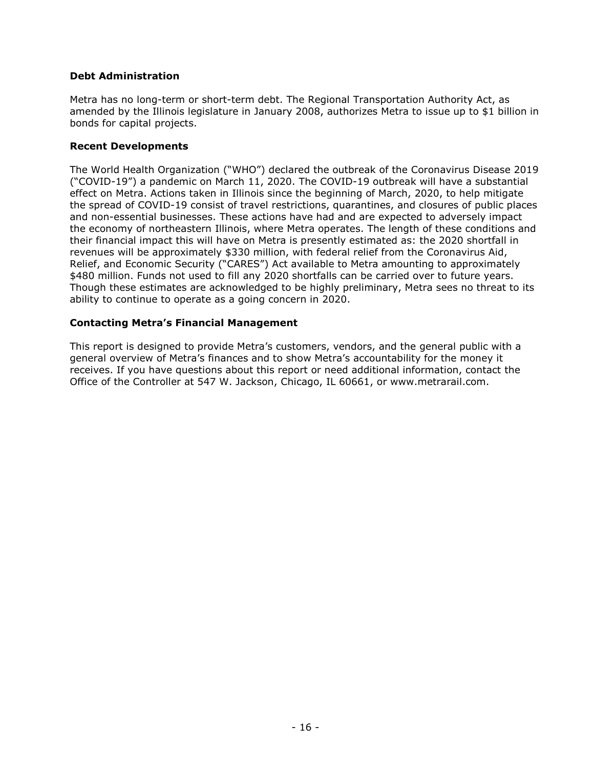### Debt Administration

Metra has no long-term or short-term debt. The Regional Transportation Authority Act, as amended by the Illinois legislature in January 2008, authorizes Metra to issue up to $1 billion in bonds for capital projects.

### Recent Developments

The World Health Organization ("WHO") declared the outbreak of the Coronavirus Disease 2019 ("COVID-19") a pandemic on March 11, 2020. The COVID-19 outbreak will have a substantial effect on Metra. Actions taken in Illinois since the beginning of March, 2020, to help mitigate the spread of COVID-19 consist of travel restrictions, quarantines, and closures of public places and non-essential businesses. These actions have had and are expected to adversely impact the economy of northeastern Illinois, where Metra operates. The length of these conditions and their financial impact this will have on Metra is presently estimated as: the 2020 shortfall in revenues will be approximately $330 million, with federal relief from the Coronavirus Aid, Relief, and Economic Security ("CARES") Act available to Metra amounting to approximately $480 million. Funds not used to fill any 2020 shortfalls can be carried over to future years. Though these estimates are acknowledged to be highly preliminary, Metra sees no threat to its ability to continue to operate as a going concern in 2020.

### Contacting Metra's Financial Management

This report is designed to provide Metra's customers, vendors, and the general public with a general overview of Metra's finances and to show Metra's accountability for the money it receives. If you have questions about this report or need additional information, contact the Office of the Controller at 547 W. Jackson, Chicago, IL 60661, or www.metrarail.com.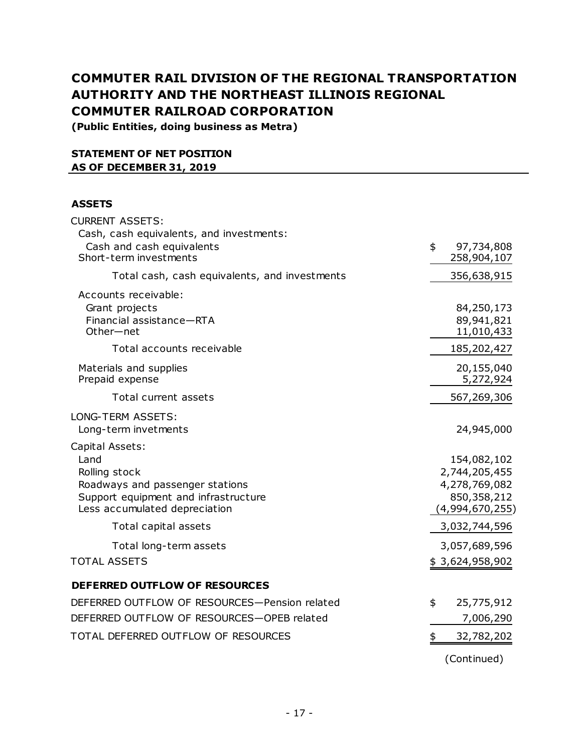# COMMUTER RAIL DIVISION OF THE REGIONAL TRANSPORTATION AUTHORITY AND THE NORTHEAST ILLINOIS REGIONAL COMMUTER RAILROAD CORPORATION

**(Public Entities, doing business as Metra)**

**STATEMENT OF NET POSITION**
**AS OF DECEMBER 31, 2019**

| | |
|---|---|
| **ASSETS** | |
| CURRENT ASSETS: | |
| Cash, cash equivalents, and investments: | |
| Cash and cash equivalents | $ 97,734,808 |
| Short-term investments | 258,904,107 |
| Total cash, cash equivalents, and investments | 356,638,915 |
| Accounts receivable: | |
| Grant projects | 84,250,173 |
| Financial assistance—RTA | 89,941,821 |
| Other—net | 11,010,433 |
| Total accounts receivable | 185,202,427 |
| Materials and supplies | 20,155,040 |
| Prepaid expense | 5,272,924 |
| Total current assets | 567,269,306 |
| LONG-TERM ASSETS: | |
| Long-term invetments | 24,945,000 |
| Capital Assets: | |
| Land | 154,082,102 |
| Rolling stock | 2,744,205,455 |
| Roadways and passenger stations | 4,278,769,082 |
| Support equipment and infrastructure | 850,358,212 |
| Less accumulated depreciation | (4,994,670,255) |
| Total capital assets | 3,032,744,596 |
| Total long-term assets | 3,057,689,596 |
| TOTAL ASSETS | $ 3,624,958,902 |
| **DEFERRED OUTFLOW OF RESOURCES** | |
| DEFERRED OUTFLOW OF RESOURCES—Pension related | $ 25,775,912 |
| DEFERRED OUTFLOW OF RESOURCES—OPEB related | 7,006,290 |
| TOTAL DEFERRED OUTFLOW OF RESOURCES | $ 32,782,202 |

(Continued)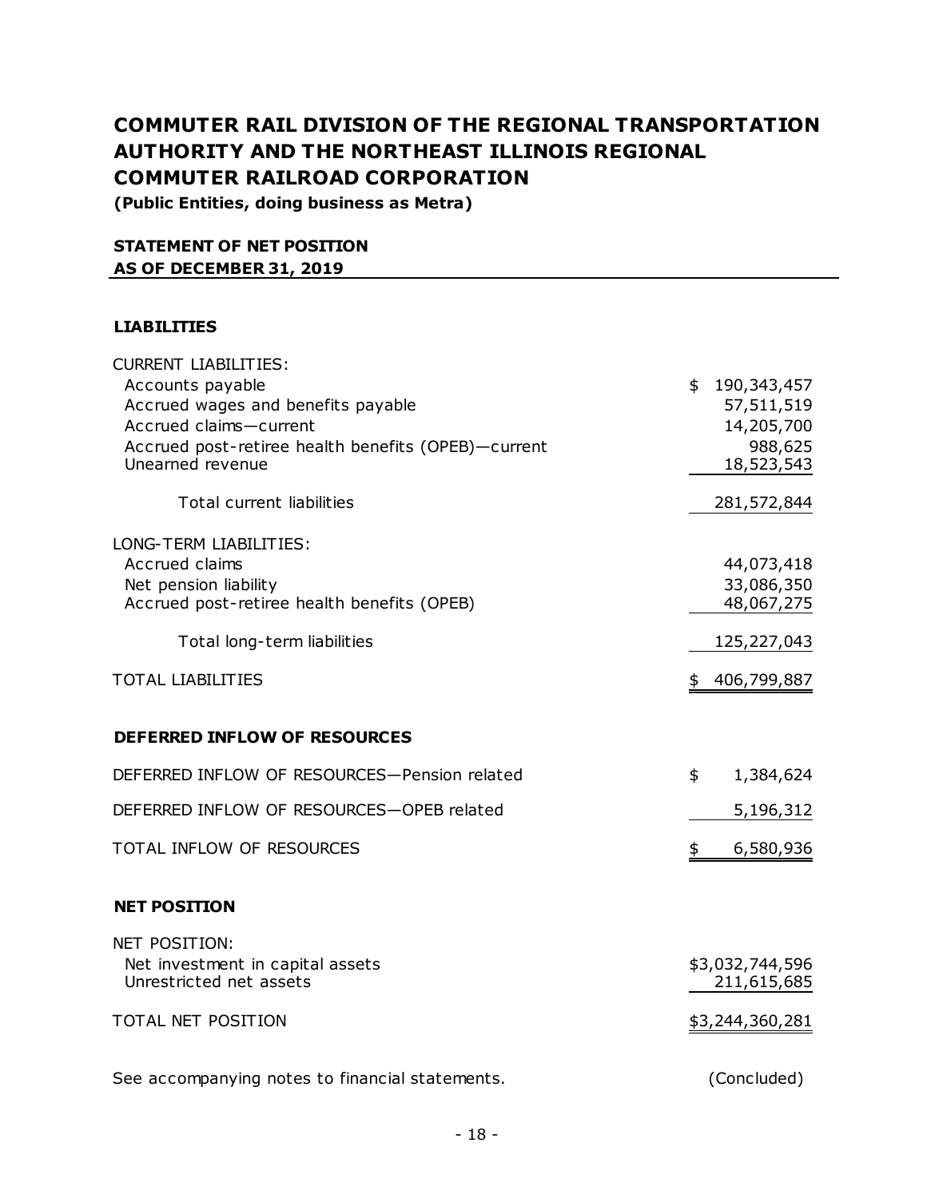# COMMUTER RAIL DIVISION OF THE REGIONAL TRANSPORTATION AUTHORITY AND THE NORTHEAST ILLINOIS REGIONAL COMMUTER RAILROAD CORPORATION

**(Public Entities, doing business as Metra)**

## STATEMENT OF NET POSITION
## AS OF DECEMBER 31, 2019

### LIABILITIES

| | |
|---|---|
| CURRENT LIABILITIES: | |
| Accounts payable | $ 190,343,457 |
| Accrued wages and benefits payable | 57,511,519 |
| Accrued claims—current | 14,205,700 |
| Accrued post-retiree health benefits (OPEB)—current | 988,625 |
| Unearned revenue | 18,523,543 |
| Total current liabilities | 281,572,844 |
| LONG-TERM LIABILITIES: | |
| Accrued claims | 44,073,418 |
| Net pension liability | 33,086,350 |
| Accrued post-retiree health benefits (OPEB) | 48,067,275 |
| Total long-term liabilities | 125,227,043 |
| TOTAL LIABILITIES | $ 406,799,887 |

### DEFERRED INFLOW OF RESOURCES

| | |
|---|---|
| DEFERRED INFLOW OF RESOURCES—Pension related | $ 1,384,624 |
| DEFERRED INFLOW OF RESOURCES—OPEB related | 5,196,312 |
| TOTAL INFLOW OF RESOURCES | $ 6,580,936 |

### NET POSITION

| | |
|---|---|
| NET POSITION: | |
| Net investment in capital assets | $3,032,744,596 |
| Unrestricted net assets | 211,615,685 |
| TOTAL NET POSITION | $3,244,360,281 |

See accompanying notes to financial statements. (Concluded)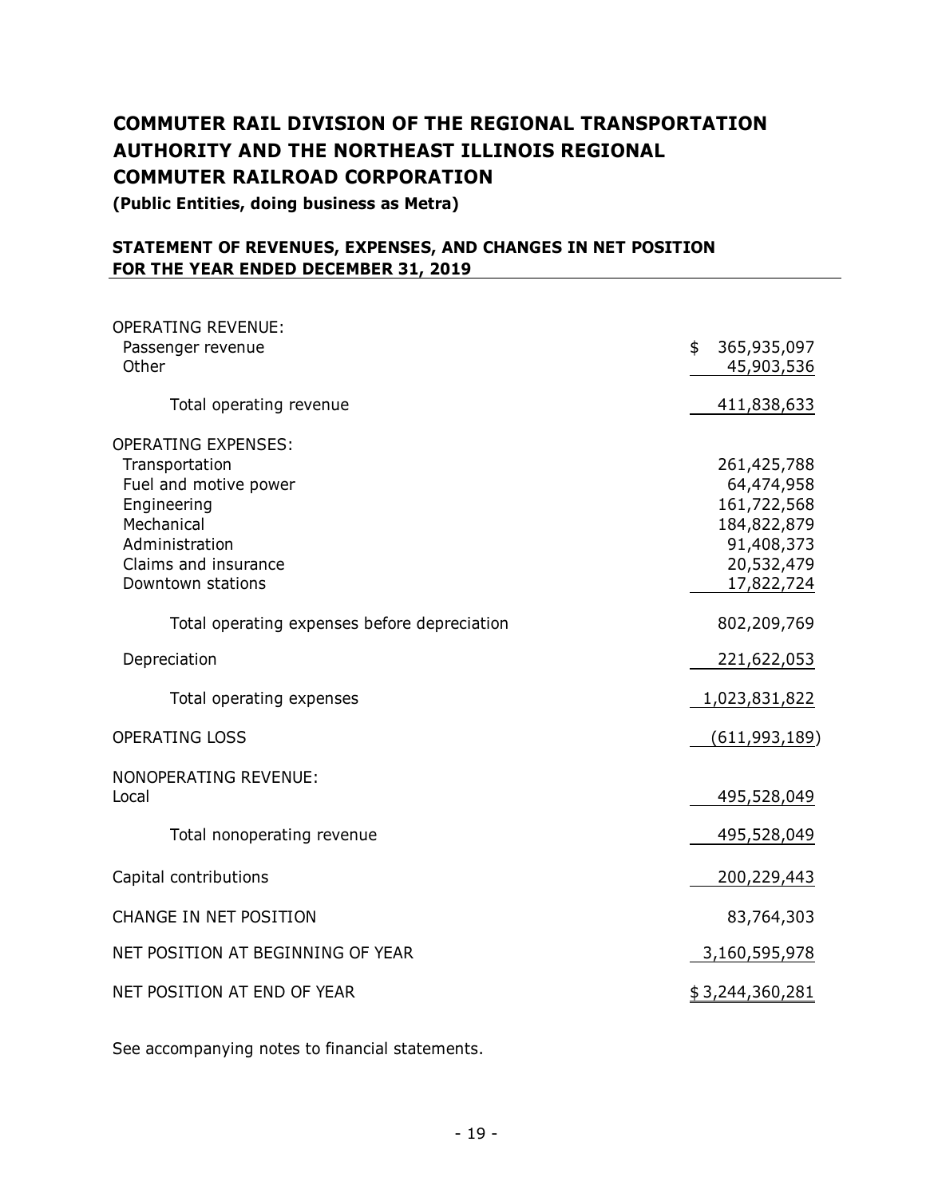# COMMUTER RAIL DIVISION OF THE REGIONAL TRANSPORTATION AUTHORITY AND THE NORTHEAST ILLINOIS REGIONAL COMMUTER RAILROAD CORPORATION

**(Public Entities, doing business as Metra)**

## STATEMENT OF REVENUES, EXPENSES, AND CHANGES IN NET POSITION FOR THE YEAR ENDED DECEMBER 31, 2019

| | |
|---|---|
| OPERATING REVENUE: | |
| Passenger revenue | $ 365,935,097 |
| Other | 45,903,536 |
| Total operating revenue | 411,838,633 |
| OPERATING EXPENSES: | |
| Transportation | 261,425,788 |
| Fuel and motive power | 64,474,958 |
| Engineering | 161,722,568 |
| Mechanical | 184,822,879 |
| Administration | 91,408,373 |
| Claims and insurance | 20,532,479 |
| Downtown stations | 17,822,724 |
| Total operating expenses before depreciation | 802,209,769 |
| Depreciation | 221,622,053 |
| Total operating expenses | 1,023,831,822 |
| OPERATING LOSS | (611,993,189) |
| NONOPERATING REVENUE: | |
| Local | 495,528,049 |
| Total nonoperating revenue | 495,528,049 |
| Capital contributions | 200,229,443 |
| CHANGE IN NET POSITION | 83,764,303 |
| NET POSITION AT BEGINNING OF YEAR | 3,160,595,978 |
| NET POSITION AT END OF YEAR | $ 3,244,360,281 |

See accompanying notes to financial statements.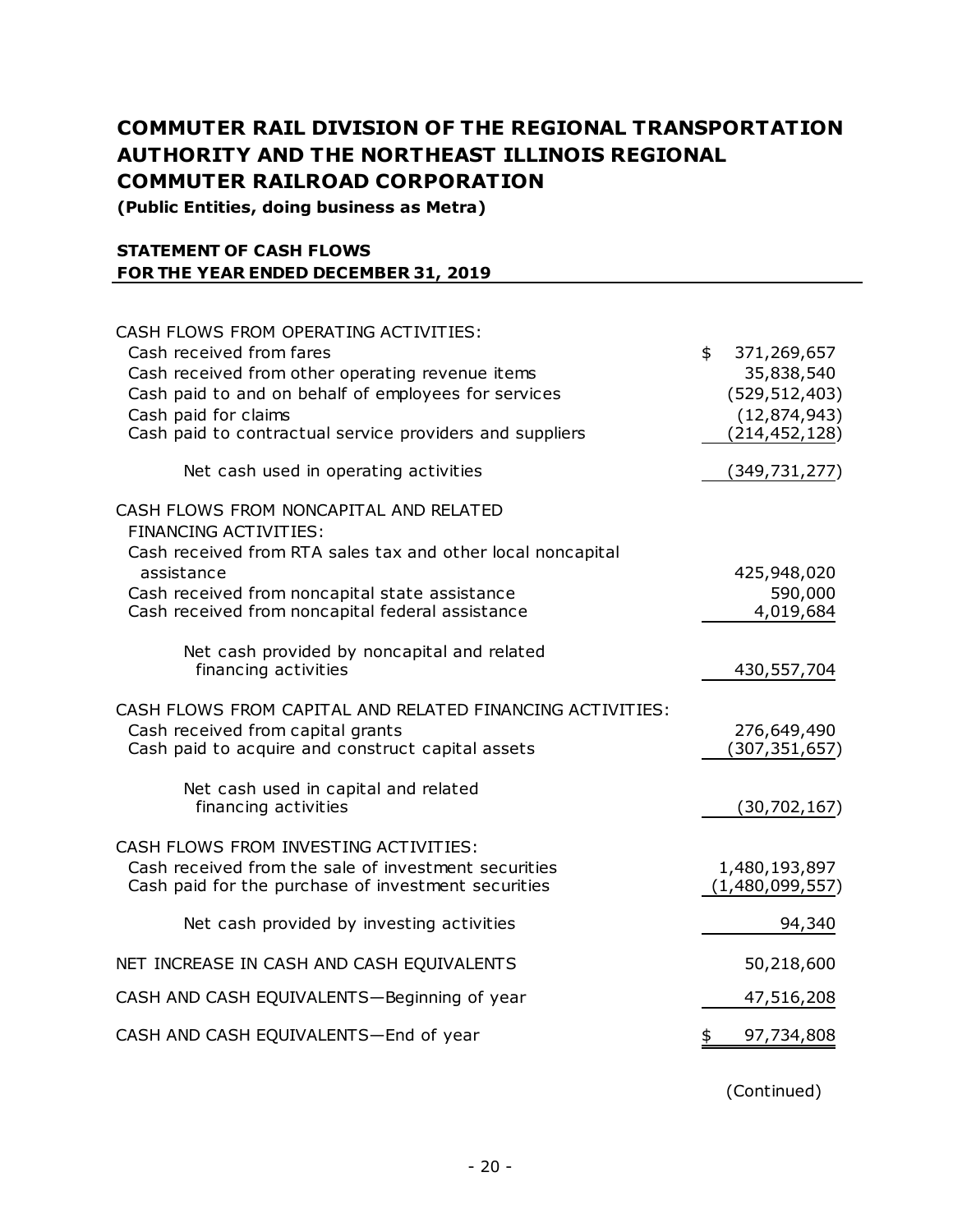# COMMUTER RAIL DIVISION OF THE REGIONAL TRANSPORTATION AUTHORITY AND THE NORTHEAST ILLINOIS REGIONAL COMMUTER RAILROAD CORPORATION

**(Public Entities, doing business as Metra)**

## STATEMENT OF CASH FLOWS
## FOR THE YEAR ENDED DECEMBER 31, 2019

| | |
|---|---|
| CASH FLOWS FROM OPERATING ACTIVITIES: | |
| Cash received from fares | $ 371,269,657 |
| Cash received from other operating revenue items | 35,838,540 |
| Cash paid to and on behalf of employees for services | (529,512,403) |
| Cash paid for claims | (12,874,943) |
| Cash paid to contractual service providers and suppliers | (214,452,128) |
| Net cash used in operating activities | (349,731,277) |
| CASH FLOWS FROM NONCAPITAL AND RELATED FINANCING ACTIVITIES: | |
| Cash received from RTA sales tax and other local noncapital assistance | 425,948,020 |
| Cash received from noncapital state assistance | 590,000 |
| Cash received from noncapital federal assistance | 4,019,684 |
| Net cash provided by noncapital and related financing activities | 430,557,704 |
| CASH FLOWS FROM CAPITAL AND RELATED FINANCING ACTIVITIES: | |
| Cash received from capital grants | 276,649,490 |
| Cash paid to acquire and construct capital assets | (307,351,657) |
| Net cash used in capital and related financing activities | (30,702,167) |
| CASH FLOWS FROM INVESTING ACTIVITIES: | |
| Cash received from the sale of investment securities | 1,480,193,897 |
| Cash paid for the purchase of investment securities | (1,480,099,557) |
| Net cash provided by investing activities | 94,340 |
| NET INCREASE IN CASH AND CASH EQUIVALENTS | 50,218,600 |
| CASH AND CASH EQUIVALENTS—Beginning of year | 47,516,208 |
| CASH AND CASH EQUIVALENTS—End of year | $ 97,734,808 |

(Continued)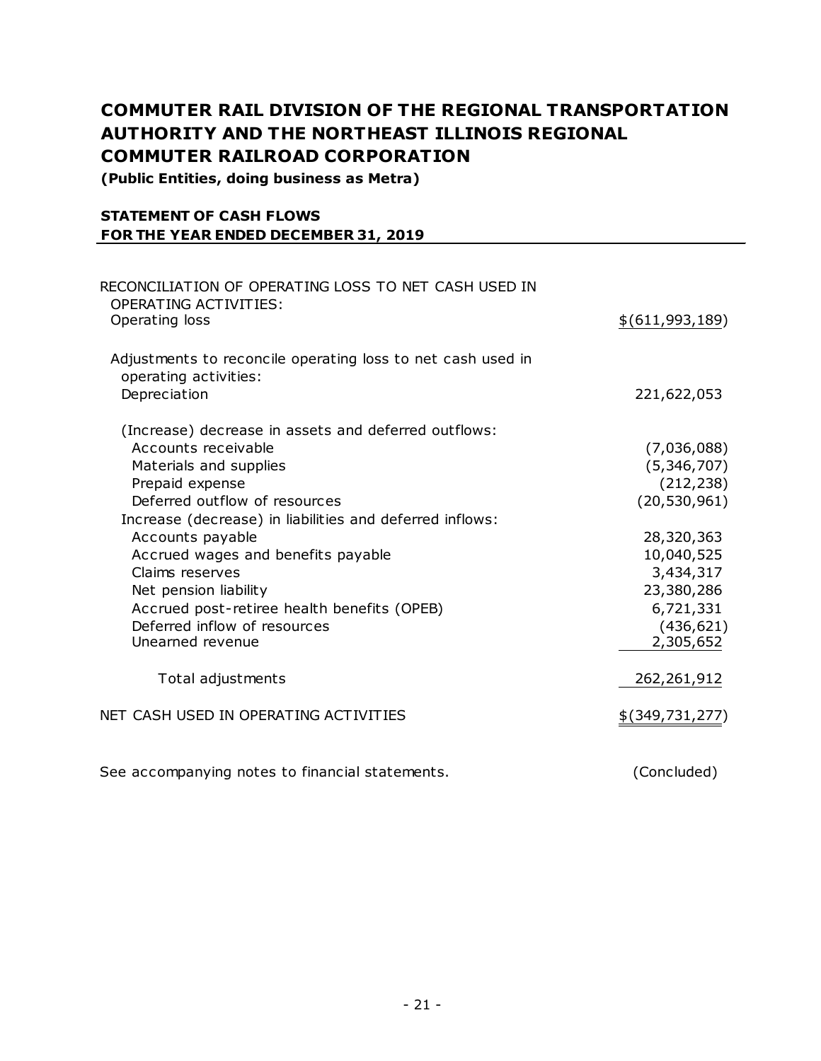# COMMUTER RAIL DIVISION OF THE REGIONAL TRANSPORTATION AUTHORITY AND THE NORTHEAST ILLINOIS REGIONAL COMMUTER RAILROAD CORPORATION

**(Public Entities, doing business as Metra)**

### STATEMENT OF CASH FLOWS
### FOR THE YEAR ENDED DECEMBER 31, 2019

| | |
|---|---|
| RECONCILIATION OF OPERATING LOSS TO NET CASH USED IN OPERATING ACTIVITIES: | |
| Operating loss | $(611,993,189) |
| Adjustments to reconcile operating loss to net cash used in operating activities: | |
| Depreciation | 221,622,053 |
| (Increase) decrease in assets and deferred outflows: | |
| Accounts receivable | (7,036,088) |
| Materials and supplies | (5,346,707) |
| Prepaid expense | (212,238) |
| Deferred outflow of resources | (20,530,961) |
| Increase (decrease) in liabilities and deferred inflows: | |
| Accounts payable | 28,320,363 |
| Accrued wages and benefits payable | 10,040,525 |
| Claims reserves | 3,434,317 |
| Net pension liability | 23,380,286 |
| Accrued post-retiree health benefits (OPEB) | 6,721,331 |
| Deferred inflow of resources | (436,621) |
| Unearned revenue | 2,305,652 |
| Total adjustments | 262,261,912 |
| NET CASH USED IN OPERATING ACTIVITIES | $(349,731,277) |

See accompanying notes to financial statements. (Concluded)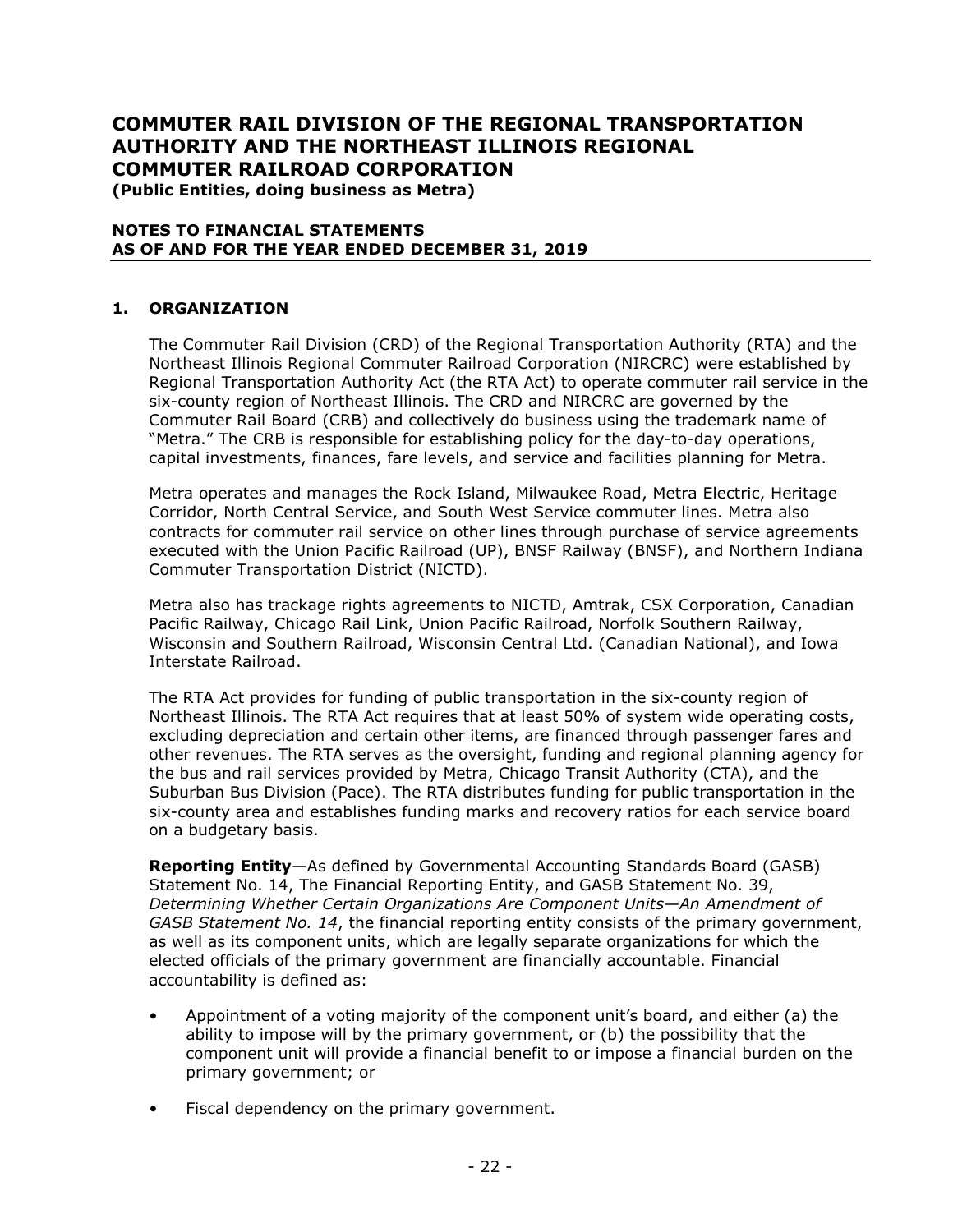# COMMUTER RAIL DIVISION OF THE REGIONAL TRANSPORTATION AUTHORITY AND THE NORTHEAST ILLINOIS REGIONAL COMMUTER RAILROAD CORPORATION

**(Public Entities, doing business as Metra)**

## NOTES TO FINANCIAL STATEMENTS AS OF AND FOR THE YEAR ENDED DECEMBER 31, 2019

### 1. ORGANIZATION

The Commuter Rail Division (CRD) of the Regional Transportation Authority (RTA) and the Northeast Illinois Regional Commuter Railroad Corporation (NIRCRC) were established by Regional Transportation Authority Act (the RTA Act) to operate commuter rail service in the six-county region of Northeast Illinois. The CRD and NIRCRC are governed by the Commuter Rail Board (CRB) and collectively do business using the trademark name of "Metra." The CRB is responsible for establishing policy for the day-to-day operations, capital investments, finances, fare levels, and service and facilities planning for Metra.

Metra operates and manages the Rock Island, Milwaukee Road, Metra Electric, Heritage Corridor, North Central Service, and South West Service commuter lines. Metra also contracts for commuter rail service on other lines through purchase of service agreements executed with the Union Pacific Railroad (UP), BNSF Railway (BNSF), and Northern Indiana Commuter Transportation District (NICTD).

Metra also has trackage rights agreements to NICTD, Amtrak, CSX Corporation, Canadian Pacific Railway, Chicago Rail Link, Union Pacific Railroad, Norfolk Southern Railway, Wisconsin and Southern Railroad, Wisconsin Central Ltd. (Canadian National), and Iowa Interstate Railroad.

The RTA Act provides for funding of public transportation in the six-county region of Northeast Illinois. The RTA Act requires that at least 50% of system wide operating costs, excluding depreciation and certain other items, are financed through passenger fares and other revenues. The RTA serves as the oversight, funding and regional planning agency for the bus and rail services provided by Metra, Chicago Transit Authority (CTA), and the Suburban Bus Division (Pace). The RTA distributes funding for public transportation in the six-county area and establishes funding marks and recovery ratios for each service board on a budgetary basis.

**Reporting Entity**—As defined by Governmental Accounting Standards Board (GASB) Statement No. 14, The Financial Reporting Entity, and GASB Statement No. 39, *Determining Whether Certain Organizations Are Component Units—An Amendment of GASB Statement No. 14*, the financial reporting entity consists of the primary government, as well as its component units, which are legally separate organizations for which the elected officials of the primary government are financially accountable. Financial accountability is defined as:

- Appointment of a voting majority of the component unit's board, and either (a) the ability to impose will by the primary government, or (b) the possibility that the component unit will provide a financial benefit to or impose a financial burden on the primary government; or
- Fiscal dependency on the primary government.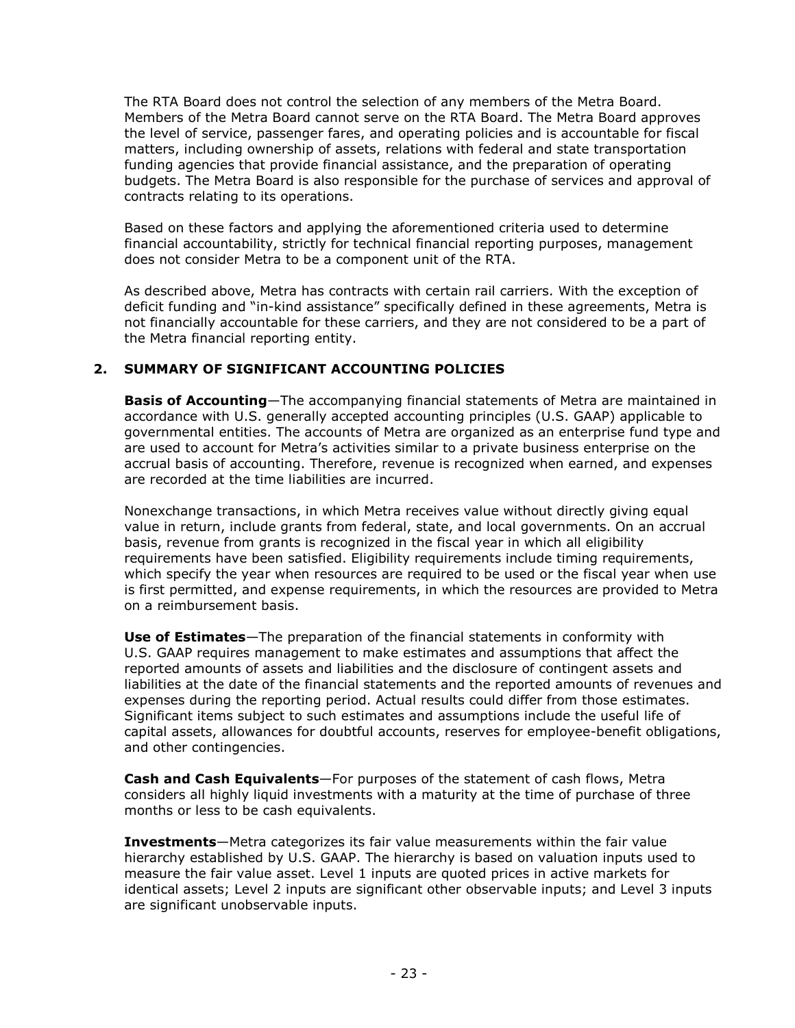The RTA Board does not control the selection of any members of the Metra Board. Members of the Metra Board cannot serve on the RTA Board. The Metra Board approves the level of service, passenger fares, and operating policies and is accountable for fiscal matters, including ownership of assets, relations with federal and state transportation funding agencies that provide financial assistance, and the preparation of operating budgets. The Metra Board is also responsible for the purchase of services and approval of contracts relating to its operations.

Based on these factors and applying the aforementioned criteria used to determine financial accountability, strictly for technical financial reporting purposes, management does not consider Metra to be a component unit of the RTA.

As described above, Metra has contracts with certain rail carriers. With the exception of deficit funding and "in-kind assistance" specifically defined in these agreements, Metra is not financially accountable for these carriers, and they are not considered to be a part of the Metra financial reporting entity.

## 2. SUMMARY OF SIGNIFICANT ACCOUNTING POLICIES

**Basis of Accounting**—The accompanying financial statements of Metra are maintained in accordance with U.S. generally accepted accounting principles (U.S. GAAP) applicable to governmental entities. The accounts of Metra are organized as an enterprise fund type and are used to account for Metra's activities similar to a private business enterprise on the accrual basis of accounting. Therefore, revenue is recognized when earned, and expenses are recorded at the time liabilities are incurred.

Nonexchange transactions, in which Metra receives value without directly giving equal value in return, include grants from federal, state, and local governments. On an accrual basis, revenue from grants is recognized in the fiscal year in which all eligibility requirements have been satisfied. Eligibility requirements include timing requirements, which specify the year when resources are required to be used or the fiscal year when use is first permitted, and expense requirements, in which the resources are provided to Metra on a reimbursement basis.

**Use of Estimates**—The preparation of the financial statements in conformity with U.S. GAAP requires management to make estimates and assumptions that affect the reported amounts of assets and liabilities and the disclosure of contingent assets and liabilities at the date of the financial statements and the reported amounts of revenues and expenses during the reporting period. Actual results could differ from those estimates. Significant items subject to such estimates and assumptions include the useful life of capital assets, allowances for doubtful accounts, reserves for employee-benefit obligations, and other contingencies.

**Cash and Cash Equivalents**—For purposes of the statement of cash flows, Metra considers all highly liquid investments with a maturity at the time of purchase of three months or less to be cash equivalents.

**Investments**—Metra categorizes its fair value measurements within the fair value hierarchy established by U.S. GAAP. The hierarchy is based on valuation inputs used to measure the fair value asset. Level 1 inputs are quoted prices in active markets for identical assets; Level 2 inputs are significant other observable inputs; and Level 3 inputs are significant unobservable inputs.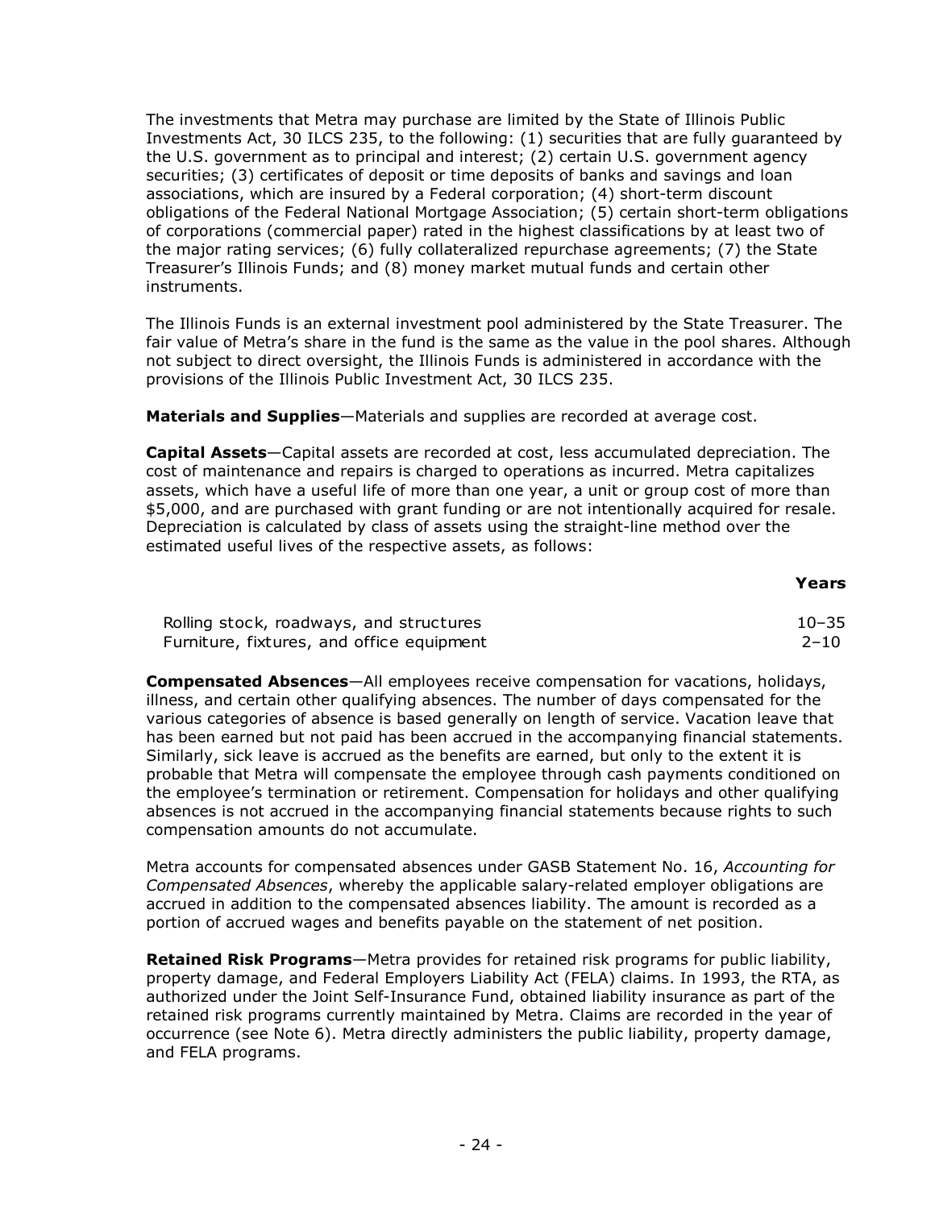The investments that Metra may purchase are limited by the State of Illinois Public Investments Act, 30 ILCS 235, to the following: (1) securities that are fully guaranteed by the U.S. government as to principal and interest; (2) certain U.S. government agency securities; (3) certificates of deposit or time deposits of banks and savings and loan associations, which are insured by a Federal corporation; (4) short-term discount obligations of the Federal National Mortgage Association; (5) certain short-term obligations of corporations (commercial paper) rated in the highest classifications by at least two of the major rating services; (6) fully collateralized repurchase agreements; (7) the State Treasurer's Illinois Funds; and (8) money market mutual funds and certain other instruments.

The Illinois Funds is an external investment pool administered by the State Treasurer. The fair value of Metra's share in the fund is the same as the value in the pool shares. Although not subject to direct oversight, the Illinois Funds is administered in accordance with the provisions of the Illinois Public Investment Act, 30 ILCS 235.

**Materials and Supplies**—Materials and supplies are recorded at average cost.

**Capital Assets**—Capital assets are recorded at cost, less accumulated depreciation. The cost of maintenance and repairs is charged to operations as incurred. Metra capitalizes assets, which have a useful life of more than one year, a unit or group cost of more than $5,000, and are purchased with grant funding or are not intentionally acquired for resale. Depreciation is calculated by class of assets using the straight-line method over the estimated useful lives of the respective assets, as follows:

| | **Years** |
|---|---|
| Rolling stock, roadways, and structures | 10–35 |
| Furniture, fixtures, and office equipment | 2–10 |

**Compensated Absences**—All employees receive compensation for vacations, holidays, illness, and certain other qualifying absences. The number of days compensated for the various categories of absence is based generally on length of service. Vacation leave that has been earned but not paid has been accrued in the accompanying financial statements. Similarly, sick leave is accrued as the benefits are earned, but only to the extent it is probable that Metra will compensate the employee through cash payments conditioned on the employee's termination or retirement. Compensation for holidays and other qualifying absences is not accrued in the accompanying financial statements because rights to such compensation amounts do not accumulate.

Metra accounts for compensated absences under GASB Statement No. 16, *Accounting for Compensated Absences*, whereby the applicable salary-related employer obligations are accrued in addition to the compensated absences liability. The amount is recorded as a portion of accrued wages and benefits payable on the statement of net position.

**Retained Risk Programs**—Metra provides for retained risk programs for public liability, property damage, and Federal Employers Liability Act (FELA) claims. In 1993, the RTA, as authorized under the Joint Self-Insurance Fund, obtained liability insurance as part of the retained risk programs currently maintained by Metra. Claims are recorded in the year of occurrence (see Note 6). Metra directly administers the public liability, property damage, and FELA programs.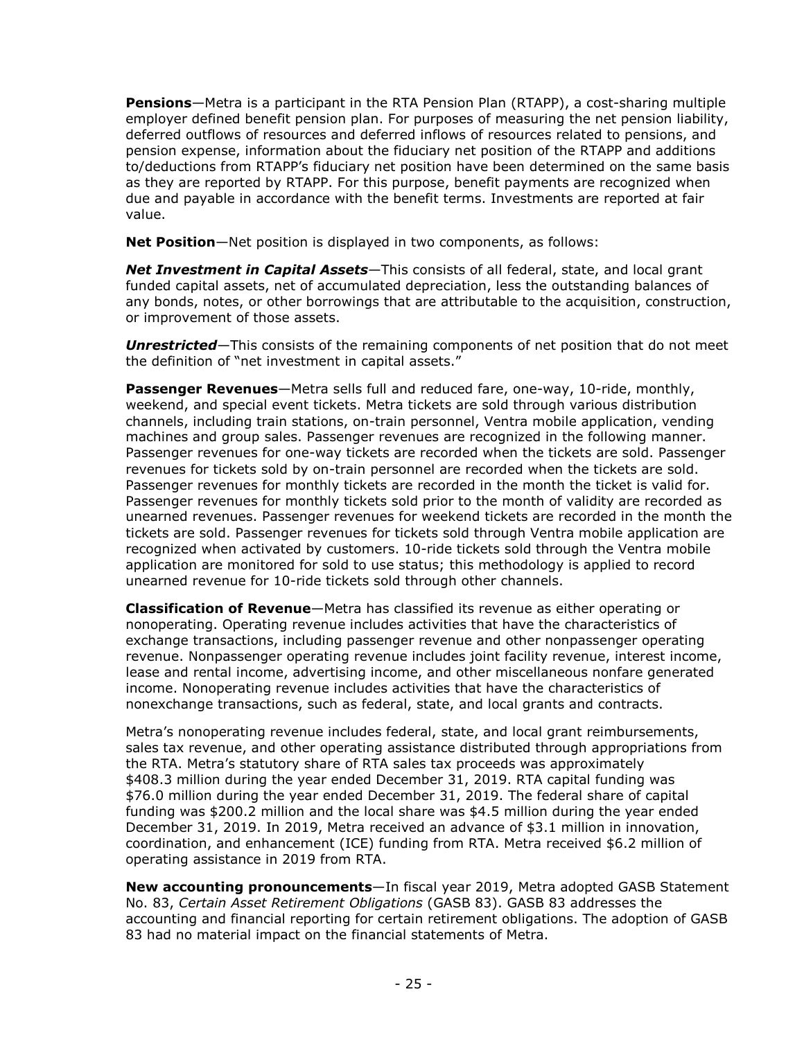**Pensions**—Metra is a participant in the RTA Pension Plan (RTAPP), a cost-sharing multiple employer defined benefit pension plan. For purposes of measuring the net pension liability, deferred outflows of resources and deferred inflows of resources related to pensions, and pension expense, information about the fiduciary net position of the RTAPP and additions to/deductions from RTAPP's fiduciary net position have been determined on the same basis as they are reported by RTAPP. For this purpose, benefit payments are recognized when due and payable in accordance with the benefit terms. Investments are reported at fair value.

**Net Position**—Net position is displayed in two components, as follows:

***Net Investment in Capital Assets***—This consists of all federal, state, and local grant funded capital assets, net of accumulated depreciation, less the outstanding balances of any bonds, notes, or other borrowings that are attributable to the acquisition, construction, or improvement of those assets.

***Unrestricted***—This consists of the remaining components of net position that do not meet the definition of "net investment in capital assets."

**Passenger Revenues**—Metra sells full and reduced fare, one-way, 10-ride, monthly, weekend, and special event tickets. Metra tickets are sold through various distribution channels, including train stations, on-train personnel, Ventra mobile application, vending machines and group sales. Passenger revenues are recognized in the following manner. Passenger revenues for one-way tickets are recorded when the tickets are sold. Passenger revenues for tickets sold by on-train personnel are recorded when the tickets are sold. Passenger revenues for monthly tickets are recorded in the month the ticket is valid for. Passenger revenues for monthly tickets sold prior to the month of validity are recorded as unearned revenues. Passenger revenues for weekend tickets are recorded in the month the tickets are sold. Passenger revenues for tickets sold through Ventra mobile application are recognized when activated by customers. 10-ride tickets sold through the Ventra mobile application are monitored for sold to use status; this methodology is applied to record unearned revenue for 10-ride tickets sold through other channels.

**Classification of Revenue**—Metra has classified its revenue as either operating or nonoperating. Operating revenue includes activities that have the characteristics of exchange transactions, including passenger revenue and other nonpassenger operating revenue. Nonpassenger operating revenue includes joint facility revenue, interest income, lease and rental income, advertising income, and other miscellaneous nonfare generated income. Nonoperating revenue includes activities that have the characteristics of nonexchange transactions, such as federal, state, and local grants and contracts.

Metra's nonoperating revenue includes federal, state, and local grant reimbursements, sales tax revenue, and other operating assistance distributed through appropriations from the RTA. Metra's statutory share of RTA sales tax proceeds was approximately $408.3 million during the year ended December 31, 2019. RTA capital funding was $76.0 million during the year ended December 31, 2019. The federal share of capital funding was $200.2 million and the local share was $4.5 million during the year ended December 31, 2019. In 2019, Metra received an advance of $3.1 million in innovation, coordination, and enhancement (ICE) funding from RTA. Metra received $6.2 million of operating assistance in 2019 from RTA.

**New accounting pronouncements**—In fiscal year 2019, Metra adopted GASB Statement No. 83, *Certain Asset Retirement Obligations* (GASB 83). GASB 83 addresses the accounting and financial reporting for certain retirement obligations. The adoption of GASB 83 had no material impact on the financial statements of Metra.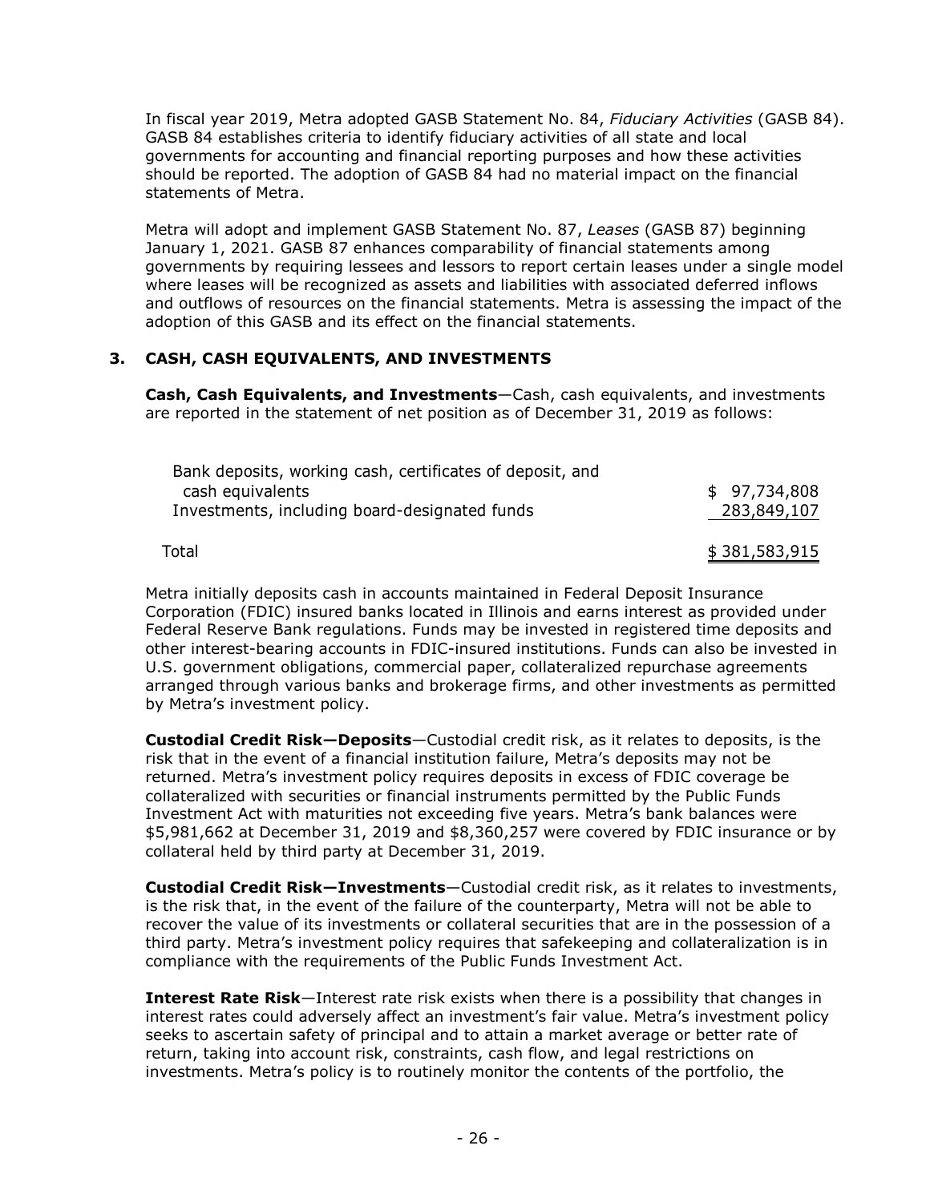In fiscal year 2019, Metra adopted GASB Statement No. 84, *Fiduciary Activities* (GASB 84). GASB 84 establishes criteria to identify fiduciary activities of all state and local governments for accounting and financial reporting purposes and how these activities should be reported. The adoption of GASB 84 had no material impact on the financial statements of Metra.

Metra will adopt and implement GASB Statement No. 87, *Leases* (GASB 87) beginning January 1, 2021. GASB 87 enhances comparability of financial statements among governments by requiring lessees and lessors to report certain leases under a single model where leases will be recognized as assets and liabilities with associated deferred inflows and outflows of resources on the financial statements. Metra is assessing the impact of the adoption of this GASB and its effect on the financial statements.

## 3. CASH, CASH EQUIVALENTS, AND INVESTMENTS

**Cash, Cash Equivalents, and Investments**—Cash, cash equivalents, and investments are reported in the statement of net position as of December 31, 2019 as follows:

| | |
|---|---|
| Bank deposits, working cash, certificates of deposit, and cash equivalents | $ 97,734,808 |
| Investments, including board-designated funds | 283,849,107 |
| Total | $ 381,583,915 |

Metra initially deposits cash in accounts maintained in Federal Deposit Insurance Corporation (FDIC) insured banks located in Illinois and earns interest as provided under Federal Reserve Bank regulations. Funds may be invested in registered time deposits and other interest-bearing accounts in FDIC-insured institutions. Funds can also be invested in U.S. government obligations, commercial paper, collateralized repurchase agreements arranged through various banks and brokerage firms, and other investments as permitted by Metra's investment policy.

**Custodial Credit Risk—Deposits**—Custodial credit risk, as it relates to deposits, is the risk that in the event of a financial institution failure, Metra's deposits may not be returned. Metra's investment policy requires deposits in excess of FDIC coverage be collateralized with securities or financial instruments permitted by the Public Funds Investment Act with maturities not exceeding five years. Metra's bank balances were $5,981,662 at December 31, 2019 and $8,360,257 were covered by FDIC insurance or by collateral held by third party at December 31, 2019.

**Custodial Credit Risk—Investments**—Custodial credit risk, as it relates to investments, is the risk that, in the event of the failure of the counterparty, Metra will not be able to recover the value of its investments or collateral securities that are in the possession of a third party. Metra's investment policy requires that safekeeping and collateralization is in compliance with the requirements of the Public Funds Investment Act.

**Interest Rate Risk**—Interest rate risk exists when there is a possibility that changes in interest rates could adversely affect an investment's fair value. Metra's investment policy seeks to ascertain safety of principal and to attain a market average or better rate of return, taking into account risk, constraints, cash flow, and legal restrictions on investments. Metra's policy is to routinely monitor the contents of the portfolio, the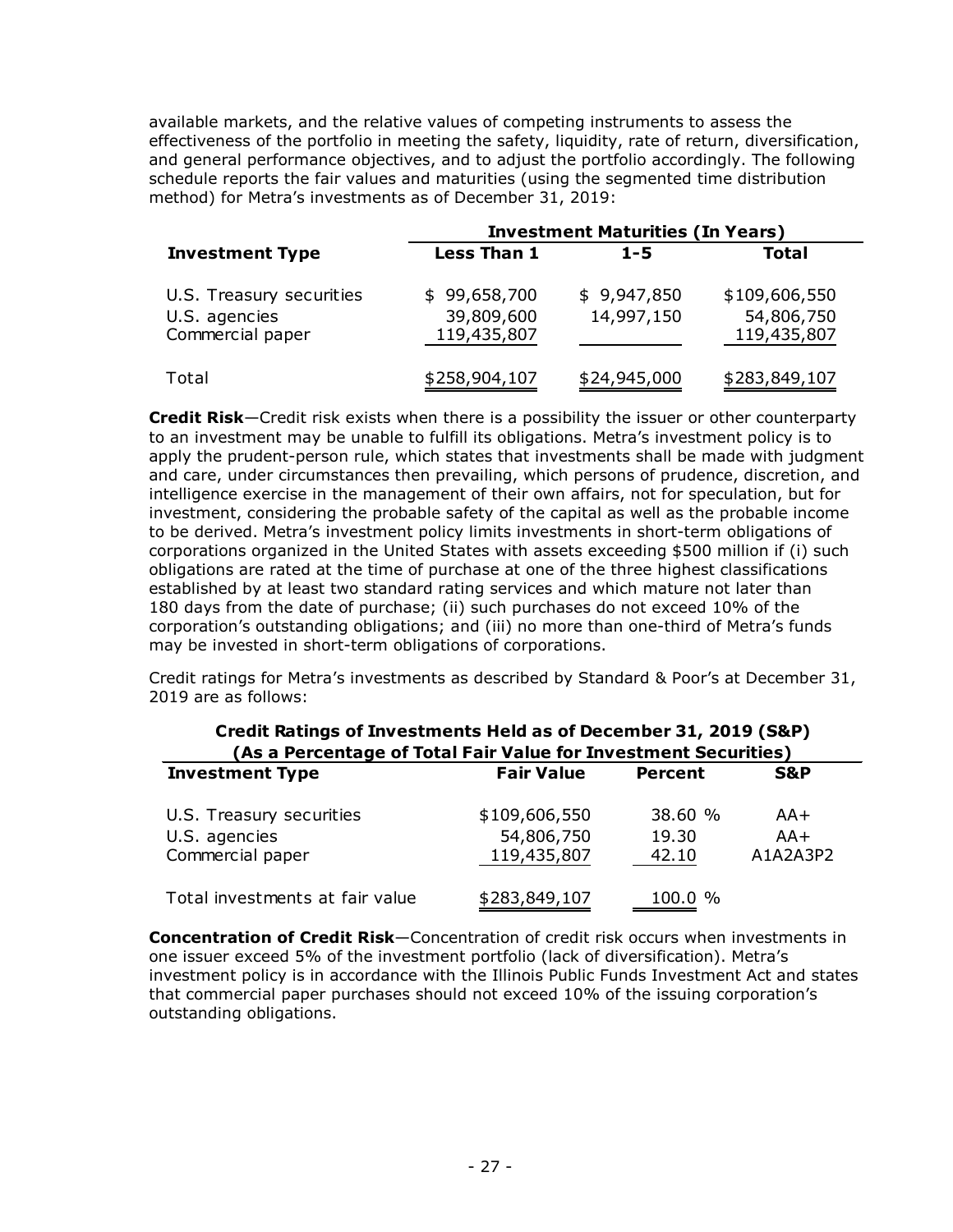available markets, and the relative values of competing instruments to assess the effectiveness of the portfolio in meeting the safety, liquidity, rate of return, diversification, and general performance objectives, and to adjust the portfolio accordingly. The following schedule reports the fair values and maturities (using the segmented time distribution method) for Metra's investments as of December 31, 2019:

| | Investment Maturities (In Years) | | |
|---|---|---|---|
| **Investment Type** | **Less Than 1** | **1-5** | **Total** |
| U.S. Treasury securities | $ 99,658,700 | $ 9,947,850 | $109,606,550 |
| U.S. agencies | 39,809,600 | 14,997,150 | 54,806,750 |
| Commercial paper | 119,435,807 | | 119,435,807 |
| Total | $258,904,107 | $24,945,000 | $283,849,107 |

**Credit Risk**—Credit risk exists when there is a possibility the issuer or other counterparty to an investment may be unable to fulfill its obligations. Metra's investment policy is to apply the prudent-person rule, which states that investments shall be made with judgment and care, under circumstances then prevailing, which persons of prudence, discretion, and intelligence exercise in the management of their own affairs, not for speculation, but for investment, considering the probable safety of the capital as well as the probable income to be derived. Metra's investment policy limits investments in short-term obligations of corporations organized in the United States with assets exceeding $500 million if (i) such obligations are rated at the time of purchase at one of the three highest classifications established by at least two standard rating services and which mature not later than 180 days from the date of purchase; (ii) such purchases do not exceed 10% of the corporation's outstanding obligations; and (iii) no more than one-third of Metra's funds may be invested in short-term obligations of corporations.

Credit ratings for Metra's investments as described by Standard & Poor's at December 31, 2019 are as follows:

**Credit Ratings of Investments Held as of December 31, 2019 (S&P)**
**(As a Percentage of Total Fair Value for Investment Securities)**

| Investment Type | Fair Value | Percent | S&P |
|---|---|---|---|
| U.S. Treasury securities | $109,606,550 | 38.60 % | AA+ |
| U.S. agencies | 54,806,750 | 19.30 | AA+ |
| Commercial paper | 119,435,807 | 42.10 | A1A2A3P2 |
| Total investments at fair value | $283,849,107 | 100.0 % | |

**Concentration of Credit Risk**—Concentration of credit risk occurs when investments in one issuer exceed 5% of the investment portfolio (lack of diversification). Metra's investment policy is in accordance with the Illinois Public Funds Investment Act and states that commercial paper purchases should not exceed 10% of the issuing corporation's outstanding obligations.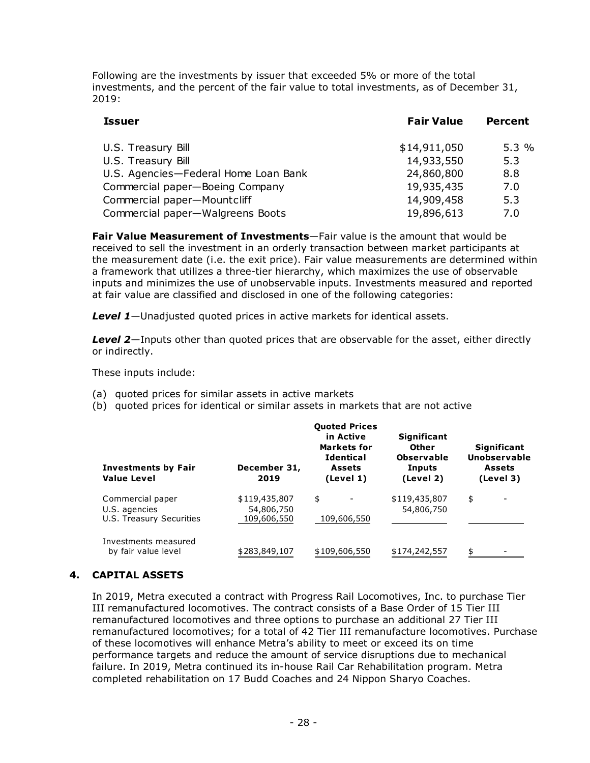Following are the investments by issuer that exceeded 5% or more of the total investments, and the percent of the fair value to total investments, as of December 31, 2019:

| Issuer | Fair Value | Percent |
|---|---|---|
| U.S. Treasury Bill | $14,911,050 | 5.3 % |
| U.S. Treasury Bill | 14,933,550 | 5.3 |
| U.S. Agencies—Federal Home Loan Bank | 24,860,800 | 8.8 |
| Commercial paper—Boeing Company | 19,935,435 | 7.0 |
| Commercial paper—Mountcliff | 14,909,458 | 5.3 |
| Commercial paper—Walgreens Boots | 19,896,613 | 7.0 |

**Fair Value Measurement of Investments**—Fair value is the amount that would be received to sell the investment in an orderly transaction between market participants at the measurement date (i.e. the exit price). Fair value measurements are determined within a framework that utilizes a three-tier hierarchy, which maximizes the use of observable inputs and minimizes the use of unobservable inputs. Investments measured and reported at fair value are classified and disclosed in one of the following categories:

***Level 1***—Unadjusted quoted prices in active markets for identical assets.

***Level 2***—Inputs other than quoted prices that are observable for the asset, either directly or indirectly.

These inputs include:

(a) quoted prices for similar assets in active markets
(b) quoted prices for identical or similar assets in markets that are not active

| Investments by Fair Value Level | December 31, 2019 | Quoted Prices in Active Markets for Identical Assets (Level 1) | Significant Other Observable Inputs (Level 2) | Significant Unobservable Assets (Level 3) |
|---|---|---|---|---|
| Commercial paper | $119,435,807 | $ - | $119,435,807 | $ - |
| U.S. agencies | 54,806,750 | | 54,806,750 | |
| U.S. Treasury Securities | 109,606,550 | 109,606,550 | | |
| Investments measured by fair value level | $283,849,107 | $109,606,550 | $174,242,557 | $ - |

## 4. CAPITAL ASSETS

In 2019, Metra executed a contract with Progress Rail Locomotives, Inc. to purchase Tier III remanufactured locomotives. The contract consists of a Base Order of 15 Tier III remanufactured locomotives and three options to purchase an additional 27 Tier III remanufactured locomotives; for a total of 42 Tier III remanufacture locomotives. Purchase of these locomotives will enhance Metra's ability to meet or exceed its on time performance targets and reduce the amount of service disruptions due to mechanical failure. In 2019, Metra continued its in-house Rail Car Rehabilitation program. Metra completed rehabilitation on 17 Budd Coaches and 24 Nippon Sharyo Coaches.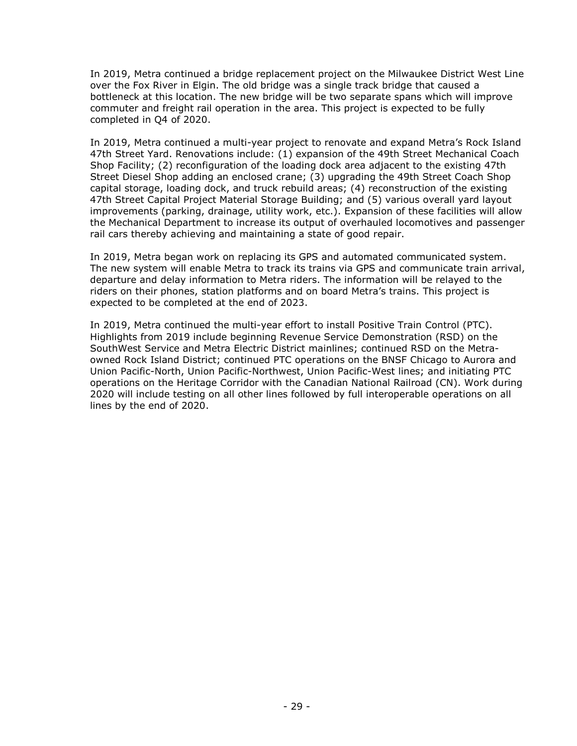In 2019, Metra continued a bridge replacement project on the Milwaukee District West Line over the Fox River in Elgin. The old bridge was a single track bridge that caused a bottleneck at this location. The new bridge will be two separate spans which will improve commuter and freight rail operation in the area. This project is expected to be fully completed in Q4 of 2020.

In 2019, Metra continued a multi-year project to renovate and expand Metra's Rock Island 47th Street Yard. Renovations include: (1) expansion of the 49th Street Mechanical Coach Shop Facility; (2) reconfiguration of the loading dock area adjacent to the existing 47th Street Diesel Shop adding an enclosed crane; (3) upgrading the 49th Street Coach Shop capital storage, loading dock, and truck rebuild areas; (4) reconstruction of the existing 47th Street Capital Project Material Storage Building; and (5) various overall yard layout improvements (parking, drainage, utility work, etc.). Expansion of these facilities will allow the Mechanical Department to increase its output of overhauled locomotives and passenger rail cars thereby achieving and maintaining a state of good repair.

In 2019, Metra began work on replacing its GPS and automated communicated system. The new system will enable Metra to track its trains via GPS and communicate train arrival, departure and delay information to Metra riders. The information will be relayed to the riders on their phones, station platforms and on board Metra's trains. This project is expected to be completed at the end of 2023.

In 2019, Metra continued the multi-year effort to install Positive Train Control (PTC). Highlights from 2019 include beginning Revenue Service Demonstration (RSD) on the SouthWest Service and Metra Electric District mainlines; continued RSD on the Metra-owned Rock Island District; continued PTC operations on the BNSF Chicago to Aurora and Union Pacific-North, Union Pacific-Northwest, Union Pacific-West lines; and initiating PTC operations on the Heritage Corridor with the Canadian National Railroad (CN). Work during 2020 will include testing on all other lines followed by full interoperable operations on all lines by the end of 2020.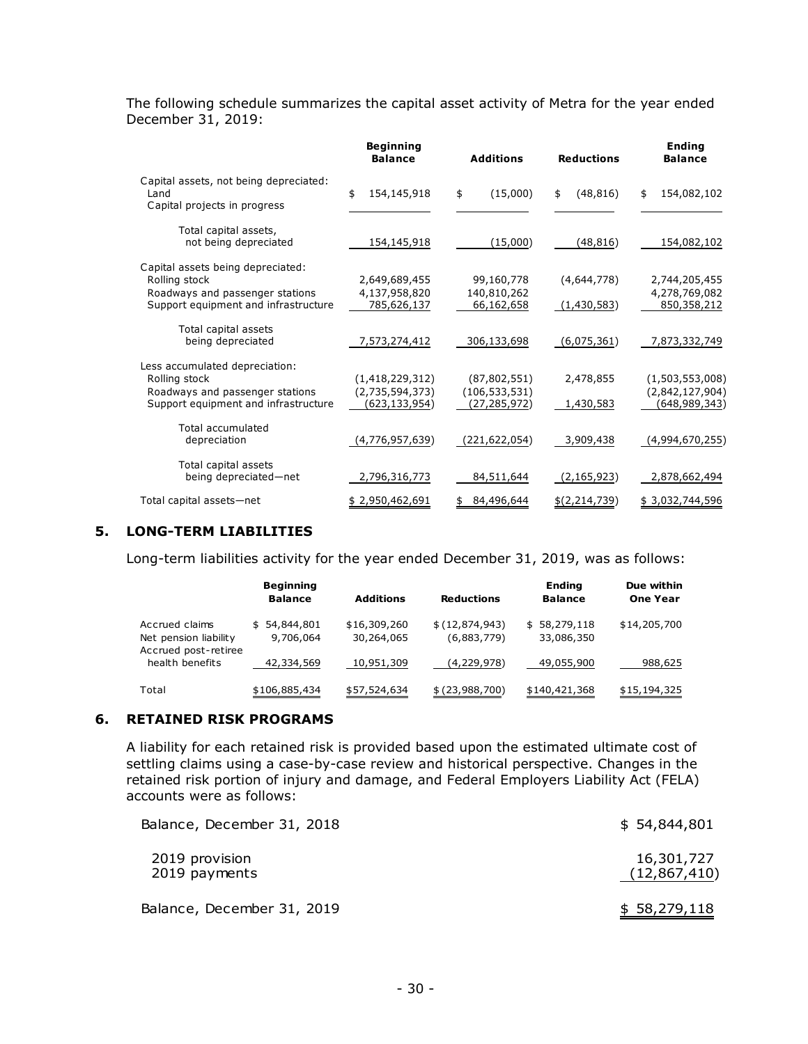The following schedule summarizes the capital asset activity of Metra for the year ended December 31, 2019:

| | Beginning Balance | Additions | Reductions | Ending Balance |
|---|---|---|---|---|
| Capital assets, not being depreciated: | | | | |
| Land | $ 154,145,918 | $ (15,000) | $ (48,816) | $ 154,082,102 |
| Capital projects in progress | | | | |
| Total capital assets, not being depreciated | 154,145,918 | (15,000) | (48,816) | 154,082,102 |
| Capital assets being depreciated: | | | | |
| Rolling stock | 2,649,689,455 | 99,160,778 | (4,644,778) | 2,744,205,455 |
| Roadways and passenger stations | 4,137,958,820 | 140,810,262 | | 4,278,769,082 |
| Support equipment and infrastructure | 785,626,137 | 66,162,658 | (1,430,583) | 850,358,212 |
| Total capital assets being depreciated | 7,573,274,412 | 306,133,698 | (6,075,361) | 7,873,332,749 |
| Less accumulated depreciation: | | | | |
| Rolling stock | (1,418,229,312) | (87,802,551) | 2,478,855 | (1,503,553,008) |
| Roadways and passenger stations | (2,735,594,373) | (106,533,531) | | (2,842,127,904) |
| Support equipment and infrastructure | (623,133,954) | (27,285,972) | 1,430,583 | (648,989,343) |
| Total accumulated depreciation | (4,776,957,639) | (221,622,054) | 3,909,438 | (4,994,670,255) |
| Total capital assets being depreciated—net | 2,796,316,773 | 84,511,644 | (2,165,923) | 2,878,662,494 |
| Total capital assets—net | $ 2,950,462,691 | $ 84,496,644 | $(2,214,739) | $ 3,032,744,596 |

## 5. LONG-TERM LIABILITIES

Long-term liabilities activity for the year ended December 31, 2019, was as follows:

| | Beginning Balance | Additions | Reductions | Ending Balance | Due within One Year |
|---|---|---|---|---|---|
| Accrued claims | $ 54,844,801 | $16,309,260 | $ (12,874,943) | $ 58,279,118 | $14,205,700 |
| Net pension liability | 9,706,064 | 30,264,065 | (6,883,779) | 33,086,350 | |
| Accrued post-retiree health benefits | 42,334,569 | 10,951,309 | (4,229,978) | 49,055,900 | 988,625 |
| Total | $106,885,434 | $57,524,634 | $ (23,988,700) | $140,421,368 | $15,194,325 |

## 6. RETAINED RISK PROGRAMS

A liability for each retained risk is provided based upon the estimated ultimate cost of settling claims using a case-by-case review and historical perspective. Changes in the retained risk portion of injury and damage, and Federal Employers Liability Act (FELA) accounts were as follows:

| | |
|---|---|
| Balance, December 31, 2018 | $ 54,844,801 |
| 2019 provision | 16,301,727 |
| 2019 payments | (12,867,410) |
| Balance, December 31, 2019 | $ 58,279,118 |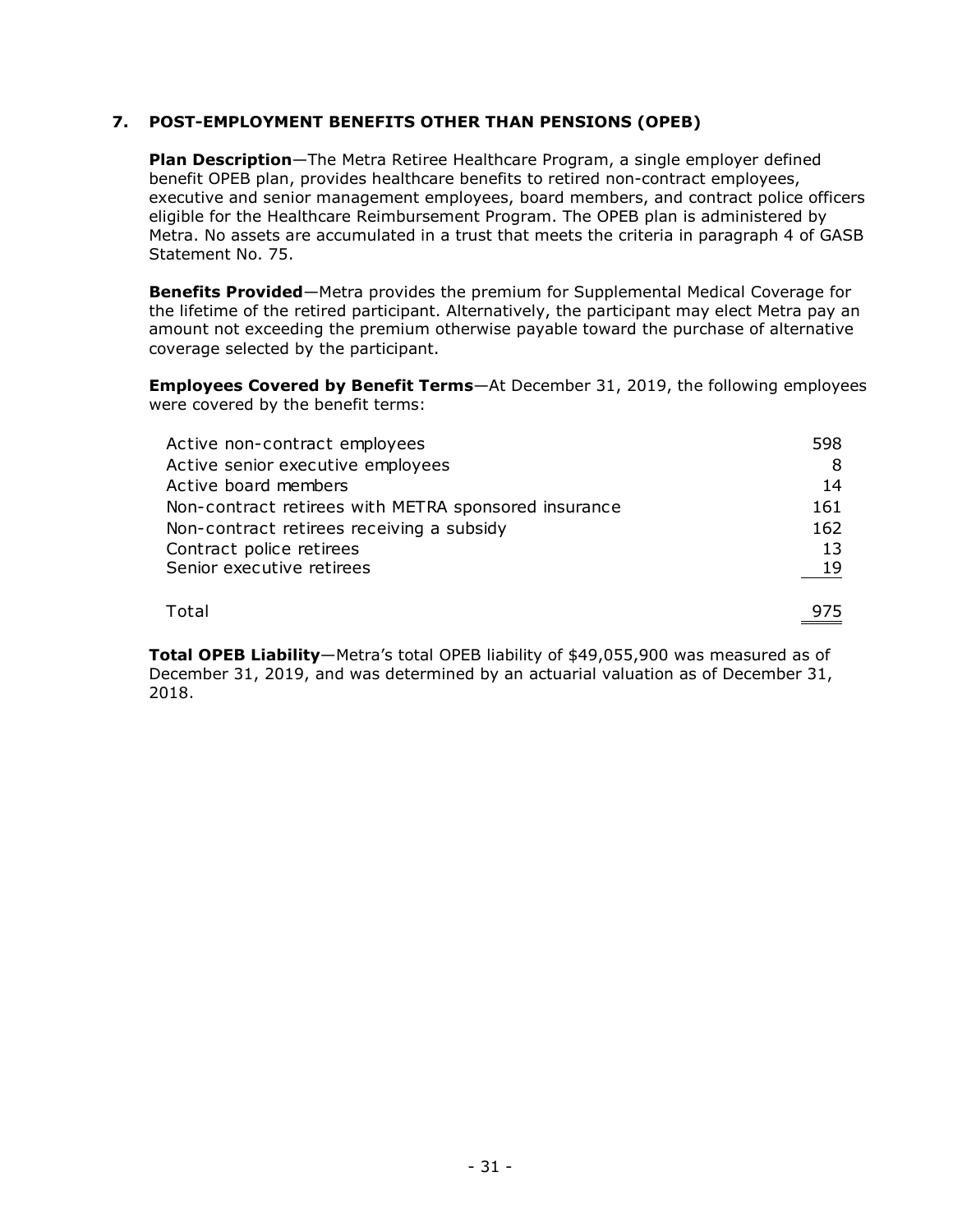## 7. POST-EMPLOYMENT BENEFITS OTHER THAN PENSIONS (OPEB)

**Plan Description**—The Metra Retiree Healthcare Program, a single employer defined benefit OPEB plan, provides healthcare benefits to retired non-contract employees, executive and senior management employees, board members, and contract police officers eligible for the Healthcare Reimbursement Program. The OPEB plan is administered by Metra. No assets are accumulated in a trust that meets the criteria in paragraph 4 of GASB Statement No. 75.

**Benefits Provided**—Metra provides the premium for Supplemental Medical Coverage for the lifetime of the retired participant. Alternatively, the participant may elect Metra pay an amount not exceeding the premium otherwise payable toward the purchase of alternative coverage selected by the participant.

**Employees Covered by Benefit Terms**—At December 31, 2019, the following employees were covered by the benefit terms:

| | |
|---|---|
| Active non-contract employees | 598 |
| Active senior executive employees | 8 |
| Active board members | 14 |
| Non-contract retirees with METRA sponsored insurance | 161 |
| Non-contract retirees receiving a subsidy | 162 |
| Contract police retirees | 13 |
| Senior executive retirees | 19 |
| Total | 975 |

**Total OPEB Liability**—Metra's total OPEB liability of $49,055,900 was measured as of December 31, 2019, and was determined by an actuarial valuation as of December 31, 2018.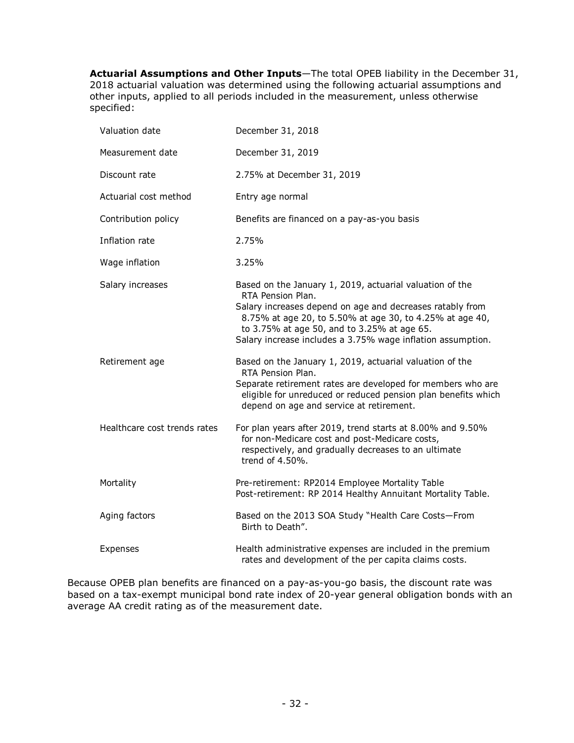**Actuarial Assumptions and Other Inputs**—The total OPEB liability in the December 31, 2018 actuarial valuation was determined using the following actuarial assumptions and other inputs, applied to all periods included in the measurement, unless otherwise specified:

| | |
|---|---|
| Valuation date | December 31, 2018 |
| Measurement date | December 31, 2019 |
| Discount rate | 2.75% at December 31, 2019 |
| Actuarial cost method | Entry age normal |
| Contribution policy | Benefits are financed on a pay-as-you basis |
| Inflation rate | 2.75% |
| Wage inflation | 3.25% |
| Salary increases | Based on the January 1, 2019, actuarial valuation of the RTA Pension Plan. Salary increases depend on age and decreases ratably from 8.75% at age 20, to 5.50% at age 30, to 4.25% at age 40, to 3.75% at age 50, and to 3.25% at age 65. Salary increase includes a 3.75% wage inflation assumption. |
| Retirement age | Based on the January 1, 2019, actuarial valuation of the RTA Pension Plan. Separate retirement rates are developed for members who are eligible for unreduced or reduced pension plan benefits which depend on age and service at retirement. |
| Healthcare cost trends rates | For plan years after 2019, trend starts at 8.00% and 9.50% for non-Medicare cost and post-Medicare costs, respectively, and gradually decreases to an ultimate trend of 4.50%. |
| Mortality | Pre-retirement: RP2014 Employee Mortality Table<br>Post-retirement: RP 2014 Healthy Annuitant Mortality Table. |
| Aging factors | Based on the 2013 SOA Study "Health Care Costs—From Birth to Death". |
| Expenses | Health administrative expenses are included in the premium rates and development of the per capita claims costs. |

Because OPEB plan benefits are financed on a pay-as-you-go basis, the discount rate was based on a tax-exempt municipal bond rate index of 20-year general obligation bonds with an average AA credit rating as of the measurement date.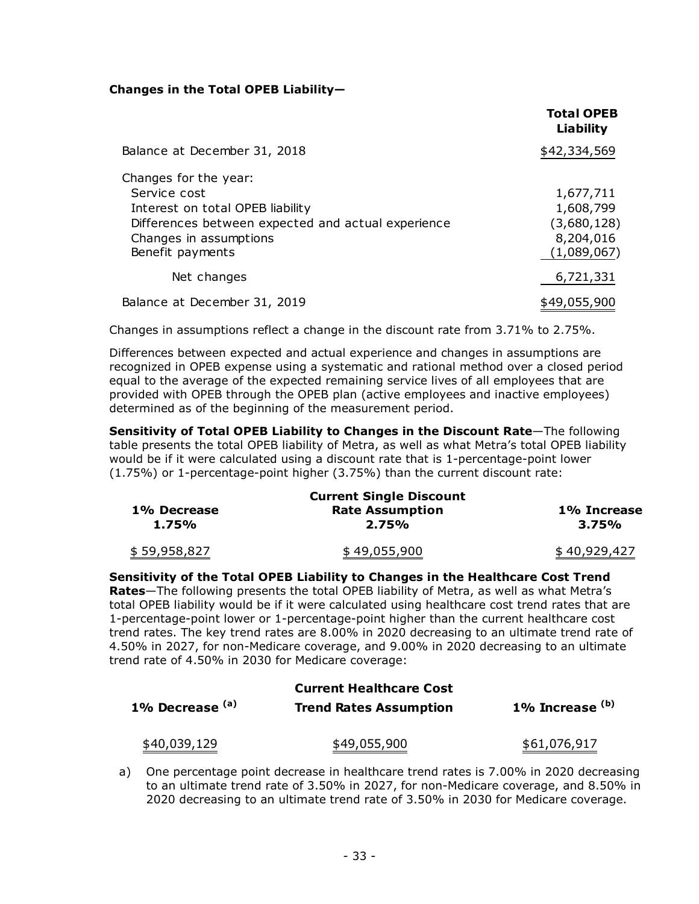**Changes in the Total OPEB Liability—**

| | Total OPEB Liability |
|---|---|
| Balance at December 31, 2018 | $42,334,569 |
| Changes for the year: | |
| Service cost | 1,677,711 |
| Interest on total OPEB liability | 1,608,799 |
| Differences between expected and actual experience | (3,680,128) |
| Changes in assumptions | 8,204,016 |
| Benefit payments | (1,089,067) |
| Net changes | 6,721,331 |
| Balance at December 31, 2019 | $49,055,900 |

Changes in assumptions reflect a change in the discount rate from 3.71% to 2.75%.

Differences between expected and actual experience and changes in assumptions are recognized in OPEB expense using a systematic and rational method over a closed period equal to the average of the expected remaining service lives of all employees that are provided with OPEB through the OPEB plan (active employees and inactive employees) determined as of the beginning of the measurement period.

**Sensitivity of Total OPEB Liability to Changes in the Discount Rate**—The following table presents the total OPEB liability of Metra, as well as what Metra's total OPEB liability would be if it were calculated using a discount rate that is 1-percentage-point lower (1.75%) or 1-percentage-point higher (3.75%) than the current discount rate:

| 1% Decrease 1.75% | Current Single Discount Rate Assumption 2.75% | 1% Increase 3.75% |
|---|---|---|
| $ 59,958,827 | $ 49,055,900 | $ 40,929,427 |

**Sensitivity of the Total OPEB Liability to Changes in the Healthcare Cost Trend Rates**—The following presents the total OPEB liability of Metra, as well as what Metra's total OPEB liability would be if it were calculated using healthcare cost trend rates that are 1-percentage-point lower or 1-percentage-point higher than the current healthcare cost trend rates. The key trend rates are 8.00% in 2020 decreasing to an ultimate trend rate of 4.50% in 2027, for non-Medicare coverage, and 9.00% in 2020 decreasing to an ultimate trend rate of 4.50% in 2030 for Medicare coverage:

| 1% Decrease [(a)] | Current Healthcare Cost Trend Rates Assumption | 1% Increase [(b)] |
|---|---|---|
| $40,039,129 | $49,055,900 | $61,076,917 |

a) One percentage point decrease in healthcare trend rates is 7.00% in 2020 decreasing to an ultimate trend rate of 3.50% in 2027, for non-Medicare coverage, and 8.50% in 2020 decreasing to an ultimate trend rate of 3.50% in 2030 for Medicare coverage.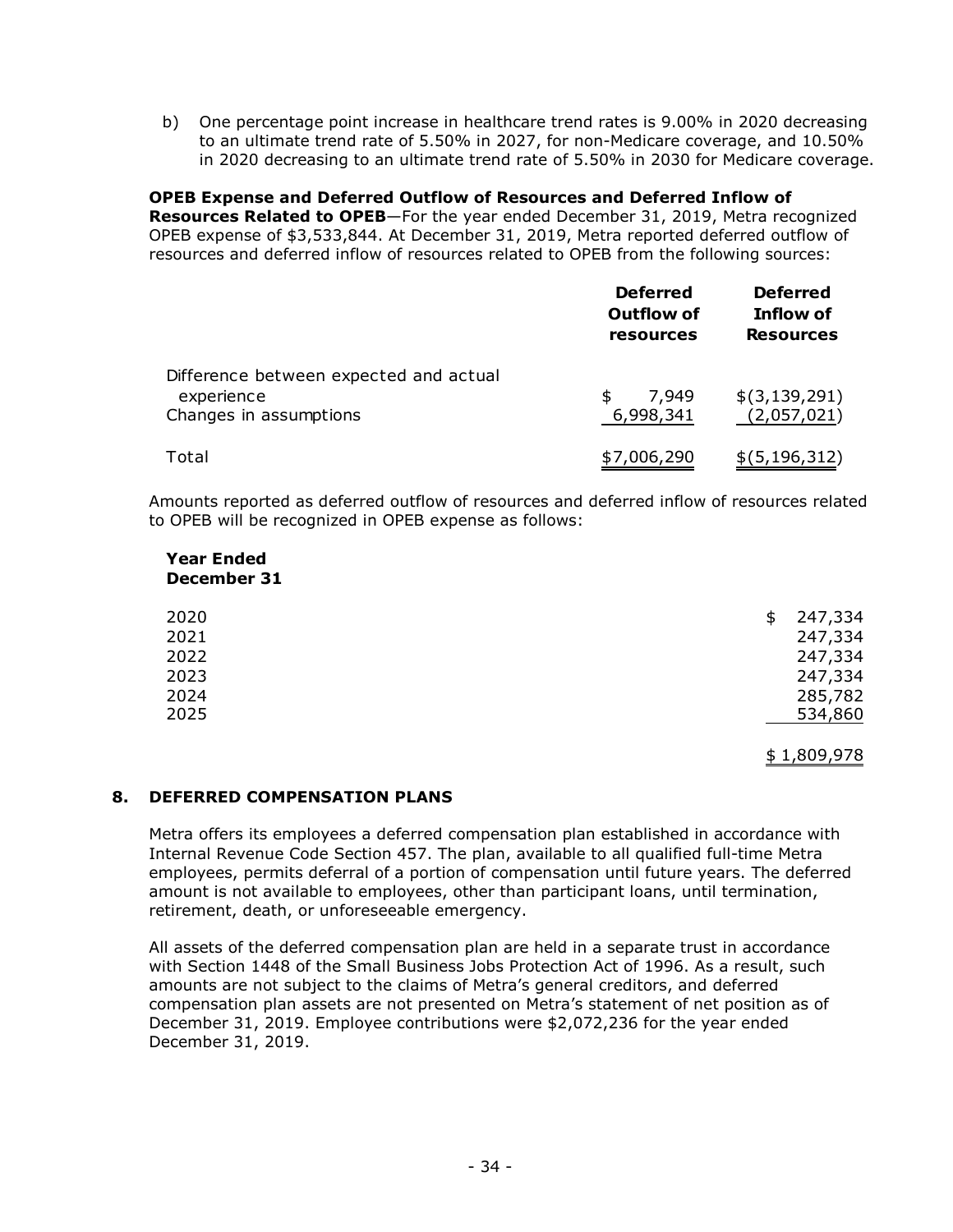b) One percentage point increase in healthcare trend rates is 9.00% in 2020 decreasing to an ultimate trend rate of 5.50% in 2027, for non-Medicare coverage, and 10.50% in 2020 decreasing to an ultimate trend rate of 5.50% in 2030 for Medicare coverage.

**OPEB Expense and Deferred Outflow of Resources and Deferred Inflow of Resources Related to OPEB**—For the year ended December 31, 2019, Metra recognized OPEB expense of $3,533,844. At December 31, 2019, Metra reported deferred outflow of resources and deferred inflow of resources related to OPEB from the following sources:

| | Deferred Outflow of resources | Deferred Inflow of Resources |
|---|---|---|
| Difference between expected and actual experience | $ 7,949 | $(3,139,291) |
| Changes in assumptions | 6,998,341 | (2,057,021) |
| Total | $7,006,290 | $(5,196,312) |

Amounts reported as deferred outflow of resources and deferred inflow of resources related to OPEB will be recognized in OPEB expense as follows:

| Year Ended December 31 | |
|---|---|
| 2020 | $ 247,334 |
| 2021 | 247,334 |
| 2022 | 247,334 |
| 2023 | 247,334 |
| 2024 | 285,782 |
| 2025 | 534,860 |
| | $ 1,809,978 |

## 8. DEFERRED COMPENSATION PLANS

Metra offers its employees a deferred compensation plan established in accordance with Internal Revenue Code Section 457. The plan, available to all qualified full-time Metra employees, permits deferral of a portion of compensation until future years. The deferred amount is not available to employees, other than participant loans, until termination, retirement, death, or unforeseeable emergency.

All assets of the deferred compensation plan are held in a separate trust in accordance with Section 1448 of the Small Business Jobs Protection Act of 1996. As a result, such amounts are not subject to the claims of Metra's general creditors, and deferred compensation plan assets are not presented on Metra's statement of net position as of December 31, 2019. Employee contributions were $2,072,236 for the year ended December 31, 2019.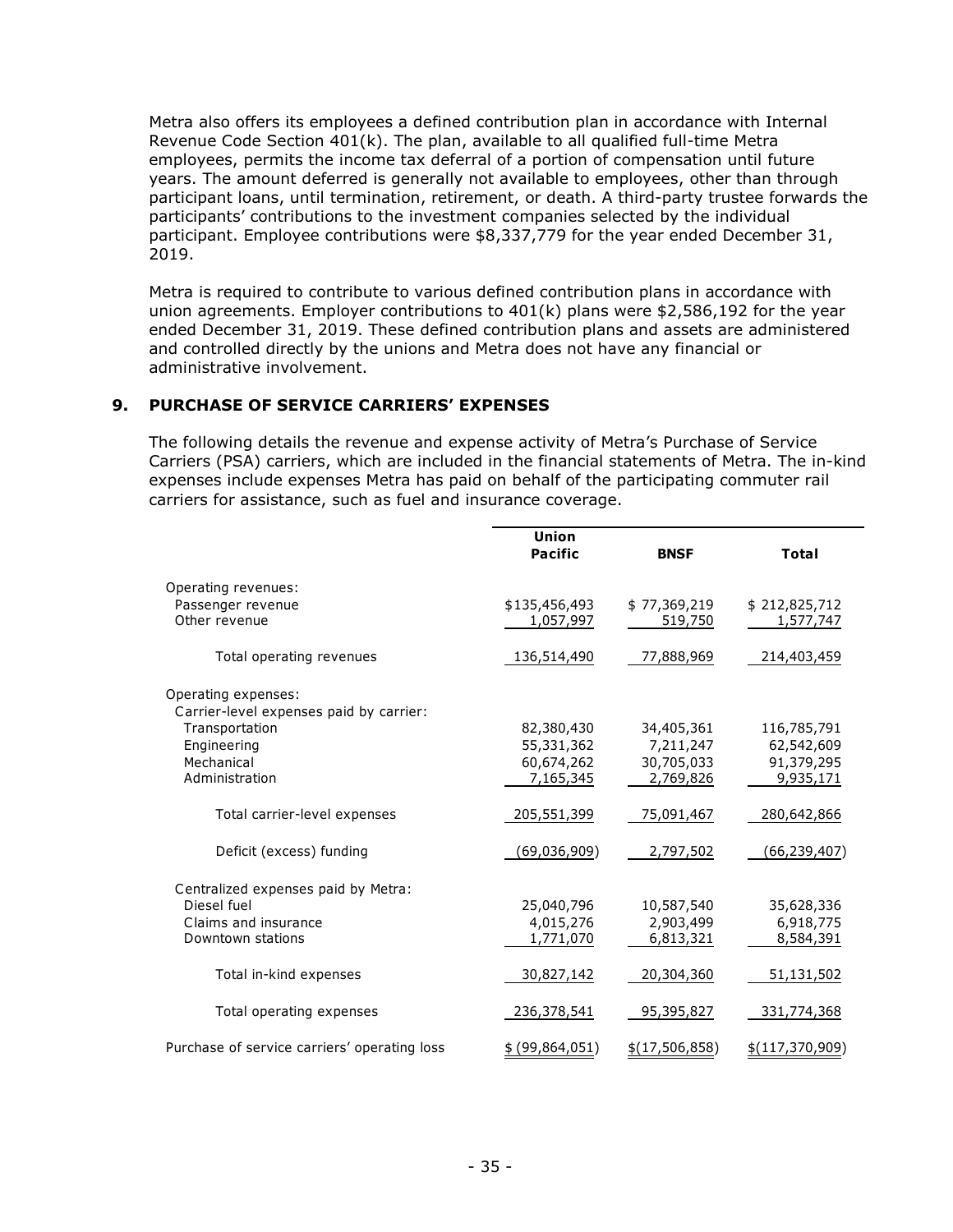Metra also offers its employees a defined contribution plan in accordance with Internal Revenue Code Section 401(k). The plan, available to all qualified full-time Metra employees, permits the income tax deferral of a portion of compensation until future years. The amount deferred is generally not available to employees, other than through participant loans, until termination, retirement, or death. A third-party trustee forwards the participants' contributions to the investment companies selected by the individual participant. Employee contributions were $8,337,779 for the year ended December 31, 2019.

Metra is required to contribute to various defined contribution plans in accordance with union agreements. Employer contributions to 401(k) plans were $2,586,192 for the year ended December 31, 2019. These defined contribution plans and assets are administered and controlled directly by the unions and Metra does not have any financial or administrative involvement.

## 9. PURCHASE OF SERVICE CARRIERS' EXPENSES

The following details the revenue and expense activity of Metra's Purchase of Service Carriers (PSA) carriers, which are included in the financial statements of Metra. The in-kind expenses include expenses Metra has paid on behalf of the participating commuter rail carriers for assistance, such as fuel and insurance coverage.

| | Union Pacific | BNSF | Total |
|---|---|---|---|
| Operating revenues: | | | |
| Passenger revenue | $135,456,493 | $ 77,369,219 | $ 212,825,712 |
| Other revenue | 1,057,997 | 519,750 | 1,577,747 |
| Total operating revenues | 136,514,490 | 77,888,969 | 214,403,459 |
| Operating expenses: | | | |
| Carrier-level expenses paid by carrier: | | | |
| Transportation | 82,380,430 | 34,405,361 | 116,785,791 |
| Engineering | 55,331,362 | 7,211,247 | 62,542,609 |
| Mechanical | 60,674,262 | 30,705,033 | 91,379,295 |
| Administration | 7,165,345 | 2,769,826 | 9,935,171 |
| Total carrier-level expenses | 205,551,399 | 75,091,467 | 280,642,866 |
| Deficit (excess) funding | (69,036,909) | 2,797,502 | (66,239,407) |
| Centralized expenses paid by Metra: | | | |
| Diesel fuel | 25,040,796 | 10,587,540 | 35,628,336 |
| Claims and insurance | 4,015,276 | 2,903,499 | 6,918,775 |
| Downtown stations | 1,771,070 | 6,813,321 | 8,584,391 |
| Total in-kind expenses | 30,827,142 | 20,304,360 | 51,131,502 |
| Total operating expenses | 236,378,541 | 95,395,827 | 331,774,368 |
| Purchase of service carriers' operating loss | $ (99,864,051) | $(17,506,858) | $(117,370,909) |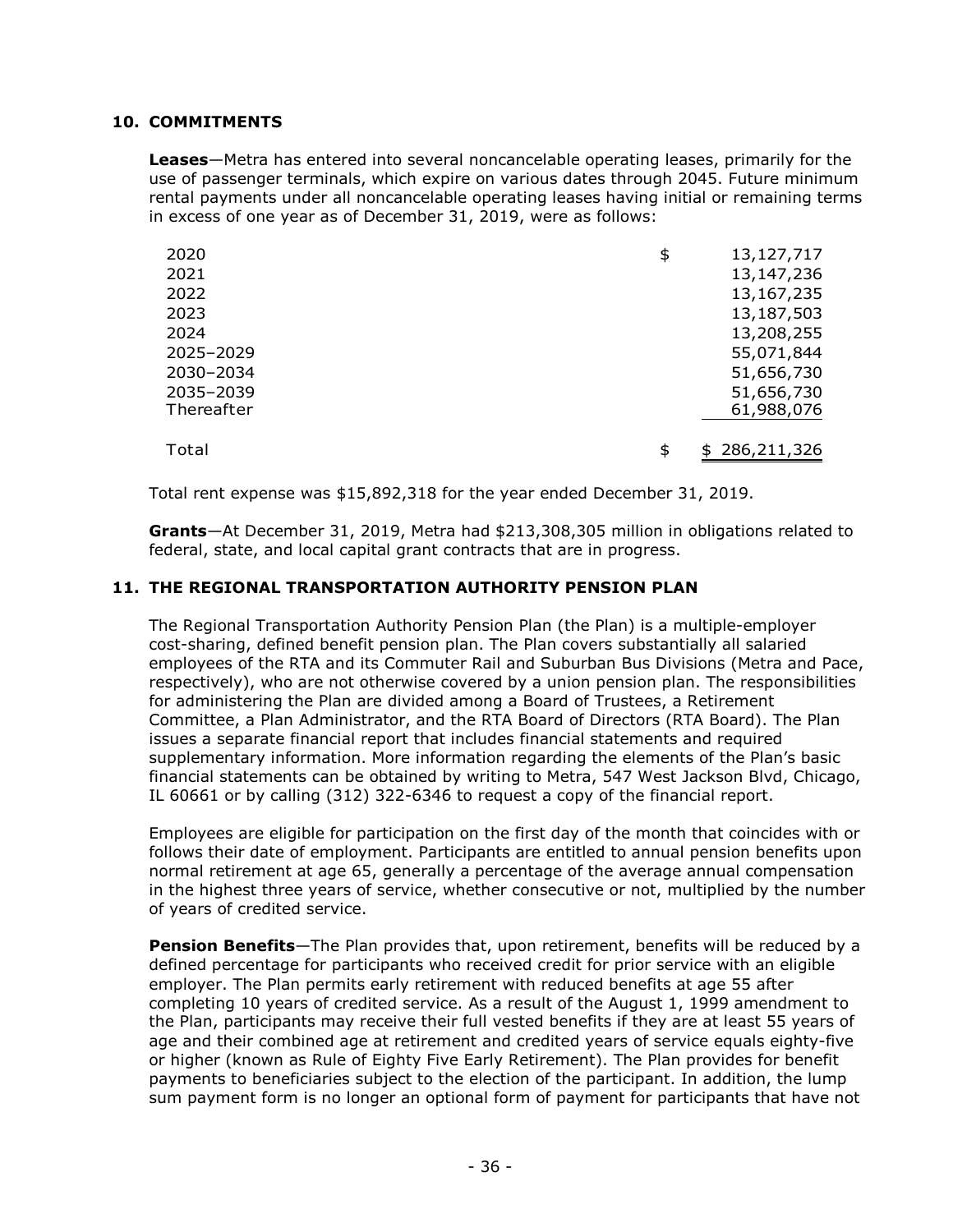## 10. COMMITMENTS

**Leases**—Metra has entered into several noncancelable operating leases, primarily for the use of passenger terminals, which expire on various dates through 2045. Future minimum rental payments under all noncancelable operating leases having initial or remaining terms in excess of one year as of December 31, 2019, were as follows:

| | | |
|---|---|---|
| 2020 | $ | 13,127,717 |
| 2021 | | 13,147,236 |
| 2022 | | 13,167,235 |
| 2023 | | 13,187,503 |
| 2024 | | 13,208,255 |
| 2025–2029 | | 55,071,844 |
| 2030–2034 | | 51,656,730 |
| 2035–2039 | | 51,656,730 |
| Thereafter | | 61,988,076 |
| Total | $ | $ 286,211,326 |

Total rent expense was $15,892,318 for the year ended December 31, 2019.

**Grants**—At December 31, 2019, Metra had $213,308,305 million in obligations related to federal, state, and local capital grant contracts that are in progress.

## 11. THE REGIONAL TRANSPORTATION AUTHORITY PENSION PLAN

The Regional Transportation Authority Pension Plan (the Plan) is a multiple-employer cost-sharing, defined benefit pension plan. The Plan covers substantially all salaried employees of the RTA and its Commuter Rail and Suburban Bus Divisions (Metra and Pace, respectively), who are not otherwise covered by a union pension plan. The responsibilities for administering the Plan are divided among a Board of Trustees, a Retirement Committee, a Plan Administrator, and the RTA Board of Directors (RTA Board). The Plan issues a separate financial report that includes financial statements and required supplementary information. More information regarding the elements of the Plan's basic financial statements can be obtained by writing to Metra, 547 West Jackson Blvd, Chicago, IL 60661 or by calling (312) 322-6346 to request a copy of the financial report.

Employees are eligible for participation on the first day of the month that coincides with or follows their date of employment. Participants are entitled to annual pension benefits upon normal retirement at age 65, generally a percentage of the average annual compensation in the highest three years of service, whether consecutive or not, multiplied by the number of years of credited service.

**Pension Benefits**—The Plan provides that, upon retirement, benefits will be reduced by a defined percentage for participants who received credit for prior service with an eligible employer. The Plan permits early retirement with reduced benefits at age 55 after completing 10 years of credited service. As a result of the August 1, 1999 amendment to the Plan, participants may receive their full vested benefits if they are at least 55 years of age and their combined age at retirement and credited years of service equals eighty-five or higher (known as Rule of Eighty Five Early Retirement). The Plan provides for benefit payments to beneficiaries subject to the election of the participant. In addition, the lump sum payment form is no longer an optional form of payment for participants that have not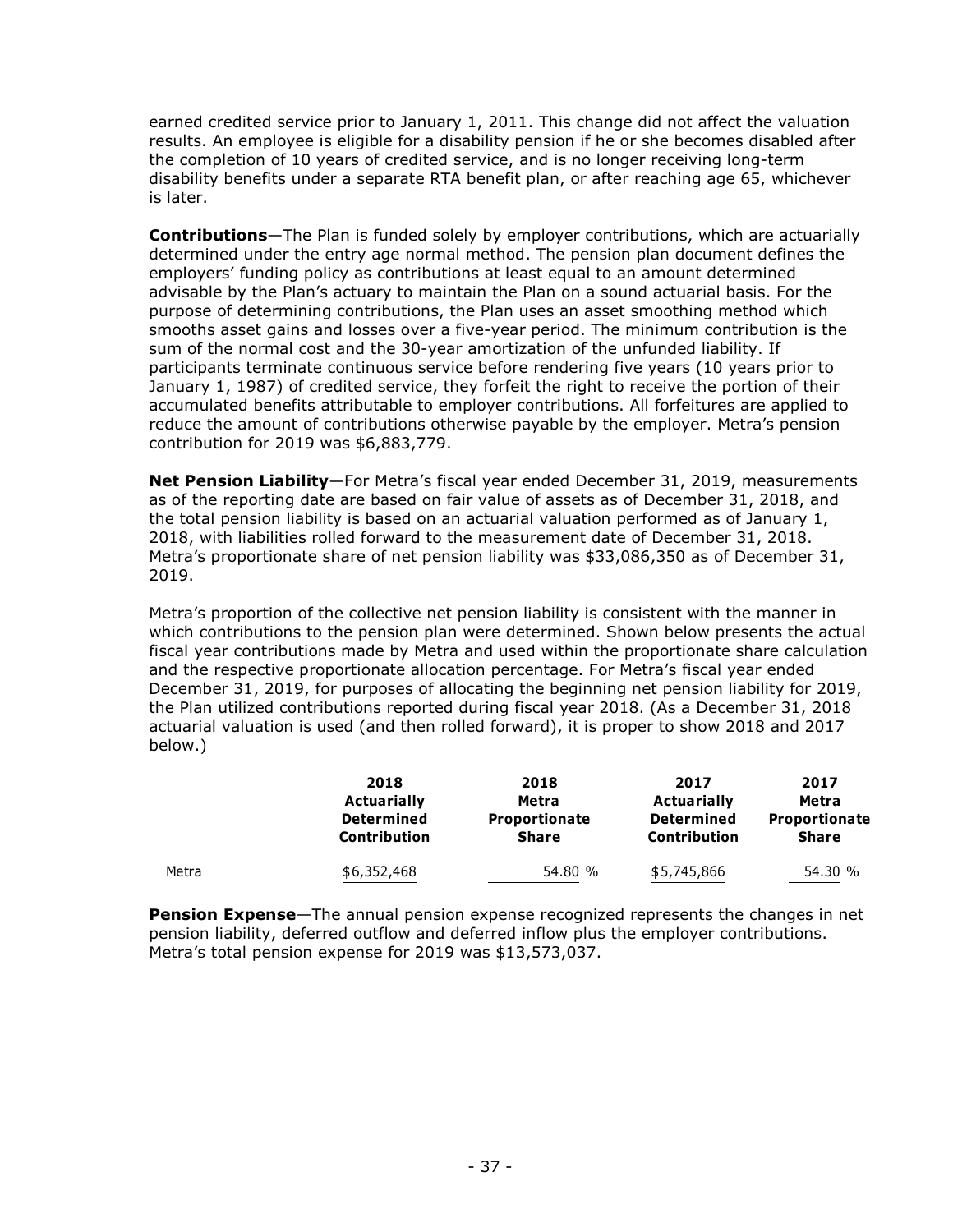earned credited service prior to January 1, 2011. This change did not affect the valuation results. An employee is eligible for a disability pension if he or she becomes disabled after the completion of 10 years of credited service, and is no longer receiving long-term disability benefits under a separate RTA benefit plan, or after reaching age 65, whichever is later.

**Contributions**—The Plan is funded solely by employer contributions, which are actuarially determined under the entry age normal method. The pension plan document defines the employers' funding policy as contributions at least equal to an amount determined advisable by the Plan's actuary to maintain the Plan on a sound actuarial basis. For the purpose of determining contributions, the Plan uses an asset smoothing method which smooths asset gains and losses over a five-year period. The minimum contribution is the sum of the normal cost and the 30-year amortization of the unfunded liability. If participants terminate continuous service before rendering five years (10 years prior to January 1, 1987) of credited service, they forfeit the right to receive the portion of their accumulated benefits attributable to employer contributions. All forfeitures are applied to reduce the amount of contributions otherwise payable by the employer. Metra's pension contribution for 2019 was $6,883,779.

**Net Pension Liability**—For Metra's fiscal year ended December 31, 2019, measurements as of the reporting date are based on fair value of assets as of December 31, 2018, and the total pension liability is based on an actuarial valuation performed as of January 1, 2018, with liabilities rolled forward to the measurement date of December 31, 2018. Metra's proportionate share of net pension liability was $33,086,350 as of December 31, 2019.

Metra's proportion of the collective net pension liability is consistent with the manner in which contributions to the pension plan were determined. Shown below presents the actual fiscal year contributions made by Metra and used within the proportionate share calculation and the respective proportionate allocation percentage. For Metra's fiscal year ended December 31, 2019, for purposes of allocating the beginning net pension liability for 2019, the Plan utilized contributions reported during fiscal year 2018. (As a December 31, 2018 actuarial valuation is used (and then rolled forward), it is proper to show 2018 and 2017 below.)

| | 2018 Actuarially Determined Contribution | 2018 Metra Proportionate Share | 2017 Actuarially Determined Contribution | 2017 Metra Proportionate Share |
|---|---|---|---|---|
| Metra | $6,352,468 | 54.80 % | $5,745,866 | 54.30 % |

**Pension Expense**—The annual pension expense recognized represents the changes in net pension liability, deferred outflow and deferred inflow plus the employer contributions. Metra's total pension expense for 2019 was $13,573,037.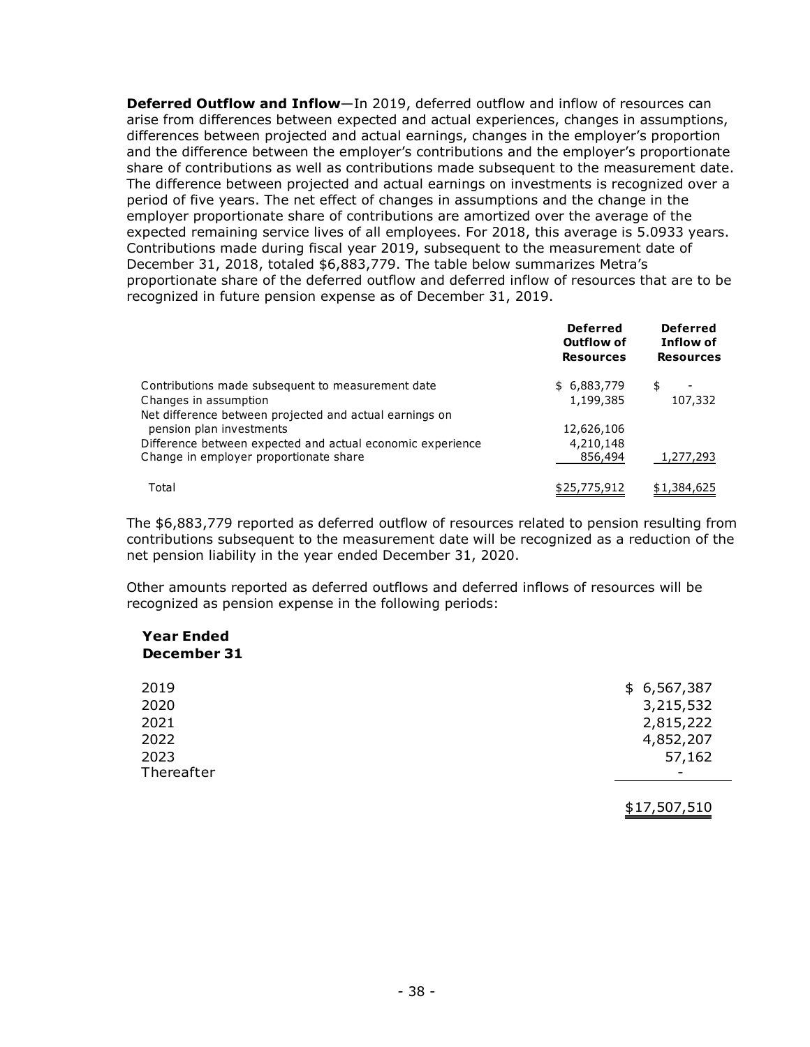**Deferred Outflow and Inflow**—In 2019, deferred outflow and inflow of resources can arise from differences between expected and actual experiences, changes in assumptions, differences between projected and actual earnings, changes in the employer's proportion and the difference between the employer's contributions and the employer's proportionate share of contributions as well as contributions made subsequent to the measurement date. The difference between projected and actual earnings on investments is recognized over a period of five years. The net effect of changes in assumptions and the change in the employer proportionate share of contributions are amortized over the average of the expected remaining service lives of all employees. For 2018, this average is 5.0933 years. Contributions made during fiscal year 2019, subsequent to the measurement date of December 31, 2018, totaled $6,883,779. The table below summarizes Metra's proportionate share of the deferred outflow and deferred inflow of resources that are to be recognized in future pension expense as of December 31, 2019.

| | Deferred Outflow of Resources | Deferred Inflow of Resources |
|---|---|---|
| Contributions made subsequent to measurement date | $ 6,883,779 | $ - |
| Changes in assumption | 1,199,385 | 107,332 |
| Net difference between projected and actual earnings on pension plan investments | 12,626,106 | |
| Difference between expected and actual economic experience | 4,210,148 | |
| Change in employer proportionate share | 856,494 | 1,277,293 |
| Total | $25,775,912 | $1,384,625 |

The $6,883,779 reported as deferred outflow of resources related to pension resulting from contributions subsequent to the measurement date will be recognized as a reduction of the net pension liability in the year ended December 31, 2020.

Other amounts reported as deferred outflows and deferred inflows of resources will be recognized as pension expense in the following periods:

| Year Ended December 31 | |
|---|---|
| 2019 | $ 6,567,387 |
| 2020 | 3,215,532 |
| 2021 | 2,815,222 |
| 2022 | 4,852,207 |
| 2023 | 57,162 |
| Thereafter | - |
| | $17,507,510 |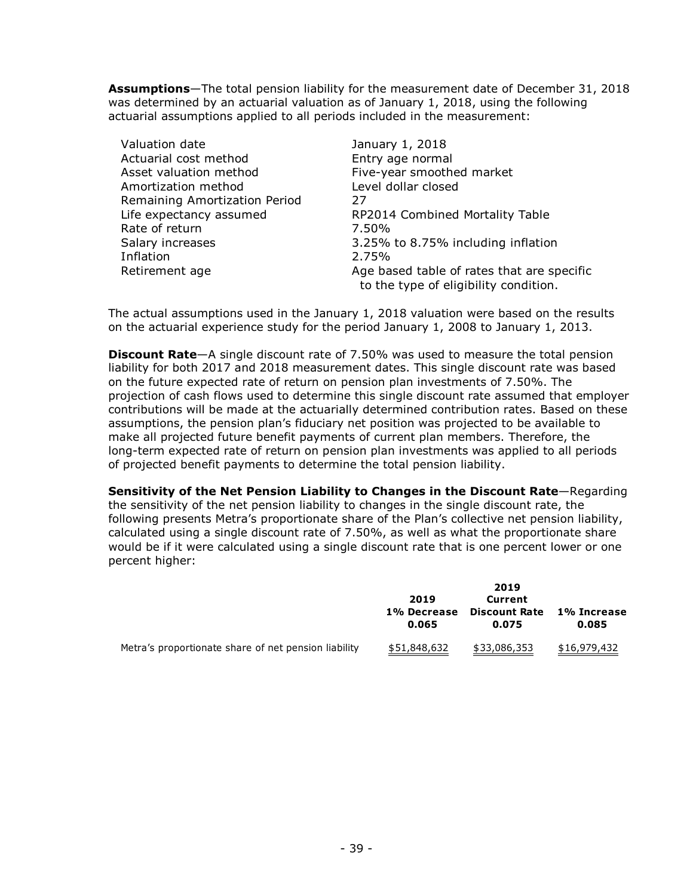**Assumptions**—The total pension liability for the measurement date of December 31, 2018 was determined by an actuarial valuation as of January 1, 2018, using the following actuarial assumptions applied to all periods included in the measurement:

| | |
|---|---|
| Valuation date | January 1, 2018 |
| Actuarial cost method | Entry age normal |
| Asset valuation method | Five-year smoothed market |
| Amortization method | Level dollar closed |
| Remaining Amortization Period | 27 |
| Life expectancy assumed | RP2014 Combined Mortality Table |
| Rate of return | 7.50% |
| Salary increases | 3.25% to 8.75% including inflation |
| Inflation | 2.75% |
| Retirement age | Age based table of rates that are specific to the type of eligibility condition. |

The actual assumptions used in the January 1, 2018 valuation were based on the results on the actuarial experience study for the period January 1, 2008 to January 1, 2013.

**Discount Rate**—A single discount rate of 7.50% was used to measure the total pension liability for both 2017 and 2018 measurement dates. This single discount rate was based on the future expected rate of return on pension plan investments of 7.50%. The projection of cash flows used to determine this single discount rate assumed that employer contributions will be made at the actuarially determined contribution rates. Based on these assumptions, the pension plan's fiduciary net position was projected to be available to make all projected future benefit payments of current plan members. Therefore, the long-term expected rate of return on pension plan investments was applied to all periods of projected benefit payments to determine the total pension liability.

**Sensitivity of the Net Pension Liability to Changes in the Discount Rate**—Regarding the sensitivity of the net pension liability to changes in the single discount rate, the following presents Metra's proportionate share of the Plan's collective net pension liability, calculated using a single discount rate of 7.50%, as well as what the proportionate share would be if it were calculated using a single discount rate that is one percent lower or one percent higher:

| | 2019 1% Decrease 0.065 | 2019 Current Discount Rate 0.075 | 1% Increase 0.085 |
|---|---|---|---|
| Metra's proportionate share of net pension liability | $51,848,632 | $33,086,353 | $16,979,432 |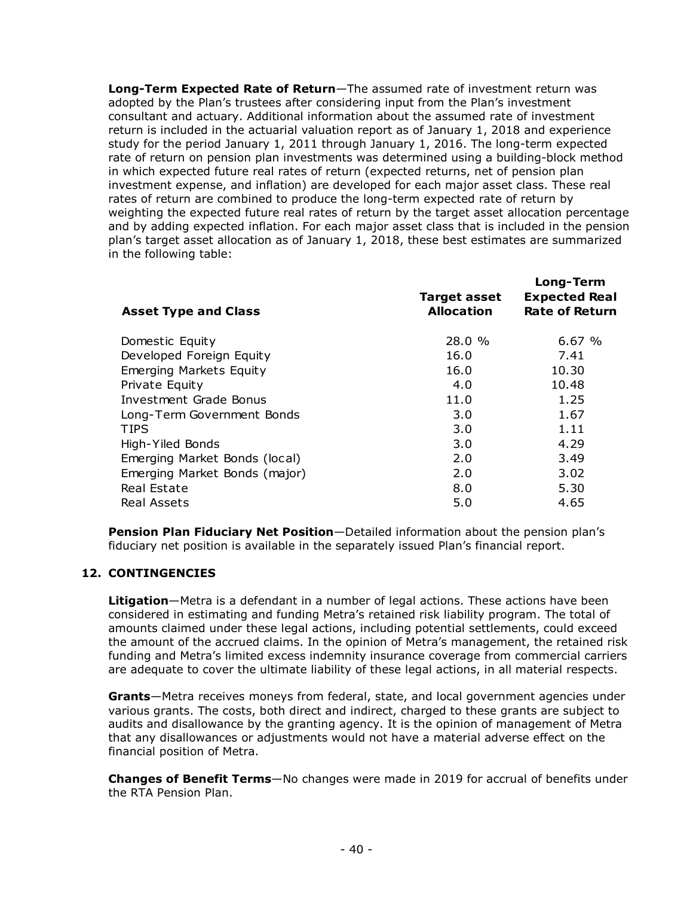**Long-Term Expected Rate of Return**—The assumed rate of investment return was adopted by the Plan's trustees after considering input from the Plan's investment consultant and actuary. Additional information about the assumed rate of investment return is included in the actuarial valuation report as of January 1, 2018 and experience study for the period January 1, 2011 through January 1, 2016. The long-term expected rate of return on pension plan investments was determined using a building-block method in which expected future real rates of return (expected returns, net of pension plan investment expense, and inflation) are developed for each major asset class. These real rates of return are combined to produce the long-term expected rate of return by weighting the expected future real rates of return by the target asset allocation percentage and by adding expected inflation. For each major asset class that is included in the pension plan's target asset allocation as of January 1, 2018, these best estimates are summarized in the following table:

| Asset Type and Class | Target asset Allocation | Long-Term Expected Real Rate of Return |
|---|---|---|
| Domestic Equity | 28.0 % | 6.67 % |
| Developed Foreign Equity | 16.0 | 7.41 |
| Emerging Markets Equity | 16.0 | 10.30 |
| Private Equity | 4.0 | 10.48 |
| Investment Grade Bonus | 11.0 | 1.25 |
| Long-Term Government Bonds | 3.0 | 1.67 |
| TIPS | 3.0 | 1.11 |
| High-Yiled Bonds | 3.0 | 4.29 |
| Emerging Market Bonds (local) | 2.0 | 3.49 |
| Emerging Market Bonds (major) | 2.0 | 3.02 |
| Real Estate | 8.0 | 5.30 |
| Real Assets | 5.0 | 4.65 |

**Pension Plan Fiduciary Net Position**—Detailed information about the pension plan's fiduciary net position is available in the separately issued Plan's financial report.

## 12. CONTINGENCIES

**Litigation**—Metra is a defendant in a number of legal actions. These actions have been considered in estimating and funding Metra's retained risk liability program. The total of amounts claimed under these legal actions, including potential settlements, could exceed the amount of the accrued claims. In the opinion of Metra's management, the retained risk funding and Metra's limited excess indemnity insurance coverage from commercial carriers are adequate to cover the ultimate liability of these legal actions, in all material respects.

**Grants**—Metra receives moneys from federal, state, and local government agencies under various grants. The costs, both direct and indirect, charged to these grants are subject to audits and disallowance by the granting agency. It is the opinion of management of Metra that any disallowances or adjustments would not have a material adverse effect on the financial position of Metra.

**Changes of Benefit Terms**—No changes were made in 2019 for accrual of benefits under the RTA Pension Plan.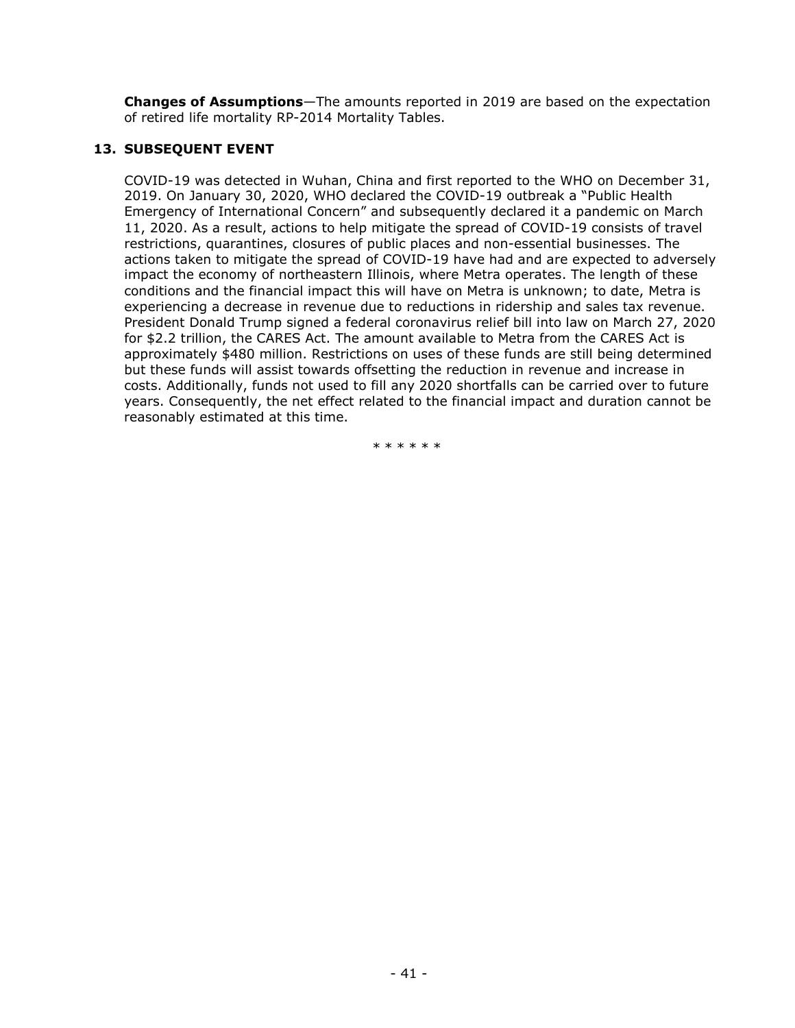**Changes of Assumptions**—The amounts reported in 2019 are based on the expectation of retired life mortality RP-2014 Mortality Tables.

## 13. SUBSEQUENT EVENT

COVID-19 was detected in Wuhan, China and first reported to the WHO on December 31, 2019. On January 30, 2020, WHO declared the COVID-19 outbreak a "Public Health Emergency of International Concern" and subsequently declared it a pandemic on March 11, 2020. As a result, actions to help mitigate the spread of COVID-19 consists of travel restrictions, quarantines, closures of public places and non-essential businesses. The actions taken to mitigate the spread of COVID-19 have had and are expected to adversely impact the economy of northeastern Illinois, where Metra operates. The length of these conditions and the financial impact this will have on Metra is unknown; to date, Metra is experiencing a decrease in revenue due to reductions in ridership and sales tax revenue. President Donald Trump signed a federal coronavirus relief bill into law on March 27, 2020 for $2.2 trillion, the CARES Act. The amount available to Metra from the CARES Act is approximately $480 million. Restrictions on uses of these funds are still being determined but these funds will assist towards offsetting the reduction in revenue and increase in costs. Additionally, funds not used to fill any 2020 shortfalls can be carried over to future years. Consequently, the net effect related to the financial impact and duration cannot be reasonably estimated at this time.

* * * * * *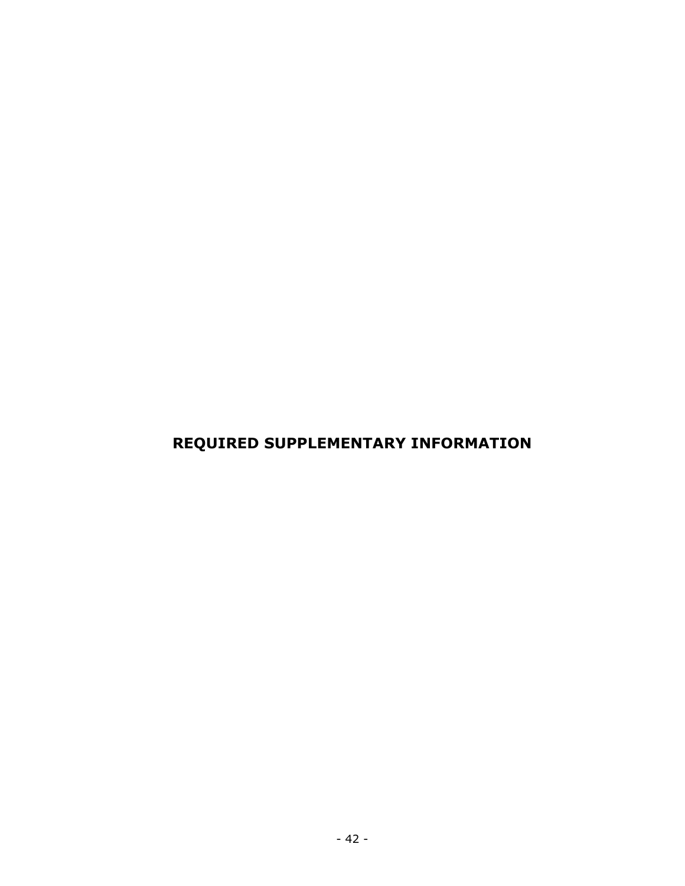# REQUIRED SUPPLEMENTARY INFORMATION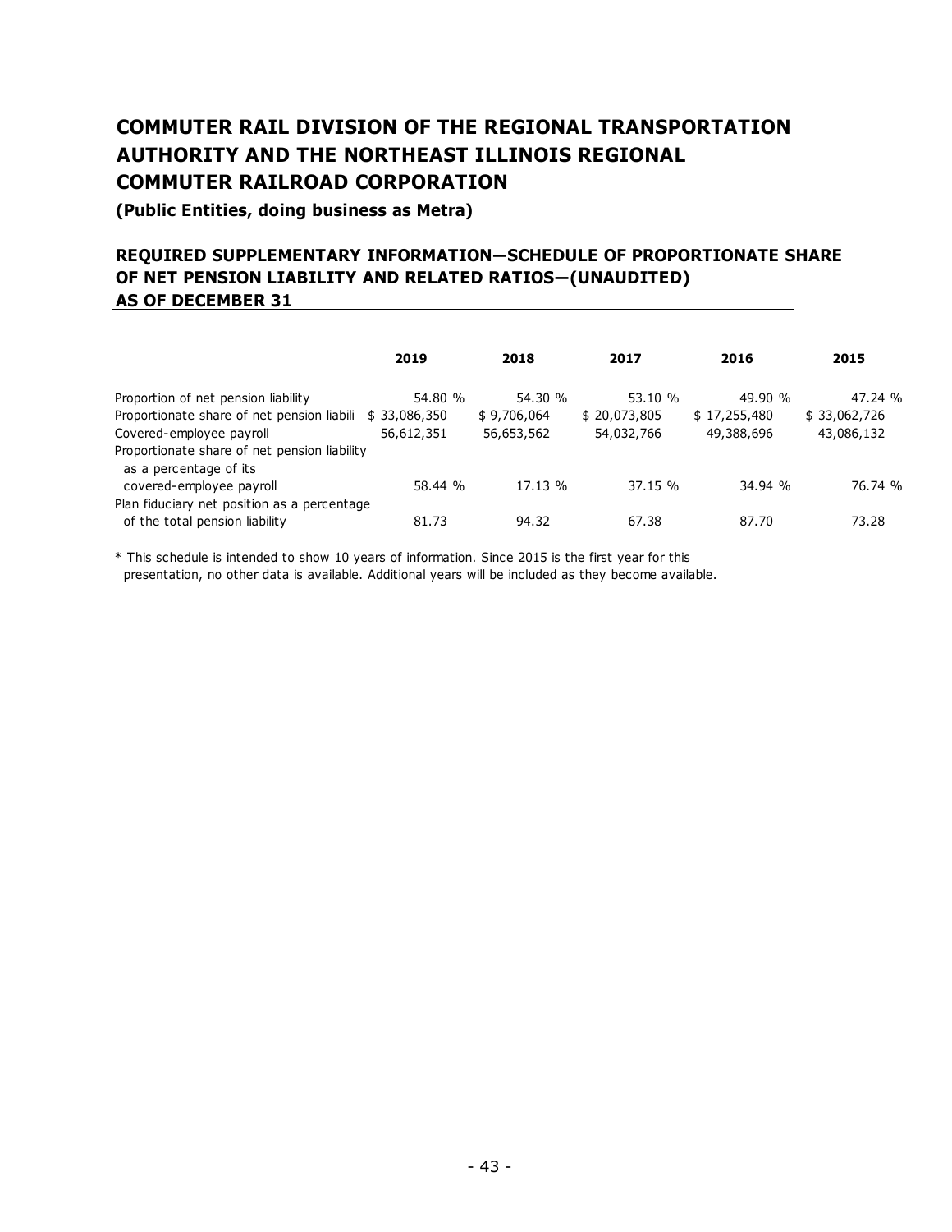# COMMUTER RAIL DIVISION OF THE REGIONAL TRANSPORTATION AUTHORITY AND THE NORTHEAST ILLINOIS REGIONAL COMMUTER RAILROAD CORPORATION

**(Public Entities, doing business as Metra)**

## REQUIRED SUPPLEMENTARY INFORMATION—SCHEDULE OF PROPORTIONATE SHARE OF NET PENSION LIABILITY AND RELATED RATIOS—(UNAUDITED) AS OF DECEMBER 31

| | 2019 | 2018 | 2017 | 2016 | 2015 |
|---|---|---|---|---|---|
| Proportion of net pension liability | 54.80 % | 54.30 % | 53.10 % | 49.90 % | 47.24 % |
| Proportionate share of net pension liabili | $ 33,086,350 | $ 9,706,064 | $ 20,073,805 | $ 17,255,480 | $ 33,062,726 |
| Covered-employee payroll | 56,612,351 | 56,653,562 | 54,032,766 | 49,388,696 | 43,086,132 |
| Proportionate share of net pension liability as a percentage of its covered-employee payroll | 58.44 % | 17.13 % | 37.15 % | 34.94 % | 76.74 % |
| Plan fiduciary net position as a percentage of the total pension liability | 81.73 | 94.32 | 67.38 | 87.70 | 73.28 |

* This schedule is intended to show 10 years of information. Since 2015 is the first year for this presentation, no other data is available. Additional years will be included as they become available.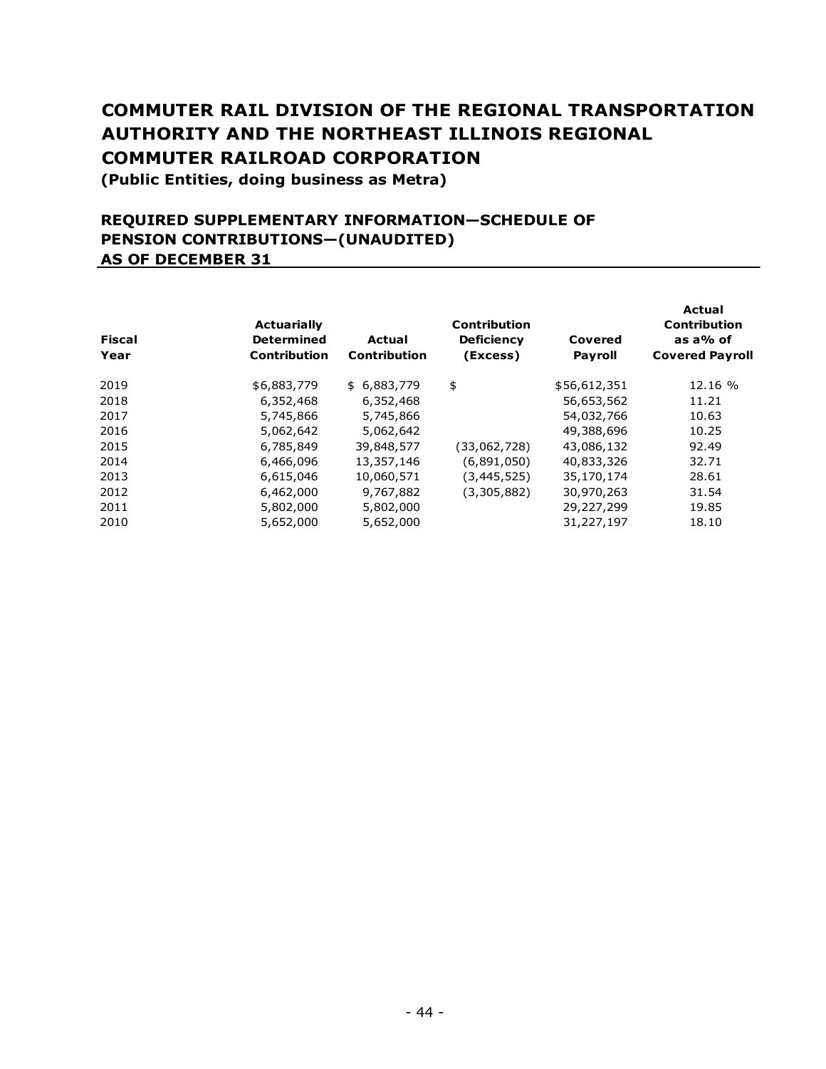# COMMUTER RAIL DIVISION OF THE REGIONAL TRANSPORTATION AUTHORITY AND THE NORTHEAST ILLINOIS REGIONAL COMMUTER RAILROAD CORPORATION

**(Public Entities, doing business as Metra)**

## REQUIRED SUPPLEMENTARY INFORMATION—SCHEDULE OF PENSION CONTRIBUTIONS—(UNAUDITED) AS OF DECEMBER 31

| Fiscal Year | Actuarially Determined Contribution | Actual Contribution | Contribution Deficiency (Excess) | Covered Payroll | Actual Contribution as a% of Covered Payroll |
|---|---|---|---|---|---|
| 2019 | $6,883,779 | $ 6,883,779 | $ | $56,612,351 | 12.16 % |
| 2018 | 6,352,468 | 6,352,468 | | 56,653,562 | 11.21 |
| 2017 | 5,745,866 | 5,745,866 | | 54,032,766 | 10.63 |
| 2016 | 5,062,642 | 5,062,642 | | 49,388,696 | 10.25 |
| 2015 | 6,785,849 | 39,848,577 | (33,062,728) | 43,086,132 | 92.49 |
| 2014 | 6,466,096 | 13,357,146 | (6,891,050) | 40,833,326 | 32.71 |
| 2013 | 6,615,046 | 10,060,571 | (3,445,525) | 35,170,174 | 28.61 |
| 2012 | 6,462,000 | 9,767,882 | (3,305,882) | 30,970,263 | 31.54 |
| 2011 | 5,802,000 | 5,802,000 | | 29,227,299 | 19.85 |
| 2010 | 5,652,000 | 5,652,000 | | 31,227,197 | 18.10 |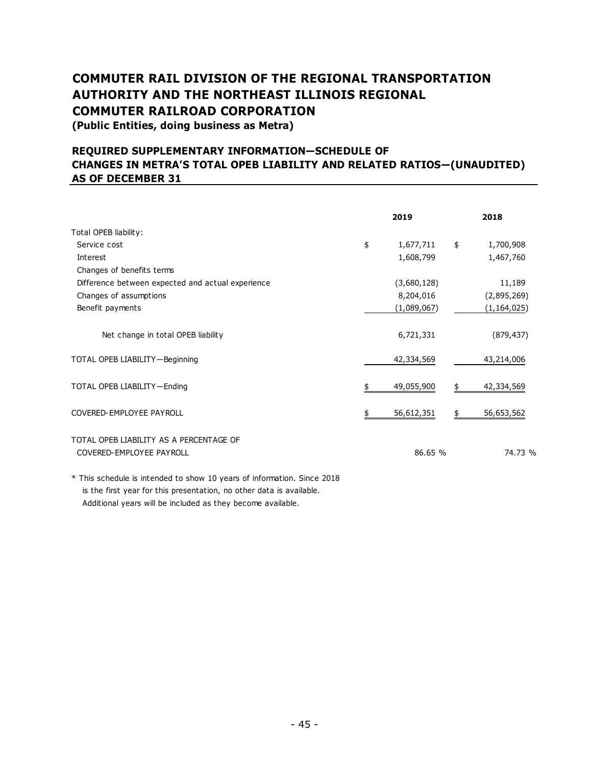# COMMUTER RAIL DIVISION OF THE REGIONAL TRANSPORTATION AUTHORITY AND THE NORTHEAST ILLINOIS REGIONAL COMMUTER RAILROAD CORPORATION

**(Public Entities, doing business as Metra)**

## REQUIRED SUPPLEMENTARY INFORMATION—SCHEDULE OF CHANGES IN METRA'S TOTAL OPEB LIABILITY AND RELATED RATIOS—(UNAUDITED) AS OF DECEMBER 31

| | 2019 | 2018 |
|---|---|---|
| Total OPEB liability: | | |
| Service cost | $ 1,677,711 | $ 1,700,908 |
| Interest | 1,608,799 | 1,467,760 |
| Changes of benefits terms | | |
| Difference between expected and actual experience | (3,680,128) | 11,189 |
| Changes of assumptions | 8,204,016 | (2,895,269) |
| Benefit payments | (1,089,067) | (1,164,025) |
| Net change in total OPEB liability | 6,721,331 | (879,437) |
| TOTAL OPEB LIABILITY—Beginning | 42,334,569 | 43,214,006 |
| TOTAL OPEB LIABILITY—Ending | $ 49,055,900 | $ 42,334,569 |
| COVERED-EMPLOYEE PAYROLL | $ 56,612,351 | $ 56,653,562 |
| TOTAL OPEB LIABILITY AS A PERCENTAGE OF COVERED-EMPLOYEE PAYROLL | 86.65 % | 74.73 % |

* This schedule is intended to show 10 years of information. Since 2018 is the first year for this presentation, no other data is available. Additional years will be included as they become available.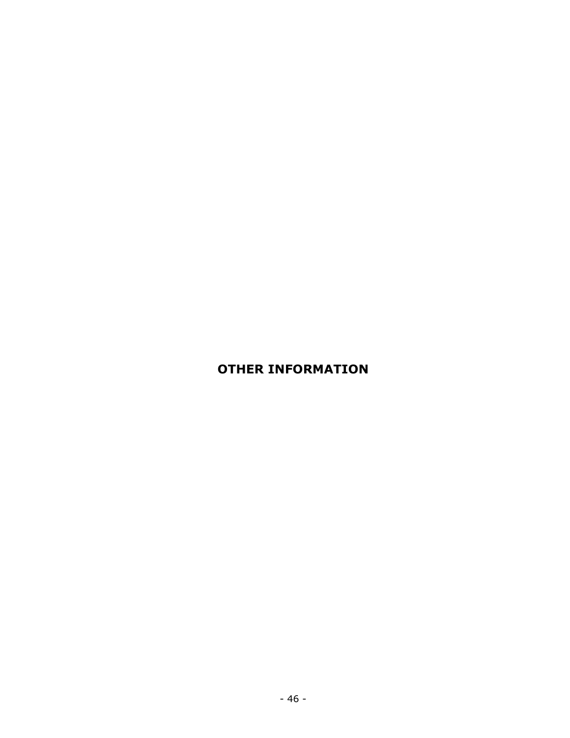# OTHER INFORMATION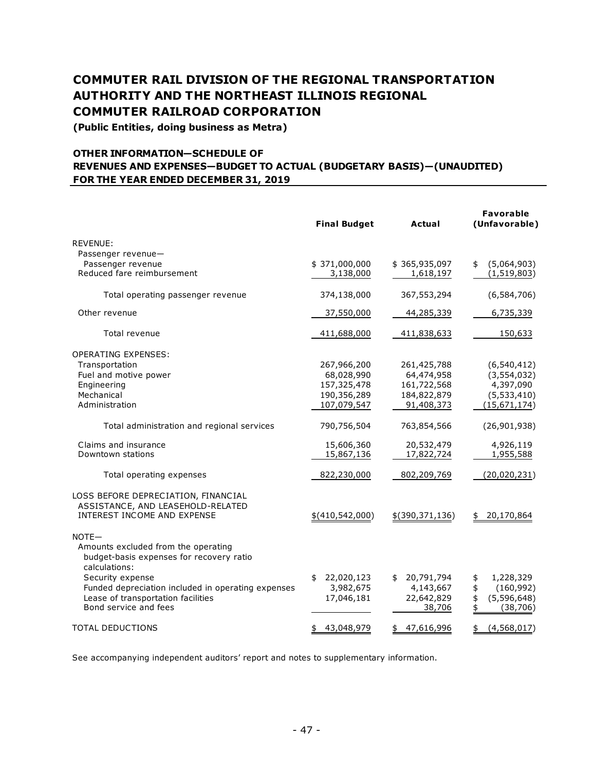# COMMUTER RAIL DIVISION OF THE REGIONAL TRANSPORTATION AUTHORITY AND THE NORTHEAST ILLINOIS REGIONAL COMMUTER RAILROAD CORPORATION

**(Public Entities, doing business as Metra)**

## OTHER INFORMATION—SCHEDULE OF REVENUES AND EXPENSES—BUDGET TO ACTUAL (BUDGETARY BASIS)—(UNAUDITED) FOR THE YEAR ENDED DECEMBER 31, 2019

| | Final Budget | Actual | Favorable (Unfavorable) |
|---|---|---|---|
| REVENUE: | | | |
| Passenger revenue— | | | |
| Passenger revenue | $ 371,000,000 | $ 365,935,097 | $ (5,064,903) |
| Reduced fare reimbursement | 3,138,000 | 1,618,197 | (1,519,803) |
| Total operating passenger revenue | 374,138,000 | 367,553,294 | (6,584,706) |
| Other revenue | 37,550,000 | 44,285,339 | 6,735,339 |
| Total revenue | 411,688,000 | 411,838,633 | 150,633 |
| OPERATING EXPENSES: | | | |
| Transportation | 267,966,200 | 261,425,788 | (6,540,412) |
| Fuel and motive power | 68,028,990 | 64,474,958 | (3,554,032) |
| Engineering | 157,325,478 | 161,722,568 | 4,397,090 |
| Mechanical | 190,356,289 | 184,822,879 | (5,533,410) |
| Administration | 107,079,547 | 91,408,373 | (15,671,174) |
| Total administration and regional services | 790,756,504 | 763,854,566 | (26,901,938) |
| Claims and insurance | 15,606,360 | 20,532,479 | 4,926,119 |
| Downtown stations | 15,867,136 | 17,822,724 | 1,955,588 |
| Total operating expenses | 822,230,000 | 802,209,769 | (20,020,231) |
| LOSS BEFORE DEPRECIATION, FINANCIAL ASSISTANCE, AND LEASEHOLD-RELATED INTEREST INCOME AND EXPENSE | $(410,542,000) | $(390,371,136) | $ 20,170,864 |
| NOTE— | | | |
| Amounts excluded from the operating budget-basis expenses for recovery ratio calculations: | | | |
| Security expense | $ 22,020,123 | $ 20,791,794 | $ 1,228,329 |
| Funded depreciation included in operating expenses | 3,982,675 | 4,143,667 | $ (160,992) |
| Lease of transportation facilities | 17,046,181 | 22,642,829 | $ (5,596,648) |
| Bond service and fees | | 38,706 | $ (38,706) |
| TOTAL DEDUCTIONS | $ 43,048,979 | $ 47,616,996 | $ (4,568,017) |

See accompanying independent auditors' report and notes to supplementary information.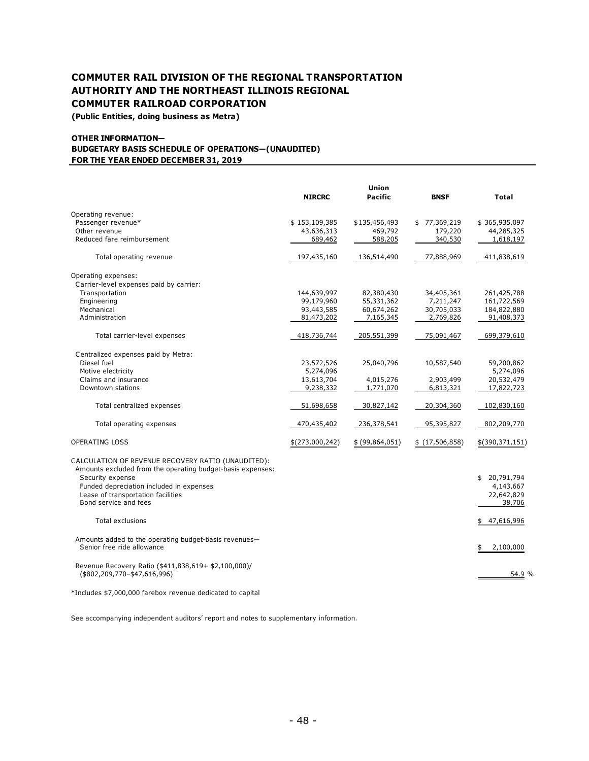# COMMUTER RAIL DIVISION OF THE REGIONAL TRANSPORTATION AUTHORITY AND THE NORTHEAST ILLINOIS REGIONAL COMMUTER RAILROAD CORPORATION

**(Public Entities, doing business as Metra)**

**OTHER INFORMATION—**
**BUDGETARY BASIS SCHEDULE OF OPERATIONS—(UNAUDITED)**
**FOR THE YEAR ENDED DECEMBER 31, 2019**

| | NIRCRC | Union Pacific | BNSF | Total |
|---|---|---|---|---|
| Operating revenue: | | | | |
| Passenger revenue* | $ 153,109,385 | $135,456,493 | $ 77,369,219 | $ 365,935,097 |
| Other revenue | 43,636,313 | 469,792 | 179,220 | 44,285,325 |
| Reduced fare reimbursement | 689,462 | 588,205 | 340,530 | 1,618,197 |
| Total operating revenue | 197,435,160 | 136,514,490 | 77,888,969 | 411,838,619 |
| Operating expenses: | | | | |
| Carrier-level expenses paid by carrier: | | | | |
| Transportation | 144,639,997 | 82,380,430 | 34,405,361 | 261,425,788 |
| Engineering | 99,179,960 | 55,331,362 | 7,211,247 | 161,722,569 |
| Mechanical | 93,443,585 | 60,674,262 | 30,705,033 | 184,822,880 |
| Administration | 81,473,202 | 7,165,345 | 2,769,826 | 91,408,373 |
| Total carrier-level expenses | 418,736,744 | 205,551,399 | 75,091,467 | 699,379,610 |
| Centralized expenses paid by Metra: | | | | |
| Diesel fuel | 23,572,526 | 25,040,796 | 10,587,540 | 59,200,862 |
| Motive electricity | 5,274,096 | | | 5,274,096 |
| Claims and insurance | 13,613,704 | 4,015,276 | 2,903,499 | 20,532,479 |
| Downtown stations | 9,238,332 | 1,771,070 | 6,813,321 | 17,822,723 |
| Total centralized expenses | 51,698,658 | 30,827,142 | 20,304,360 | 102,830,160 |
| Total operating expenses | 470,435,402 | 236,378,541 | 95,395,827 | 802,209,770 |
| OPERATING LOSS | $(273,000,242) | $ (99,864,051) | $ (17,506,858) | $(390,371,151) |
| CALCULATION OF REVENUE RECOVERY RATIO (UNAUDITED): | | | | |
| Amounts excluded from the operating budget-basis expenses: | | | | |
| Security expense | | | | $ 20,791,794 |
| Funded depreciation included in expenses | | | | 4,143,667 |
| Lease of transportation facilities | | | | 22,642,829 |
| Bond service and fees | | | | 38,706 |
| Total exclusions | | | | $ 47,616,996 |
| Amounts added to the operating budget-basis revenues— Senior free ride allowance | | | | $ 2,100,000 |
| Revenue Recovery Ratio ($411,838,619+ $2,100,000)/ ($802,209,770–$47,616,996) | | | | 54.9 % |

*Includes $7,000,000 farebox revenue dedicated to capital

See accompanying independent auditors' report and notes to supplementary information.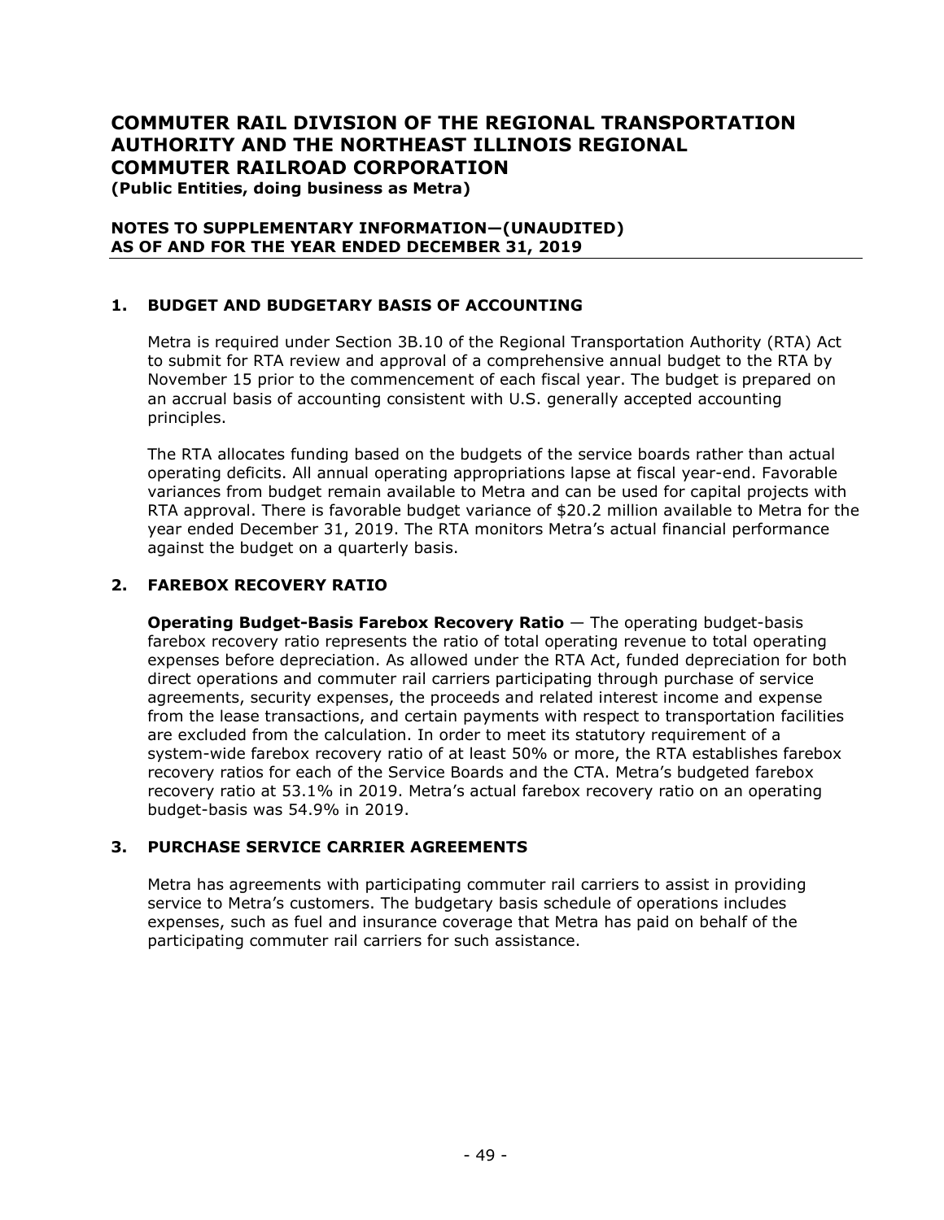# COMMUTER RAIL DIVISION OF THE REGIONAL TRANSPORTATION AUTHORITY AND THE NORTHEAST ILLINOIS REGIONAL COMMUTER RAILROAD CORPORATION

**(Public Entities, doing business as Metra)**

## NOTES TO SUPPLEMENTARY INFORMATION—(UNAUDITED) AS OF AND FOR THE YEAR ENDED DECEMBER 31, 2019

### 1. BUDGET AND BUDGETARY BASIS OF ACCOUNTING

Metra is required under Section 3B.10 of the Regional Transportation Authority (RTA) Act to submit for RTA review and approval of a comprehensive annual budget to the RTA by November 15 prior to the commencement of each fiscal year. The budget is prepared on an accrual basis of accounting consistent with U.S. generally accepted accounting principles.

The RTA allocates funding based on the budgets of the service boards rather than actual operating deficits. All annual operating appropriations lapse at fiscal year-end. Favorable variances from budget remain available to Metra and can be used for capital projects with RTA approval. There is favorable budget variance of $20.2 million available to Metra for the year ended December 31, 2019. The RTA monitors Metra's actual financial performance against the budget on a quarterly basis.

### 2. FAREBOX RECOVERY RATIO

**Operating Budget-Basis Farebox Recovery Ratio** — The operating budget-basis farebox recovery ratio represents the ratio of total operating revenue to total operating expenses before depreciation. As allowed under the RTA Act, funded depreciation for both direct operations and commuter rail carriers participating through purchase of service agreements, security expenses, the proceeds and related interest income and expense from the lease transactions, and certain payments with respect to transportation facilities are excluded from the calculation. In order to meet its statutory requirement of a system-wide farebox recovery ratio of at least 50% or more, the RTA establishes farebox recovery ratios for each of the Service Boards and the CTA. Metra's budgeted farebox recovery ratio at 53.1% in 2019. Metra's actual farebox recovery ratio on an operating budget-basis was 54.9% in 2019.

### 3. PURCHASE SERVICE CARRIER AGREEMENTS

Metra has agreements with participating commuter rail carriers to assist in providing service to Metra's customers. The budgetary basis schedule of operations includes expenses, such as fuel and insurance coverage that Metra has paid on behalf of the participating commuter rail carriers for such assistance.